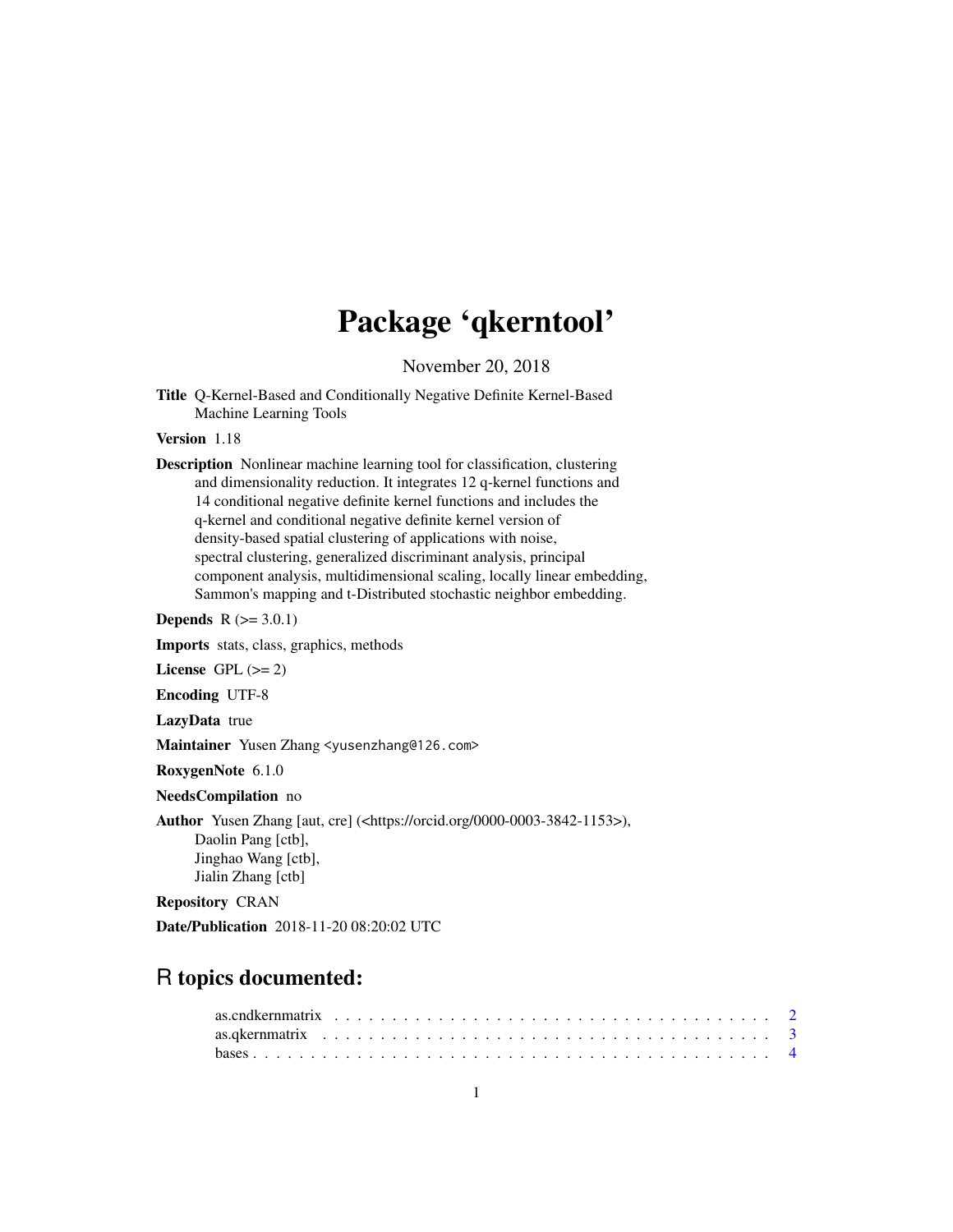# Package 'qkerntool'

November 20, 2018

**Title** Q-Kernel-Based and Conditionally Negative Definite Kernel-Based Machine Learning Tools

**Version** 1.18

**Description** Nonlinear machine learning tool for classification, clustering and dimensionality reduction. It integrates 12 q-kernel functions and 14 conditional negative definite kernel functions and includes the q-kernel and conditional negative definite kernel version of density-based spatial clustering of applications with noise, spectral clustering, generalized discriminant analysis, principal component analysis, multidimensional scaling, locally linear embedding, Sammon's mapping and t-Distributed stochastic neighbor embedding.

**Depends** R (>= 3.0.1)

**Imports** stats, class, graphics, methods

**License** GPL (>= 2)

**Encoding** UTF-8

**LazyData** true

**Maintainer** Yusen Zhang <yusenzhang@126.com>

**RoxygenNote** 6.1.0

**NeedsCompilation** no

**Author** Yusen Zhang [aut, cre] (<https://orcid.org/0000-0003-3842-1153>), Daolin Pang [ctb], Jinghao Wang [ctb], Jialin Zhang [ctb]

**Repository** CRAN

**Date/Publication** 2018-11-20 08:20:02 UTC

## R topics documented:

as.cndkernmatrix . . . . . . . . . . . . . . . . . . . . . . . . . . . . . . . . . . . . 2
as.qkernmatrix . . . . . . . . . . . . . . . . . . . . . . . . . . . . . . . . . . . . . 3
bases . . . . . . . . . . . . . . . . . . . . . . . . . . . . . . . . . . . . . . . . . . 4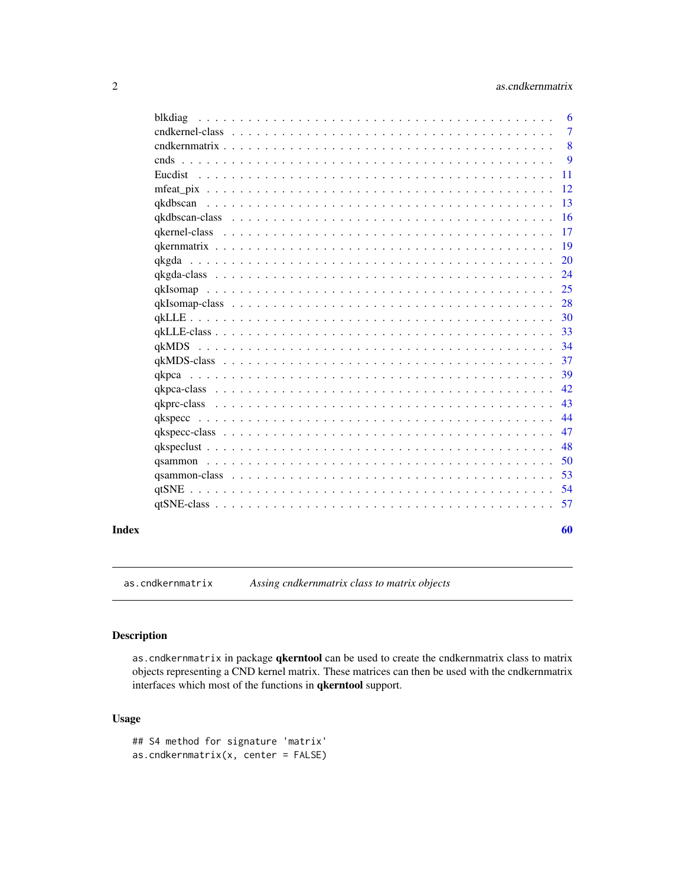blkdiag . . . . . . . . . . . . . . . . . . . . . . . . . . . . . . . . . . . . . . . 6
cndkernel-class . . . . . . . . . . . . . . . . . . . . . . . . . . . . . . . . . . . 7
cndkernmatrix . . . . . . . . . . . . . . . . . . . . . . . . . . . . . . . . . . . . 8
cnds . . . . . . . . . . . . . . . . . . . . . . . . . . . . . . . . . . . . . . . . . 9
Eucdist . . . . . . . . . . . . . . . . . . . . . . . . . . . . . . . . . . . . . . . 11
mfeat_pix . . . . . . . . . . . . . . . . . . . . . . . . . . . . . . . . . . . . . . 12
qkdbscan . . . . . . . . . . . . . . . . . . . . . . . . . . . . . . . . . . . . . . 13
qkdbscan-class . . . . . . . . . . . . . . . . . . . . . . . . . . . . . . . . . . . 16
qkernel-class . . . . . . . . . . . . . . . . . . . . . . . . . . . . . . . . . . . . 17
qkernmatrix . . . . . . . . . . . . . . . . . . . . . . . . . . . . . . . . . . . . . 19
qkgda . . . . . . . . . . . . . . . . . . . . . . . . . . . . . . . . . . . . . . . . 20
qkgda-class . . . . . . . . . . . . . . . . . . . . . . . . . . . . . . . . . . . . . 24
qkIsomap . . . . . . . . . . . . . . . . . . . . . . . . . . . . . . . . . . . . . . 25
qkIsomap-class . . . . . . . . . . . . . . . . . . . . . . . . . . . . . . . . . . . 28
qkLLE . . . . . . . . . . . . . . . . . . . . . . . . . . . . . . . . . . . . . . . . 30
qkLLE-class . . . . . . . . . . . . . . . . . . . . . . . . . . . . . . . . . . . . . 33
qkMDS . . . . . . . . . . . . . . . . . . . . . . . . . . . . . . . . . . . . . . . . 34
qkMDS-class . . . . . . . . . . . . . . . . . . . . . . . . . . . . . . . . . . . . . 37
qkpca . . . . . . . . . . . . . . . . . . . . . . . . . . . . . . . . . . . . . . . . 39
qkpca-class . . . . . . . . . . . . . . . . . . . . . . . . . . . . . . . . . . . . . 42
qkprc-class . . . . . . . . . . . . . . . . . . . . . . . . . . . . . . . . . . . . . 43
qkspecc . . . . . . . . . . . . . . . . . . . . . . . . . . . . . . . . . . . . . . . 44
qkspecc-class . . . . . . . . . . . . . . . . . . . . . . . . . . . . . . . . . . . . 47
qkspeclust . . . . . . . . . . . . . . . . . . . . . . . . . . . . . . . . . . . . . . 48
qsammon . . . . . . . . . . . . . . . . . . . . . . . . . . . . . . . . . . . . . . . 50
qsammon-class . . . . . . . . . . . . . . . . . . . . . . . . . . . . . . . . . . . . 53
qtSNE . . . . . . . . . . . . . . . . . . . . . . . . . . . . . . . . . . . . . . . . 54
qtSNE-class . . . . . . . . . . . . . . . . . . . . . . . . . . . . . . . . . . . . . 57

**Index** **60**

---

`as.cndkernmatrix` *Assing cndkernmatrix class to matrix objects*

---

## Description

`as.cndkernmatrix` in package **qkerntool** can be used to create the cndkernmatrix class to matrix objects representing a CND kernel matrix. These matrices can then be used with the cndkernmatrix interfaces which most of the functions in **qkerntool** support.

## Usage

```
## S4 method for signature 'matrix'
as.cndkernmatrix(x, center = FALSE)
```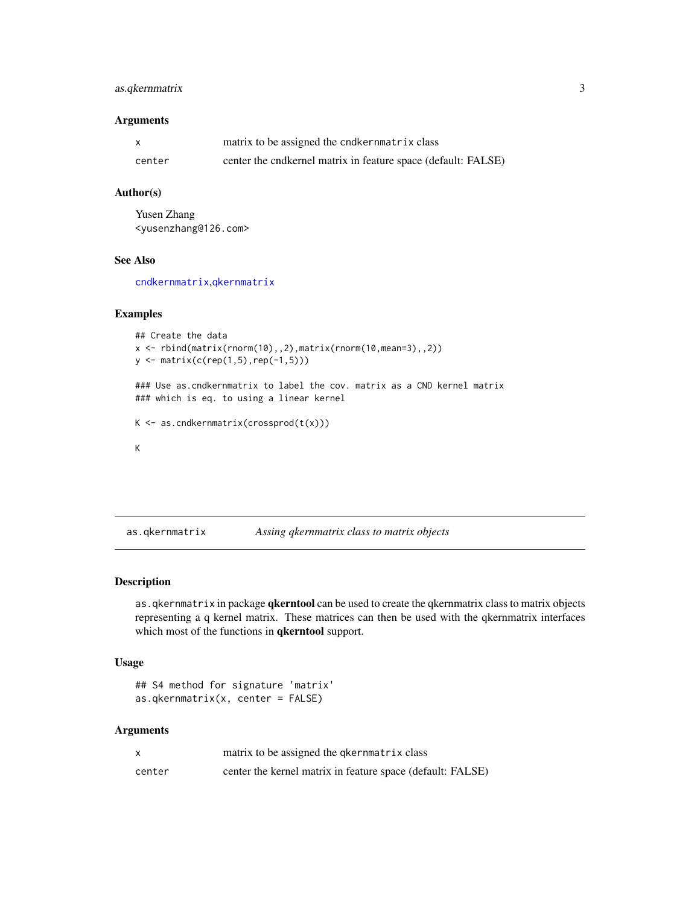### Arguments

| | |
|---|---|
| x | matrix to be assigned the `cndkernmatrix` class |
| center | center the cndkernel matrix in feature space (default: FALSE) |

### Author(s)

Yusen Zhang
<yusenzhang@126.com>

### See Also

`cndkernmatrix`,`qkernmatrix`

### Examples

```
## Create the data
x <- rbind(matrix(rnorm(10),,2),matrix(rnorm(10,mean=3),,2))
y <- matrix(c(rep(1,5),rep(-1,5)))

### Use as.cndkernmatrix to label the cov. matrix as a CND kernel matrix
### which is eq. to using a linear kernel

K <- as.cndkernmatrix(crossprod(t(x)))

K
```

---

## as.qkernmatrix — *Assing qkernmatrix class to matrix objects*

### Description

`as.qkernmatrix` in package **qkerntool** can be used to create the qkernmatrix class to matrix objects representing a q kernel matrix. These matrices can then be used with the qkernmatrix interfaces which most of the functions in **qkerntool** support.

### Usage

```
## S4 method for signature 'matrix'
as.qkernmatrix(x, center = FALSE)
```

### Arguments

| | |
|---|---|
| x | matrix to be assigned the `qkernmatrix` class |
| center | center the kernel matrix in feature space (default: FALSE) |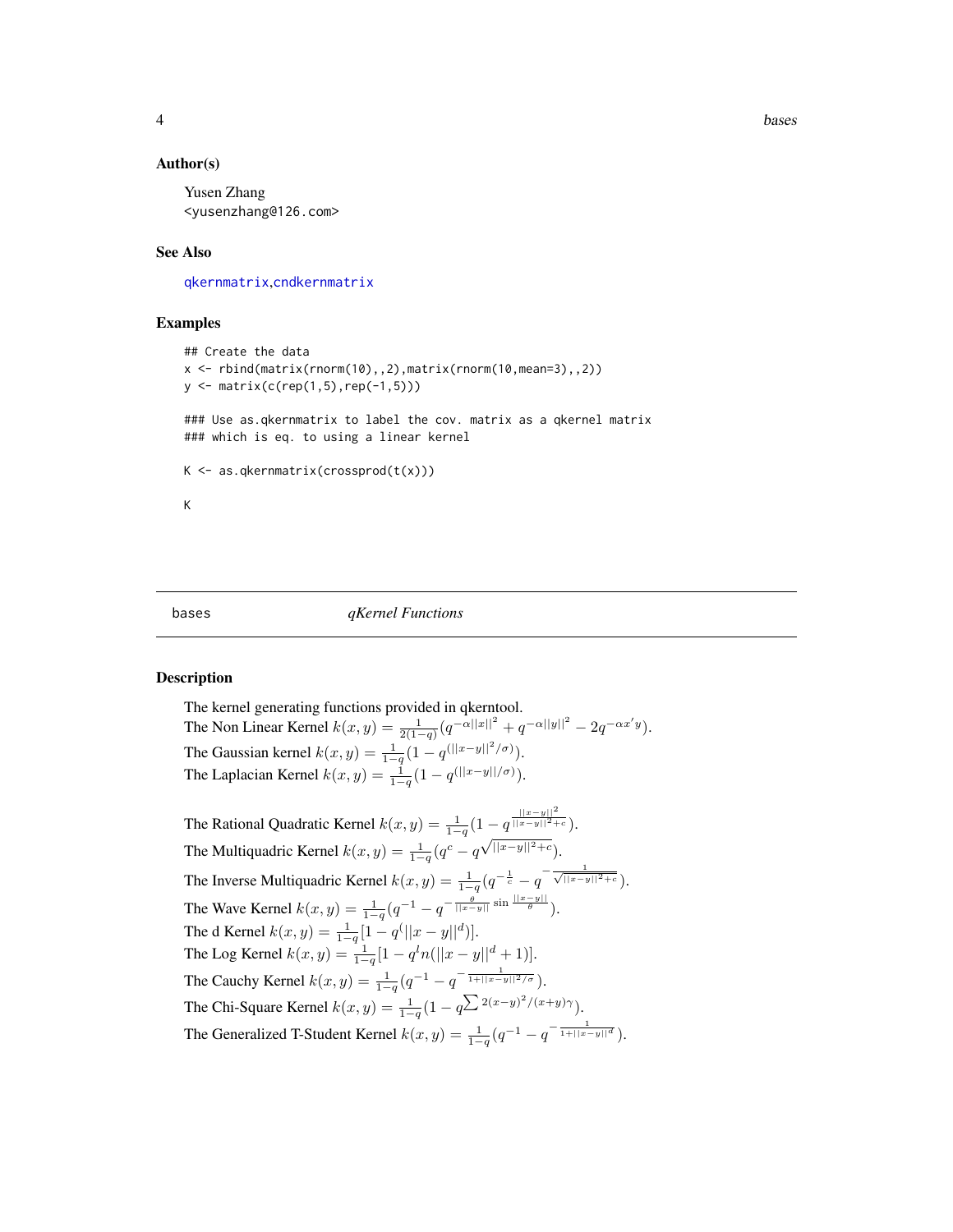### Author(s)

Yusen Zhang
<yusenzhang@126.com>

### See Also

qkernmatrix,cndkernmatrix

### Examples

```
## Create the data
x <- rbind(matrix(rnorm(10),,2),matrix(rnorm(10,mean=3),,2))
y <- matrix(c(rep(1,5),rep(-1,5)))

### Use as.qkernmatrix to label the cov. matrix as a qkernel matrix
### which is eq. to using a linear kernel

K <- as.qkernmatrix(crossprod(t(x)))

K
```

---

## bases — *qKernel Functions*

### Description

The kernel generating functions provided in qkerntool.
The Non Linear Kernel $k(x,y) = \frac{1}{2(1-q)}(q^{-\alpha||x||^2} + q^{-\alpha||y||^2} - 2q^{-\alpha x'y})$.
The Gaussian kernel $k(x,y) = \frac{1}{1-q}(1 - q^{(||x-y||^2/\sigma)})$.
The Laplacian Kernel $k(x,y) = \frac{1}{1-q}(1 - q^{(||x-y||/\sigma)})$.

The Rational Quadratic Kernel $k(x,y) = \frac{1}{1-q}(1 - q^{\frac{||x-y||^2}{||x-y||^2+c}})$.
The Multiquadric Kernel $k(x,y) = \frac{1}{1-q}(q^c - q^{\sqrt{||x-y||^2+c}})$.
The Inverse Multiquadric Kernel $k(x,y) = \frac{1}{1-q}(q^{-\frac{1}{c}} - q^{-\frac{1}{\sqrt{||x-y||^2+c}}})$.
The Wave Kernel $k(x,y) = \frac{1}{1-q}(q^{-1} - q^{-\frac{\theta}{||x-y||}\sin\frac{||x-y||}{\theta}})$.
The d Kernel $k(x,y) = \frac{1}{1-q}[1 - q^(||x-y||^d)]$.
The Log Kernel $k(x,y) = \frac{1}{1-q}[1 - q^l n(||x-y||^d + 1)]$.
The Cauchy Kernel $k(x,y) = \frac{1}{1-q}(q^{-1} - q^{-\frac{1}{1+||x-y||^2/\sigma}})$.
The Chi-Square Kernel $k(x,y) = \frac{1}{1-q}(1 - q^{\sum 2(x-y)^2/(x+y)\gamma})$.
The Generalized T-Student Kernel $k(x,y) = \frac{1}{1-q}(q^{-1} - q^{-\frac{1}{1+||x-y||^d}})$.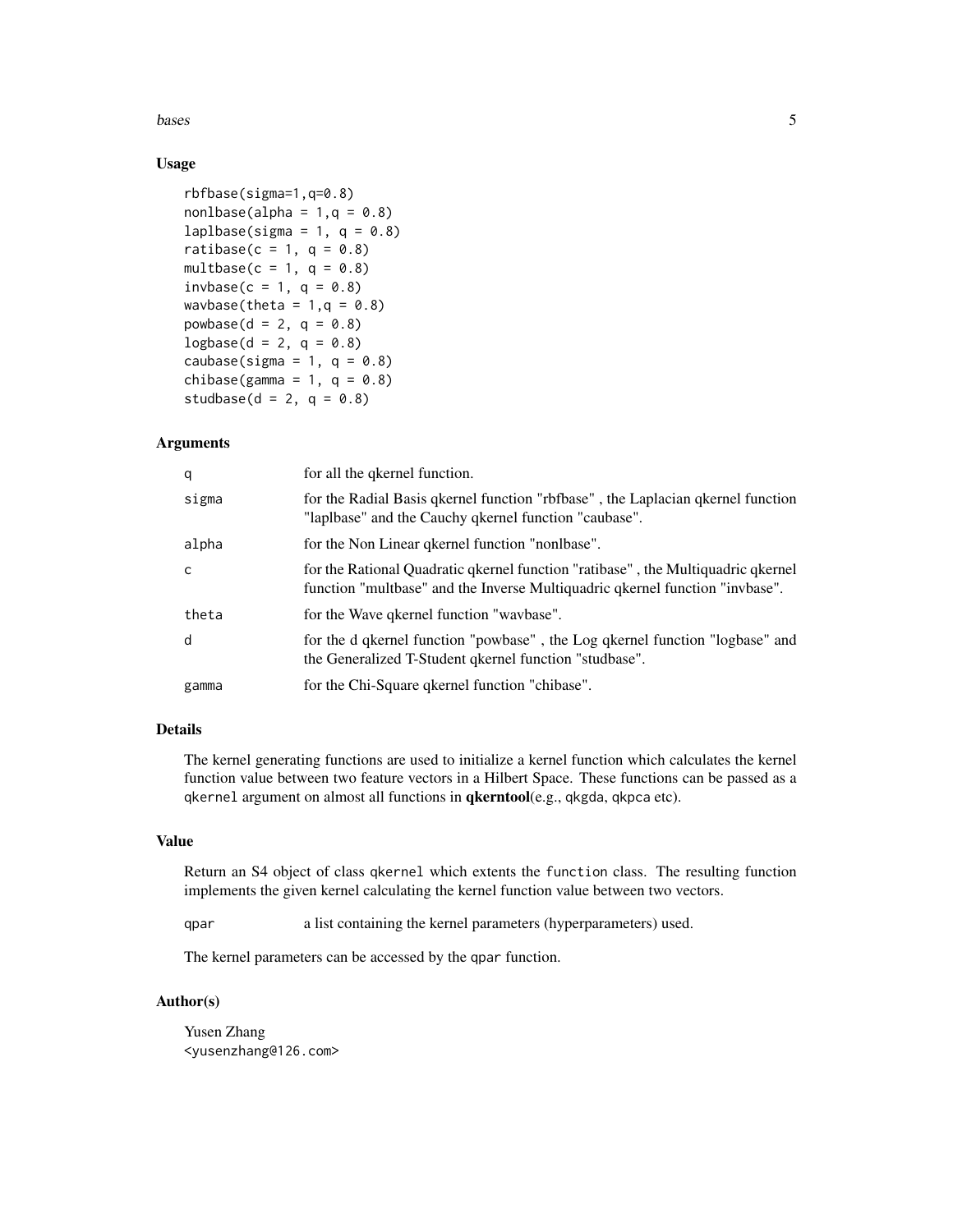## Usage

```
rbfbase(sigma=1,q=0.8)
nonlbase(alpha = 1,q = 0.8)
laplbase(sigma = 1, q = 0.8)
ratibase(c = 1, q = 0.8)
multbase(c = 1, q = 0.8)
invbase(c = 1, q = 0.8)
wavbase(theta = 1,q = 0.8)
powbase(d = 2, q = 0.8)
logbase(d = 2, q = 0.8)
caubase(sigma = 1, q = 0.8)
chibase(gamma = 1, q = 0.8)
studbase(d = 2, q = 0.8)
```

## Arguments

| | |
|---|---|
| q | for all the qkernel function. |
| sigma | for the Radial Basis qkernel function "rbfbase" , the Laplacian qkernel function "laplbase" and the Cauchy qkernel function "caubase". |
| alpha | for the Non Linear qkernel function "nonlbase". |
| c | for the Rational Quadratic qkernel function "ratibase" , the Multiquadric qkernel function "multbase" and the Inverse Multiquadric qkernel function "invbase". |
| theta | for the Wave qkernel function "wavbase". |
| d | for the d qkernel function "powbase" , the Log qkernel function "logbase" and the Generalized T-Student qkernel function "studbase". |
| gamma | for the Chi-Square qkernel function "chibase". |

## Details

The kernel generating functions are used to initialize a kernel function which calculates the kernel function value between two feature vectors in a Hilbert Space. These functions can be passed as a `qkernel` argument on almost all functions in **qkerntool**(e.g., `qkgda`, `qkpca` etc).

## Value

Return an S4 object of class `qkernel` which extents the `function` class. The resulting function implements the given kernel calculating the kernel function value between two vectors.

| | |
|---|---|
| qpar | a list containing the kernel parameters (hyperparameters) used. |

The kernel parameters can be accessed by the `qpar` function.

## Author(s)

Yusen Zhang
<yusenzhang@126.com>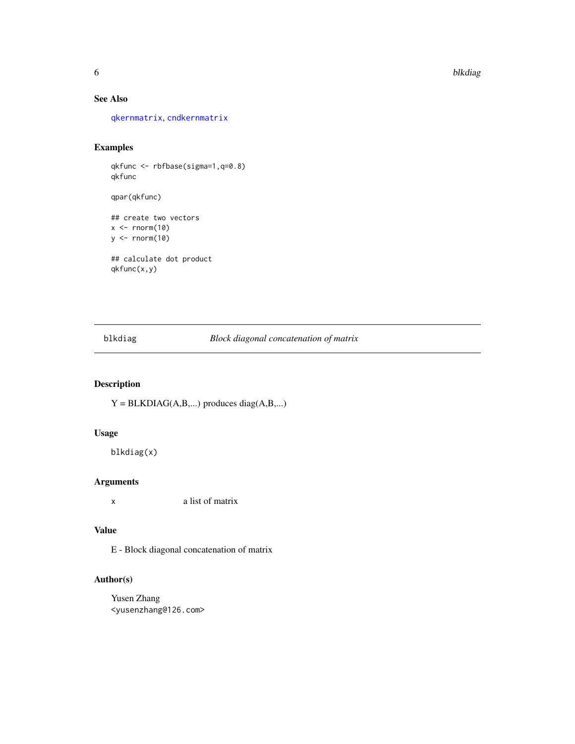## See Also

qkernmatrix, cndkernmatrix

## Examples

```
qkfunc <- rbfbase(sigma=1,q=0.8)
qkfunc

qpar(qkfunc)

## create two vectors
x <- rnorm(10)
y <- rnorm(10)

## calculate dot product
qkfunc(x,y)
```

---

# blkdiag *Block diagonal concatenation of matrix*

---

## Description

Y = BLKDIAG(A,B,...) produces diag(A,B,...)

## Usage

```
blkdiag(x)
```

## Arguments

| | |
|---|---|
| x | a list of matrix |

## Value

E - Block diagonal concatenation of matrix

## Author(s)

Yusen Zhang
<yusenzhang@126.com>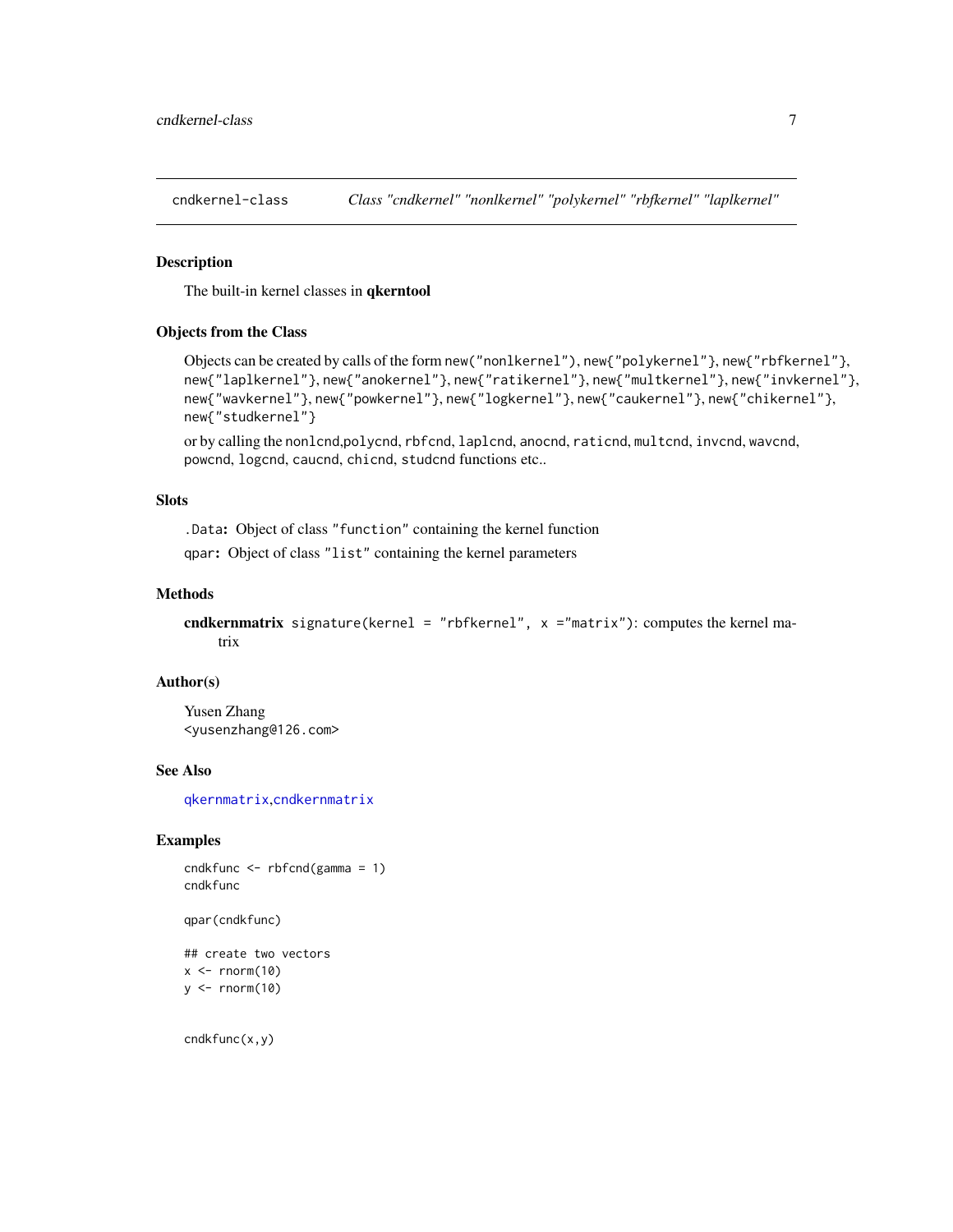cndkernel-class *Class "cndkernel" "nonlkernel" "polykernel" "rbfkernel" "laplkernel"*

## Description

The built-in kernel classes in **qkerntool**

## Objects from the Class

Objects can be created by calls of the form `new("nonlkernel")`, `new{"polykernel"}`, `new{"rbfkernel"}`, `new{"laplkernel"}`, `new{"anokernel"}`, `new{"ratikernel"}`, `new{"multkernel"}`, `new{"invkernel"}`, `new{"wavkernel"}`, `new{"powkernel"}`, `new{"logkernel"}`, `new{"caukernel"}`, `new{"chikernel"}`, `new{"studkernel"}`

or by calling the `nonlcnd`,`polycnd`, `rbfcnd`, `laplcnd`, `anocnd`, `raticnd`, `multcnd`, `invcnd`, `wavcnd`, `powcnd`, `logcnd`, `caucnd`, `chicnd`, `studcnd` functions etc..

## Slots

`.Data`**:** Object of class `"function"` containing the kernel function

`qpar`**:** Object of class `"list"` containing the kernel parameters

## Methods

**cndkernmatrix** `signature(kernel = "rbfkernel", x ="matrix")`: computes the kernel matrix

## Author(s)

Yusen Zhang
`<yusenzhang@126.com>`

## See Also

`qkernmatrix`,`cndkernmatrix`

## Examples

```
cndkfunc <- rbfcnd(gamma = 1)
cndkfunc

qpar(cndkfunc)

## create two vectors
x <- rnorm(10)
y <- rnorm(10)


cndkfunc(x,y)
```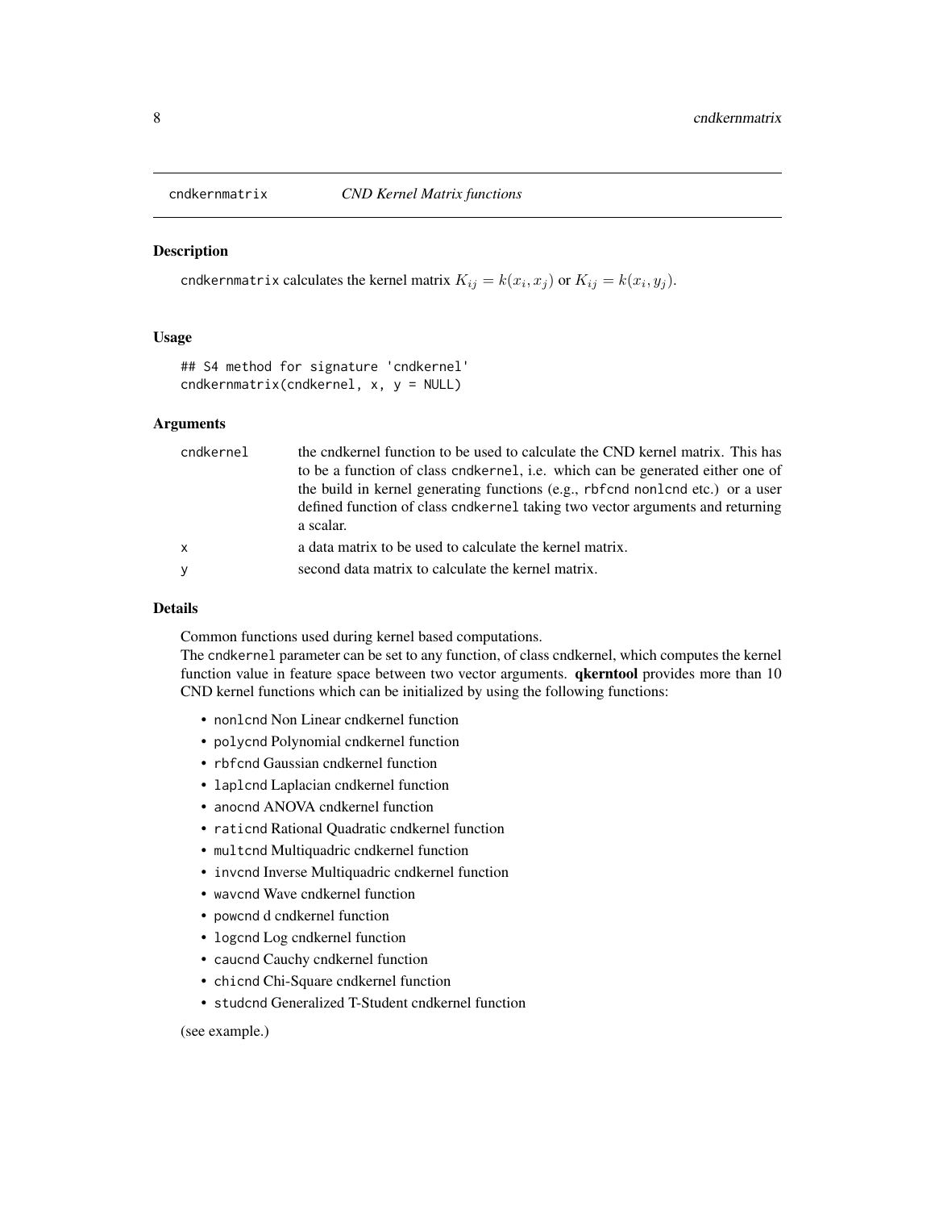# cndkernmatrix — *CND Kernel Matrix functions*

## Description

`cndkernmatrix` calculates the kernel matrix $K_{ij} = k(x_i, x_j)$ or $K_{ij} = k(x_i, y_j)$.

## Usage

```
## S4 method for signature 'cndkernel'
cndkernmatrix(cndkernel, x, y = NULL)
```

## Arguments

| | |
|---|---|
| `cndkernel` | the cndkernel function to be used to calculate the CND kernel matrix. This has to be a function of class `cndkernel`, i.e. which can be generated either one of the build in kernel generating functions (e.g., `rbfcnd` `nonlcnd` etc.) or a user defined function of class `cndkernel` taking two vector arguments and returning a scalar. |
| `x` | a data matrix to be used to calculate the kernel matrix. |
| `y` | second data matrix to calculate the kernel matrix. |

## Details

Common functions used during kernel based computations.
The `cndkernel` parameter can be set to any function, of class cndkernel, which computes the kernel function value in feature space between two vector arguments. **qkerntool** provides more than 10 CND kernel functions which can be initialized by using the following functions:

- `nonlcnd` Non Linear cndkernel function
- `polycnd` Polynomial cndkernel function
- `rbfcnd` Gaussian cndkernel function
- `laplcnd` Laplacian cndkernel function
- `anocnd` ANOVA cndkernel function
- `raticnd` Rational Quadratic cndkernel function
- `multcnd` Multiquadric cndkernel function
- `invcnd` Inverse Multiquadric cndkernel function
- `wavcnd` Wave cndkernel function
- `powcnd` d cndkernel function
- `logcnd` Log cndkernel function
- `caucnd` Cauchy cndkernel function
- `chicnd` Chi-Square cndkernel function
- `studcnd` Generalized T-Student cndkernel function

(see example.)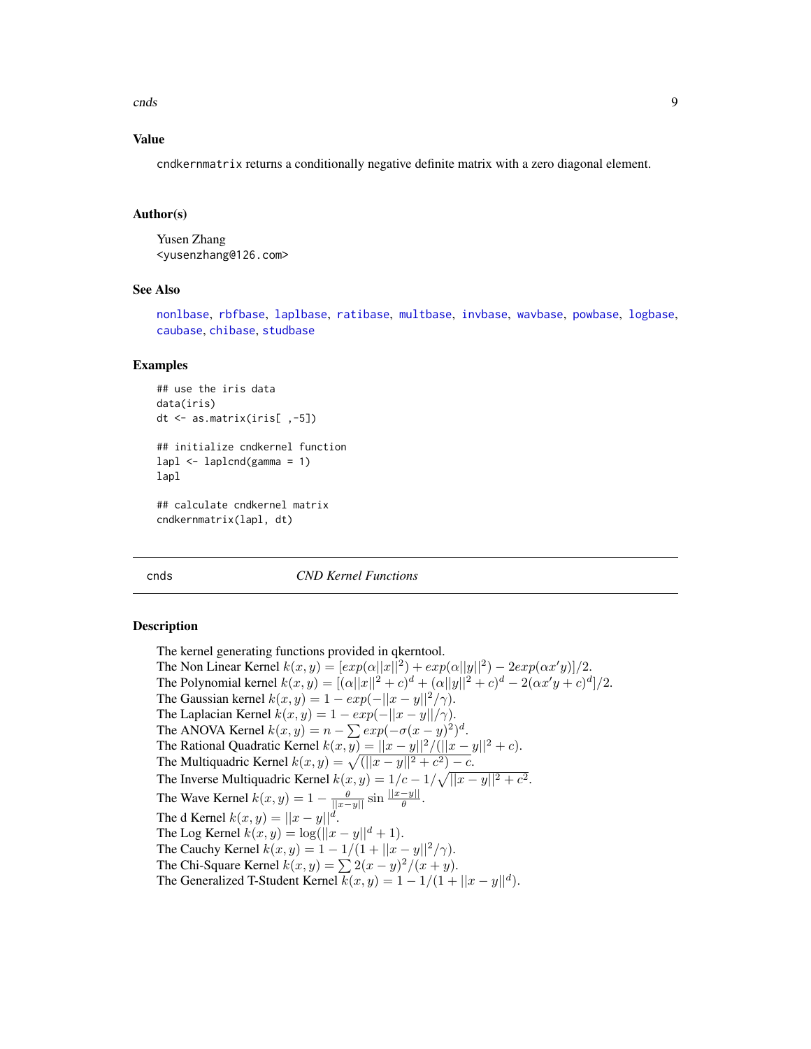### Value

`cndkernmatrix` returns a conditionally negative definite matrix with a zero diagonal element.

### Author(s)

Yusen Zhang
<yusenzhang@126.com>

### See Also

nonlbase, rbfbase, laplbase, ratibase, multbase, invbase, wavbase, powbase, logbase, caubase, chibase, studbase

### Examples

```
## use the iris data
data(iris)
dt <- as.matrix(iris[ ,-5])

## initialize cndkernel function
lapl <- laplcnd(gamma = 1)
lapl

## calculate cndkernel matrix
cndkernmatrix(lapl, dt)
```

---

## cnds — *CND Kernel Functions*

### Description

The kernel generating functions provided in qkerntool.
The Non Linear Kernel $k(x,y) = [exp(\alpha||x||^2) + exp(\alpha||y||^2) - 2exp(\alpha x'y)]/2$.
The Polynomial kernel $k(x,y) = [(\alpha||x||^2 + c)^d + (\alpha||y||^2 + c)^d - 2(\alpha x'y + c)^d]/2$.
The Gaussian kernel $k(x,y) = 1 - exp(-||x-y||^2/\gamma)$.
The Laplacian Kernel $k(x,y) = 1 - exp(-||x-y||/\gamma)$.
The ANOVA Kernel $k(x,y) = n - \sum exp(-\sigma(x-y)^2)^d$.
The Rational Quadratic Kernel $k(x,y) = ||x-y||^2/(||x-y||^2 + c)$.
The Multiquadric Kernel $k(x,y) = \sqrt{(||x-y||^2 + c^2)} - c$.
The Inverse Multiquadric Kernel $k(x,y) = 1/c - 1/\sqrt{||x-y||^2 + c^2}$.
The Wave Kernel $k(x,y) = 1 - \frac{\theta}{||x-y||}\sin\frac{||x-y||}{\theta}$.
The d Kernel $k(x,y) = ||x-y||^d$.
The Log Kernel $k(x,y) = \log(||x-y||^d + 1)$.
The Cauchy Kernel $k(x,y) = 1 - 1/(1 + ||x-y||^2/\gamma)$.
The Chi-Square Kernel $k(x,y) = \sum 2(x-y)^2/(x+y)$.
The Generalized T-Student Kernel $k(x,y) = 1 - 1/(1 + ||x-y||^d)$.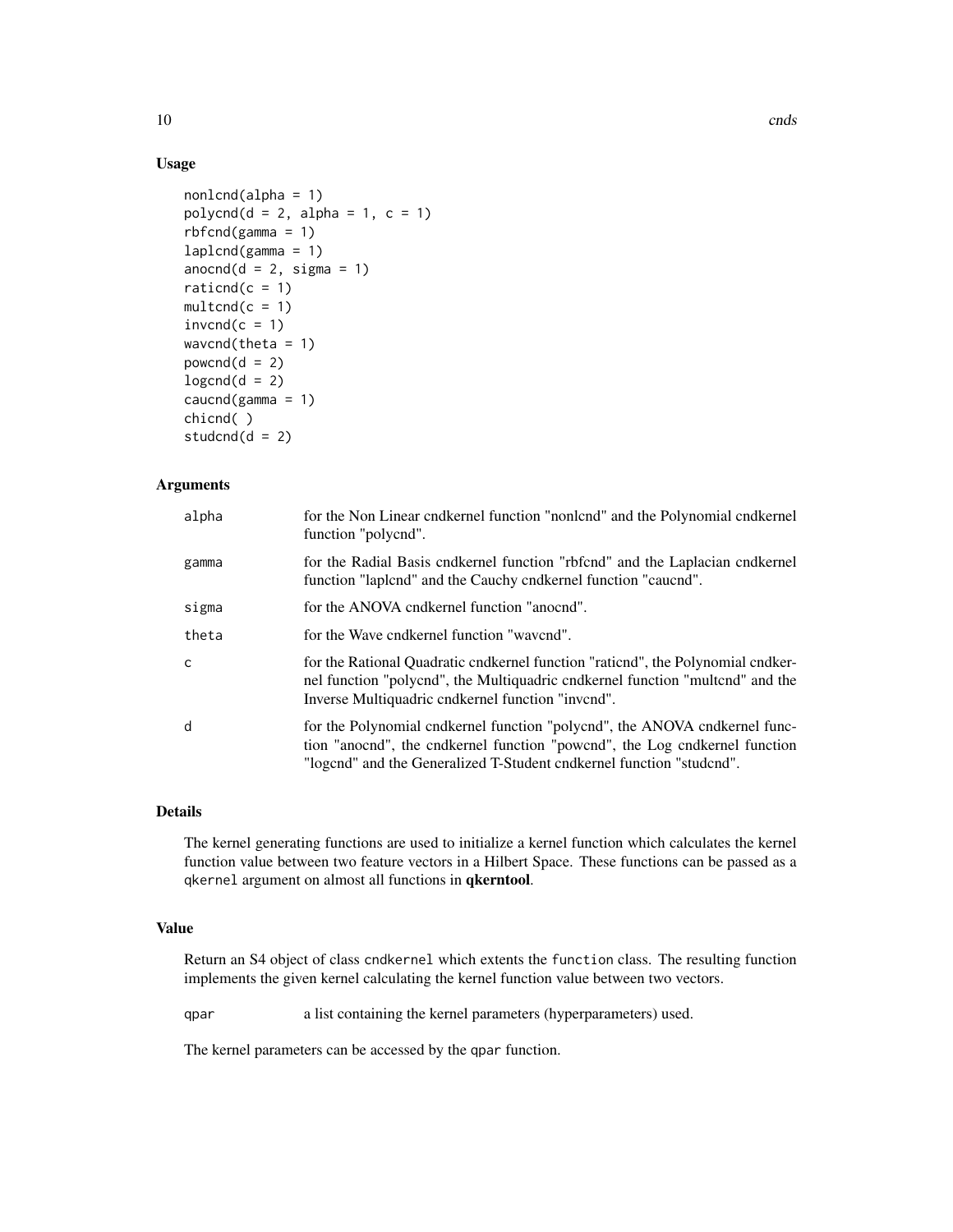### Usage

```
nonlcnd(alpha = 1)
polycnd(d = 2, alpha = 1, c = 1)
rbfcnd(gamma = 1)
laplcnd(gamma = 1)
anocnd(d = 2, sigma = 1)
raticnd(c = 1)
multcnd(c = 1)
invcnd(c = 1)
wavcnd(theta = 1)
powcnd(d = 2)
logcnd(d = 2)
caucnd(gamma = 1)
chicnd( )
studcnd(d = 2)
```

### Arguments

| | |
|---|---|
| alpha | for the Non Linear cndkernel function "nonlcnd" and the Polynomial cndkernel function "polycnd". |
| gamma | for the Radial Basis cndkernel function "rbfcnd" and the Laplacian cndkernel function "laplcnd" and the Cauchy cndkernel function "caucnd". |
| sigma | for the ANOVA cndkernel function "anocnd". |
| theta | for the Wave cndkernel function "wavcnd". |
| c | for the Rational Quadratic cndkernel function "raticnd", the Polynomial cndkernel function "polycnd", the Multiquadric cndkernel function "multcnd" and the Inverse Multiquadric cndkernel function "invcnd". |
| d | for the Polynomial cndkernel function "polycnd", the ANOVA cndkernel function "anocnd", the cndkernel function "powcnd", the Log cndkernel function "logcnd" and the Generalized T-Student cndkernel function "studcnd". |

### Details

The kernel generating functions are used to initialize a kernel function which calculates the kernel function value between two feature vectors in a Hilbert Space. These functions can be passed as a qkernel argument on almost all functions in **qkerntool**.

### Value

Return an S4 object of class cndkernel which extents the function class. The resulting function implements the given kernel calculating the kernel function value between two vectors.

| | |
|---|---|
| qpar | a list containing the kernel parameters (hyperparameters) used. |

The kernel parameters can be accessed by the qpar function.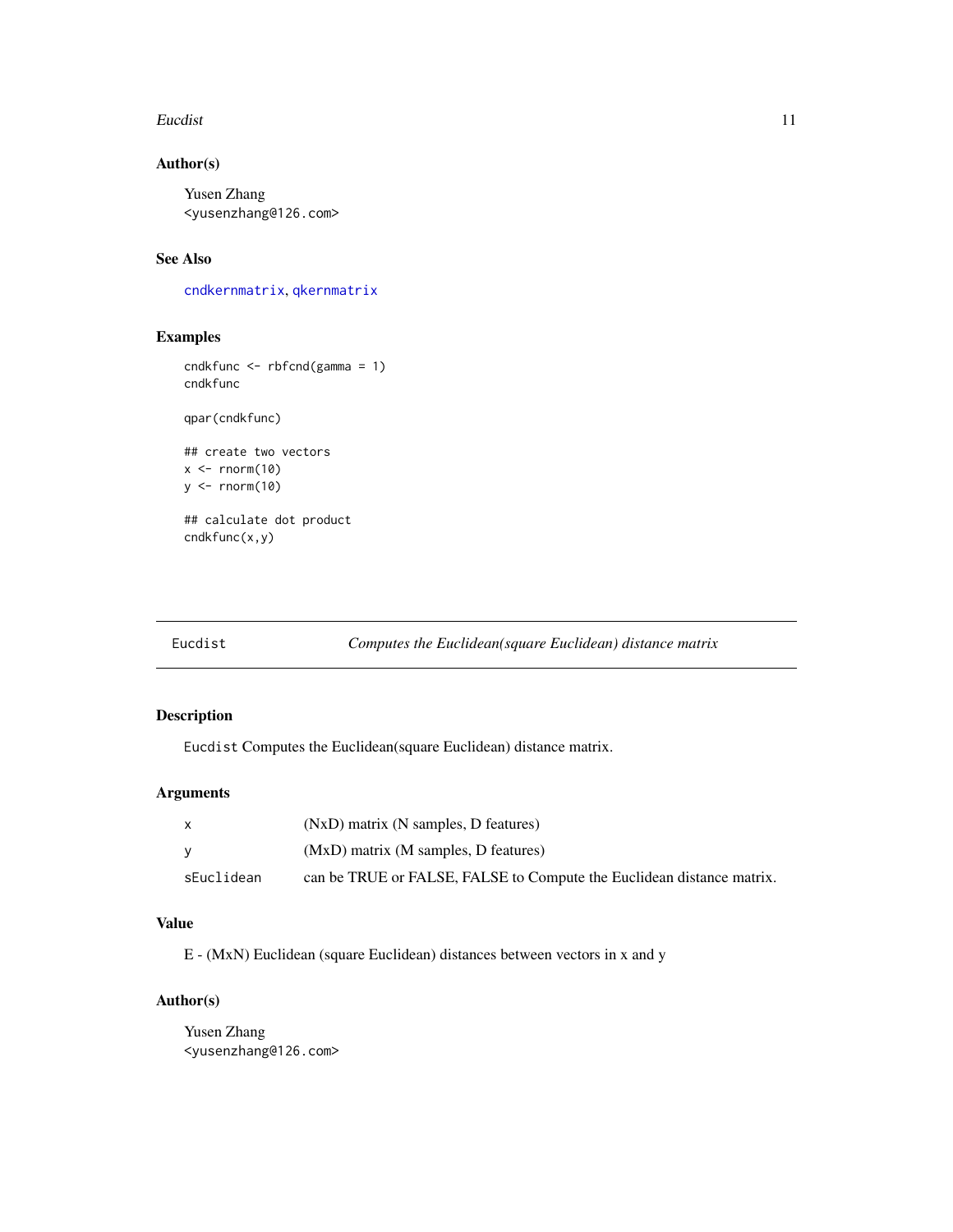## Author(s)

Yusen Zhang
<yusenzhang@126.com>

## See Also

cndkernmatrix, qkernmatrix

## Examples

```
cndkfunc <- rbfcnd(gamma = 1)
cndkfunc

qpar(cndkfunc)

## create two vectors
x <- rnorm(10)
y <- rnorm(10)

## calculate dot product
cndkfunc(x,y)
```

---

# Eucdist — *Computes the Euclidean(square Euclidean) distance matrix*

## Description

Eucdist Computes the Euclidean(square Euclidean) distance matrix.

## Arguments

| | |
|---|---|
| x | (NxD) matrix (N samples, D features) |
| y | (MxD) matrix (M samples, D features) |
| sEuclidean | can be TRUE or FALSE, FALSE to Compute the Euclidean distance matrix. |

## Value

E - (MxN) Euclidean (square Euclidean) distances between vectors in x and y

## Author(s)

Yusen Zhang
<yusenzhang@126.com>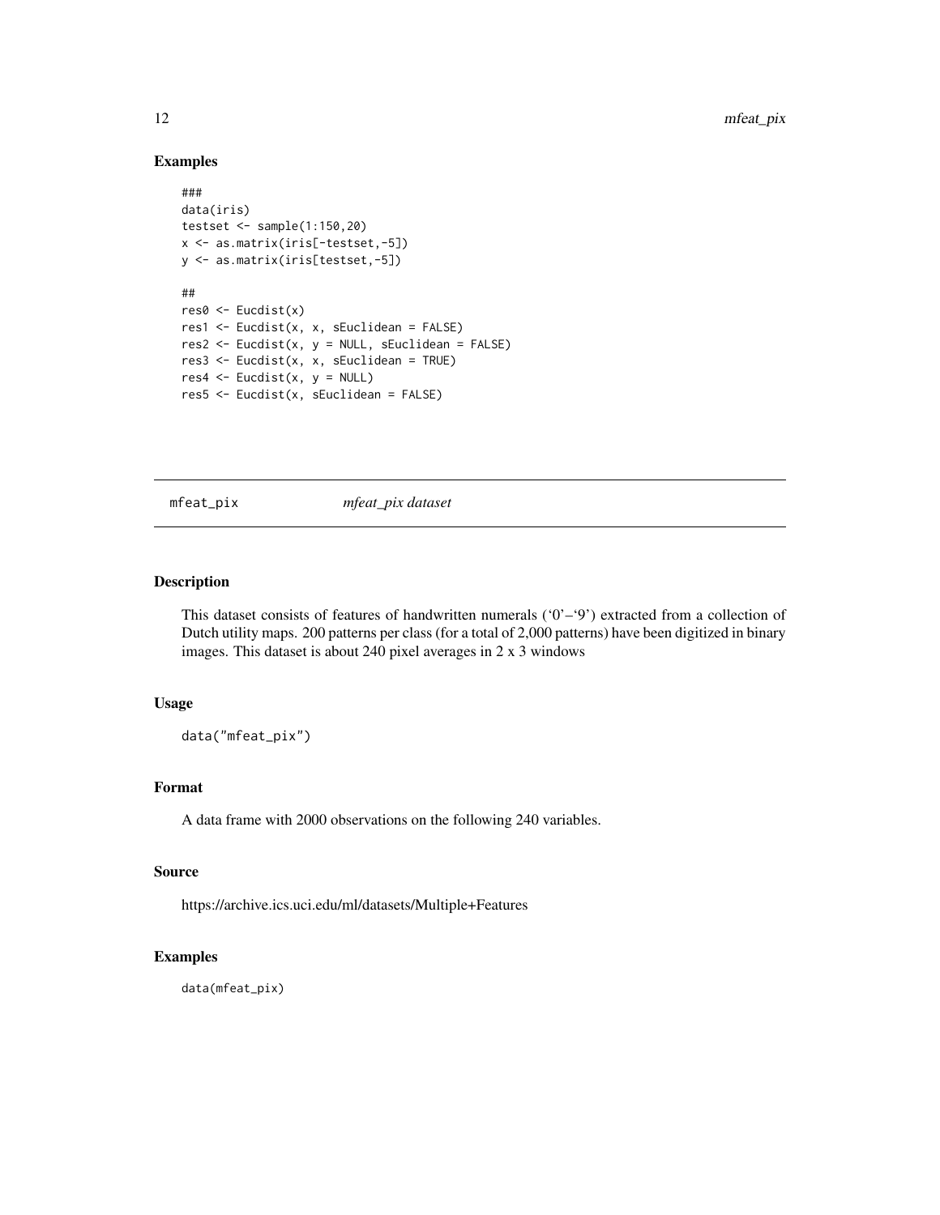### Examples

```
###
data(iris)
testset <- sample(1:150,20)
x <- as.matrix(iris[-testset,-5])
y <- as.matrix(iris[testset,-5])

##
res0 <- Eucdist(x)
res1 <- Eucdist(x, x, sEuclidean = FALSE)
res2 <- Eucdist(x, y = NULL, sEuclidean = FALSE)
res3 <- Eucdist(x, x, sEuclidean = TRUE)
res4 <- Eucdist(x, y = NULL)
res5 <- Eucdist(x, sEuclidean = FALSE)
```

---

## mfeat_pix *mfeat_pix dataset*

---

### Description

This dataset consists of features of handwritten numerals ('0'–'9') extracted from a collection of Dutch utility maps. 200 patterns per class (for a total of 2,000 patterns) have been digitized in binary images. This dataset is about 240 pixel averages in 2 x 3 windows

### Usage

```
data("mfeat_pix")
```

### Format

A data frame with 2000 observations on the following 240 variables.

### Source

https://archive.ics.uci.edu/ml/datasets/Multiple+Features

### Examples

```
data(mfeat_pix)
```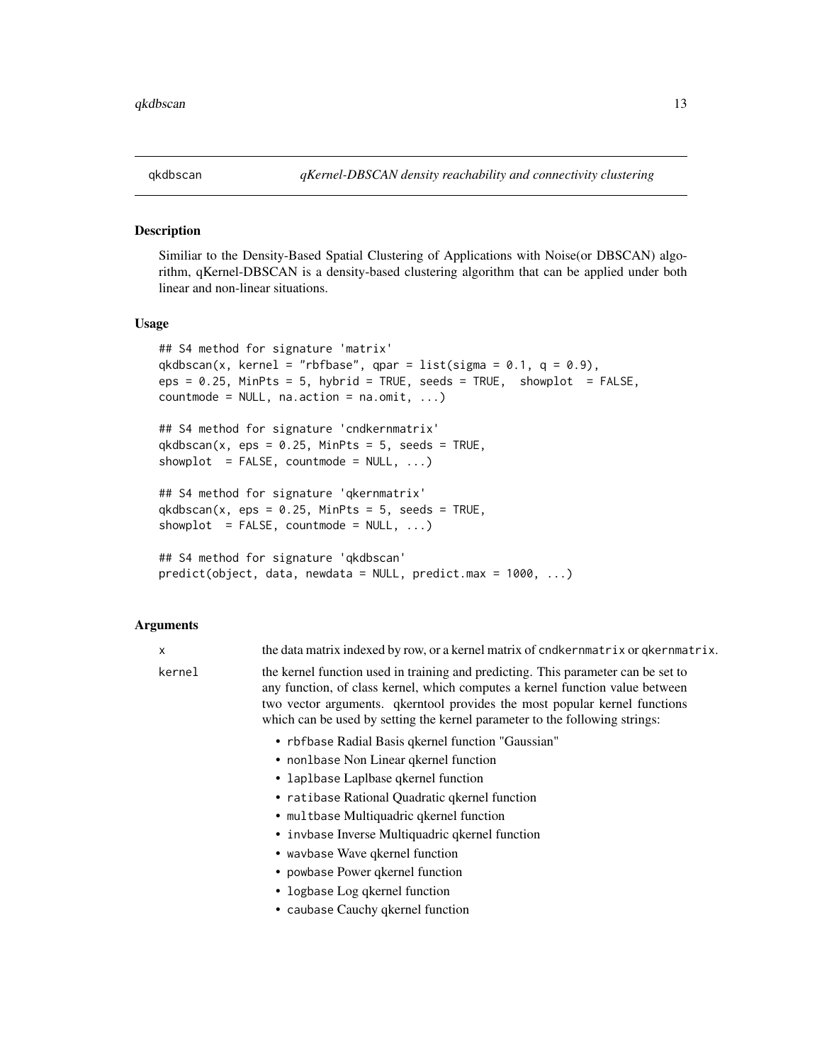qkdbscan *qKernel-DBSCAN density reachability and connectivity clustering*

## Description

Similiar to the Density-Based Spatial Clustering of Applications with Noise(or DBSCAN) algorithm, qKernel-DBSCAN is a density-based clustering algorithm that can be applied under both linear and non-linear situations.

## Usage

```
## S4 method for signature 'matrix'
qkdbscan(x, kernel = "rbfbase", qpar = list(sigma = 0.1, q = 0.9),
eps = 0.25, MinPts = 5, hybrid = TRUE, seeds = TRUE,  showplot  = FALSE,
countmode = NULL, na.action = na.omit, ...)

## S4 method for signature 'cndkernmatrix'
qkdbscan(x, eps = 0.25, MinPts = 5, seeds = TRUE,
showplot  = FALSE, countmode = NULL, ...)

## S4 method for signature 'qkernmatrix'
qkdbscan(x, eps = 0.25, MinPts = 5, seeds = TRUE,
showplot  = FALSE, countmode = NULL, ...)

## S4 method for signature 'qkdbscan'
predict(object, data, newdata = NULL, predict.max = 1000, ...)
```

## Arguments

`x` the data matrix indexed by row, or a kernel matrix of `cndkernmatrix` or `qkernmatrix`.

`kernel` the kernel function used in training and predicting. This parameter can be set to any function, of class kernel, which computes a kernel function value between two vector arguments. qkerntool provides the most popular kernel functions which can be used by setting the kernel parameter to the following strings:

- `rbfbase` Radial Basis qkernel function "Gaussian"
- `nonlbase` Non Linear qkernel function
- `laplbase` Laplbase qkernel function
- `ratibase` Rational Quadratic qkernel function
- `multbase` Multiquadric qkernel function
- `invbase` Inverse Multiquadric qkernel function
- `wavbase` Wave qkernel function
- `powbase` Power qkernel function
- `logbase` Log qkernel function
- `caubase` Cauchy qkernel function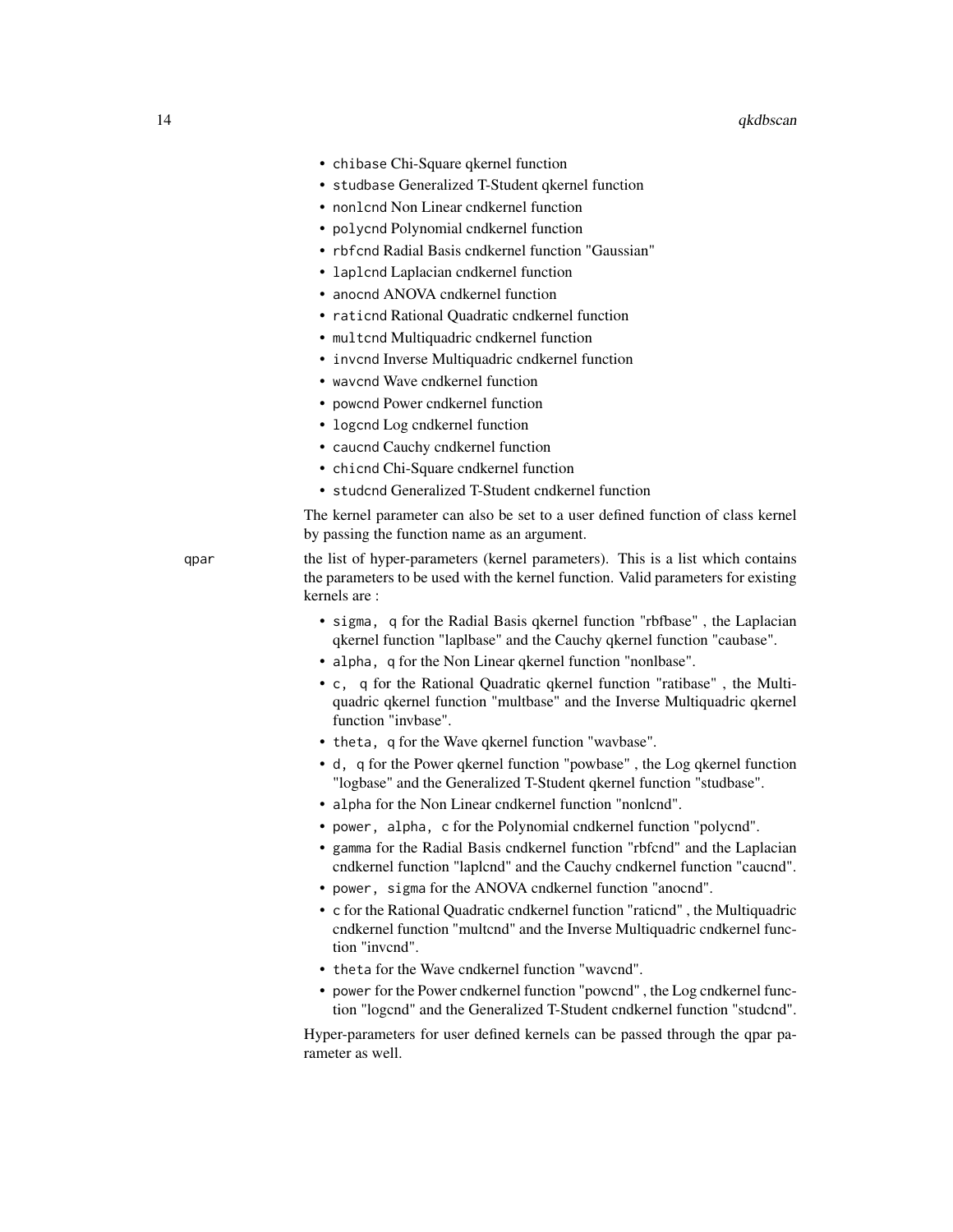- `chibase` Chi-Square qkernel function
- `studbase` Generalized T-Student qkernel function
- `nonlcnd` Non Linear cndkernel function
- `polycnd` Polynomial cndkernel function
- `rbfcnd` Radial Basis cndkernel function "Gaussian"
- `laplcnd` Laplacian cndkernel function
- `anocnd` ANOVA cndkernel function
- `raticnd` Rational Quadratic cndkernel function
- `multcnd` Multiquadric cndkernel function
- `invcnd` Inverse Multiquadric cndkernel function
- `wavcnd` Wave cndkernel function
- `powcnd` Power cndkernel function
- `logcnd` Log cndkernel function
- `caucnd` Cauchy cndkernel function
- `chicnd` Chi-Square cndkernel function
- `studcnd` Generalized T-Student cndkernel function

The kernel parameter can also be set to a user defined function of class kernel by passing the function name as an argument.

`qpar` the list of hyper-parameters (kernel parameters). This is a list which contains the parameters to be used with the kernel function. Valid parameters for existing kernels are :

- `sigma, q` for the Radial Basis qkernel function "rbfbase" , the Laplacian qkernel function "laplbase" and the Cauchy qkernel function "caubase".
- `alpha, q` for the Non Linear qkernel function "nonlbase".
- `c, q` for the Rational Quadratic qkernel function "ratibase" , the Multiquadric qkernel function "multbase" and the Inverse Multiquadric qkernel function "invbase".
- `theta, q` for the Wave qkernel function "wavbase".
- `d, q` for the Power qkernel function "powbase" , the Log qkernel function "logbase" and the Generalized T-Student qkernel function "studbase".
- `alpha` for the Non Linear cndkernel function "nonlcnd".
- `power, alpha, c` for the Polynomial cndkernel function "polycnd".
- `gamma` for the Radial Basis cndkernel function "rbfcnd" and the Laplacian cndkernel function "laplcnd" and the Cauchy cndkernel function "caucnd".
- `power, sigma` for the ANOVA cndkernel function "anocnd".
- `c` for the Rational Quadratic cndkernel function "raticnd" , the Multiquadric cndkernel function "multcnd" and the Inverse Multiquadric cndkernel function "invcnd".
- `theta` for the Wave cndkernel function "wavcnd".
- `power` for the Power cndkernel function "powcnd" , the Log cndkernel function "logcnd" and the Generalized T-Student cndkernel function "studcnd".

Hyper-parameters for user defined kernels can be passed through the qpar parameter as well.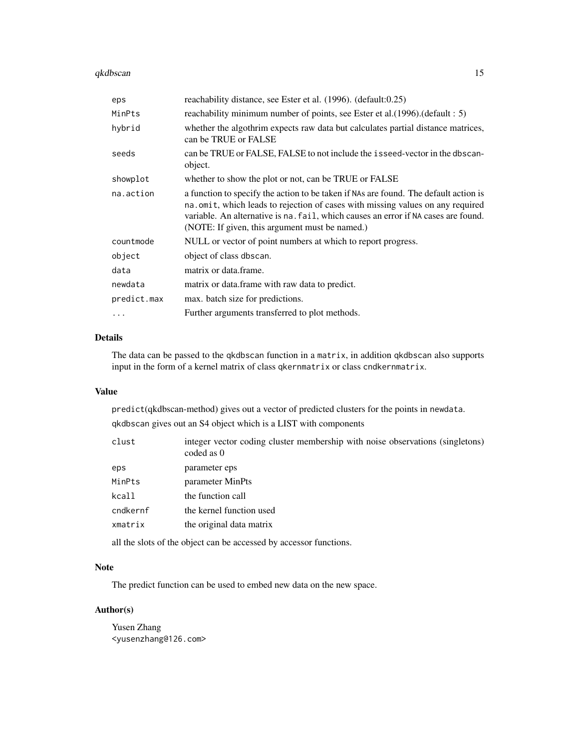| | |
|---|---|
| `eps` | reachability distance, see Ester et al. (1996). (default:0.25) |
| `MinPts` | reachability minimum number of points, see Ester et al.(1996).(default : 5) |
| `hybrid` | whether the algothrim expects raw data but calculates partial distance matrices, can be TRUE or FALSE |
| `seeds` | can be TRUE or FALSE, FALSE to not include the `isseed`-vector in the `dbscan`-object. |
| `showplot` | whether to show the plot or not, can be TRUE or FALSE |
| `na.action` | a function to specify the action to be taken if `NA`s are found. The default action is `na.omit`, which leads to rejection of cases with missing values on any required variable. An alternative is `na.fail`, which causes an error if `NA` cases are found. (NOTE: If given, this argument must be named.) |
| `countmode` | NULL or vector of point numbers at which to report progress. |
| `object` | object of class `dbscan`. |
| `data` | matrix or data.frame. |
| `newdata` | matrix or data.frame with raw data to predict. |
| `predict.max` | max. batch size for predictions. |
| `...` | Further arguments transferred to plot methods. |

## Details

The data can be passed to the `qkdbscan` function in a `matrix`, in addition `qkdbscan` also supports input in the form of a kernel matrix of class `qkernmatrix` or class `cndkernmatrix`.

## Value

`predict`(qkdbscan-method) gives out a vector of predicted clusters for the points in `newdata`.

`qkdbscan` gives out an S4 object which is a LIST with components

| | |
|---|---|
| `clust` | integer vector coding cluster membership with noise observations (singletons) coded as 0 |
| `eps` | parameter eps |
| `MinPts` | parameter MinPts |
| `kcall` | the function call |
| `cndkernf` | the kernel function used |
| `xmatrix` | the original data matrix |

all the slots of the object can be accessed by accessor functions.

## Note

The predict function can be used to embed new data on the new space.

## Author(s)

Yusen Zhang
`<yusenzhang@126.com>`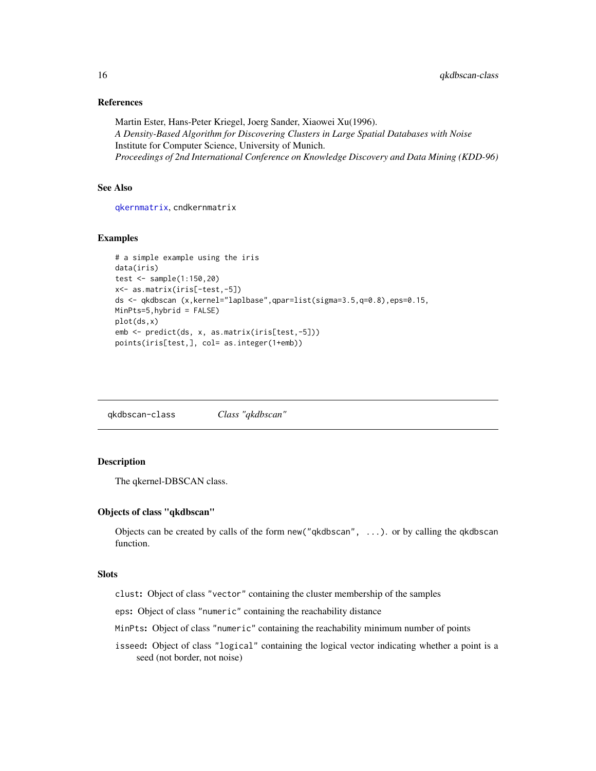### References

Martin Ester, Hans-Peter Kriegel, Joerg Sander, Xiaowei Xu(1996).
*A Density-Based Algorithm for Discovering Clusters in Large Spatial Databases with Noise*
Institute for Computer Science, University of Munich.
*Proceedings of 2nd International Conference on Knowledge Discovery and Data Mining (KDD-96)*

### See Also

qkernmatrix, cndkernmatrix

### Examples

```
# a simple example using the iris
data(iris)
test <- sample(1:150,20)
x<- as.matrix(iris[-test,-5])
ds <- qkdbscan (x,kernel="laplbase",qpar=list(sigma=3.5,q=0.8),eps=0.15,
MinPts=5,hybrid = FALSE)
plot(ds,x)
emb <- predict(ds, x, as.matrix(iris[test,-5]))
points(iris[test,], col= as.integer(1+emb))
```

---

## qkdbscan-class    *Class "qkdbscan"*

---

### Description

The qkernel-DBSCAN class.

### Objects of class "qkdbscan"

Objects can be created by calls of the form `new("qkdbscan", ...)`. or by calling the `qkdbscan` function.

### Slots

`clust`: Object of class `"vector"` containing the cluster membership of the samples

`eps`: Object of class `"numeric"` containing the reachability distance

`MinPts`: Object of class `"numeric"` containing the reachability minimum number of points

`isseed`: Object of class `"logical"` containing the logical vector indicating whether a point is a seed (not border, not noise)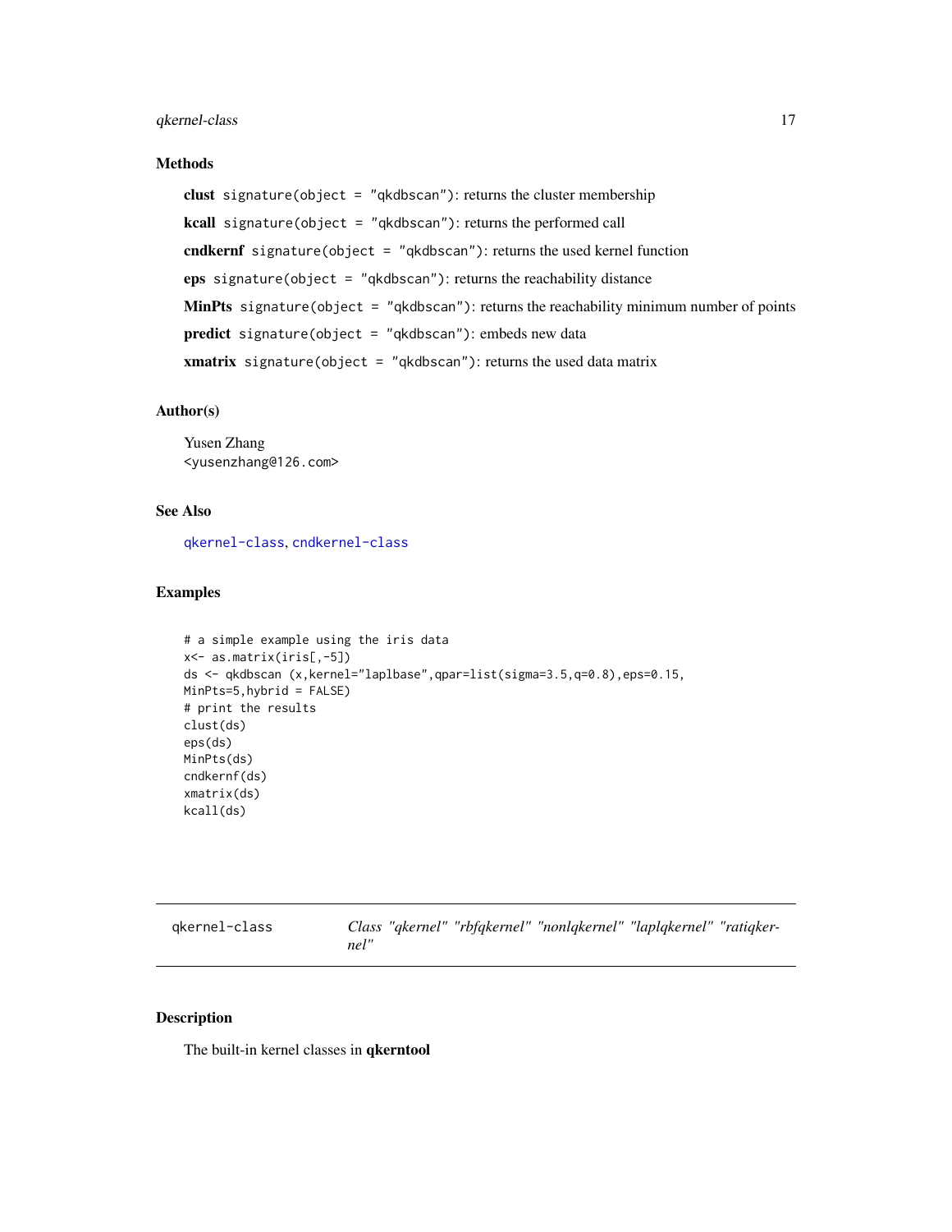### Methods

**clust** `signature(object = "qkdbscan")`: returns the cluster membership

**kcall** `signature(object = "qkdbscan")`: returns the performed call

**cndkernf** `signature(object = "qkdbscan")`: returns the used kernel function

**eps** `signature(object = "qkdbscan")`: returns the reachability distance

**MinPts** `signature(object = "qkdbscan")`: returns the reachability minimum number of points

**predict** `signature(object = "qkdbscan")`: embeds new data

**xmatrix** `signature(object = "qkdbscan")`: returns the used data matrix

### Author(s)

Yusen Zhang
<yusenzhang@126.com>

### See Also

qkernel-class, cndkernel-class

### Examples

```
# a simple example using the iris data
x<- as.matrix(iris[,-5])
ds <- qkdbscan (x,kernel="laplbase",qpar=list(sigma=3.5,q=0.8),eps=0.15,
MinPts=5,hybrid = FALSE)
# print the results
clust(ds)
eps(ds)
MinPts(ds)
cndkernf(ds)
xmatrix(ds)
kcall(ds)
```

---

## qkernel-class — *Class "qkernel" "rbfqkernel" "nonlqkernel" "laplqkernel" "ratiqkernel"*

### Description

The built-in kernel classes in **qkerntool**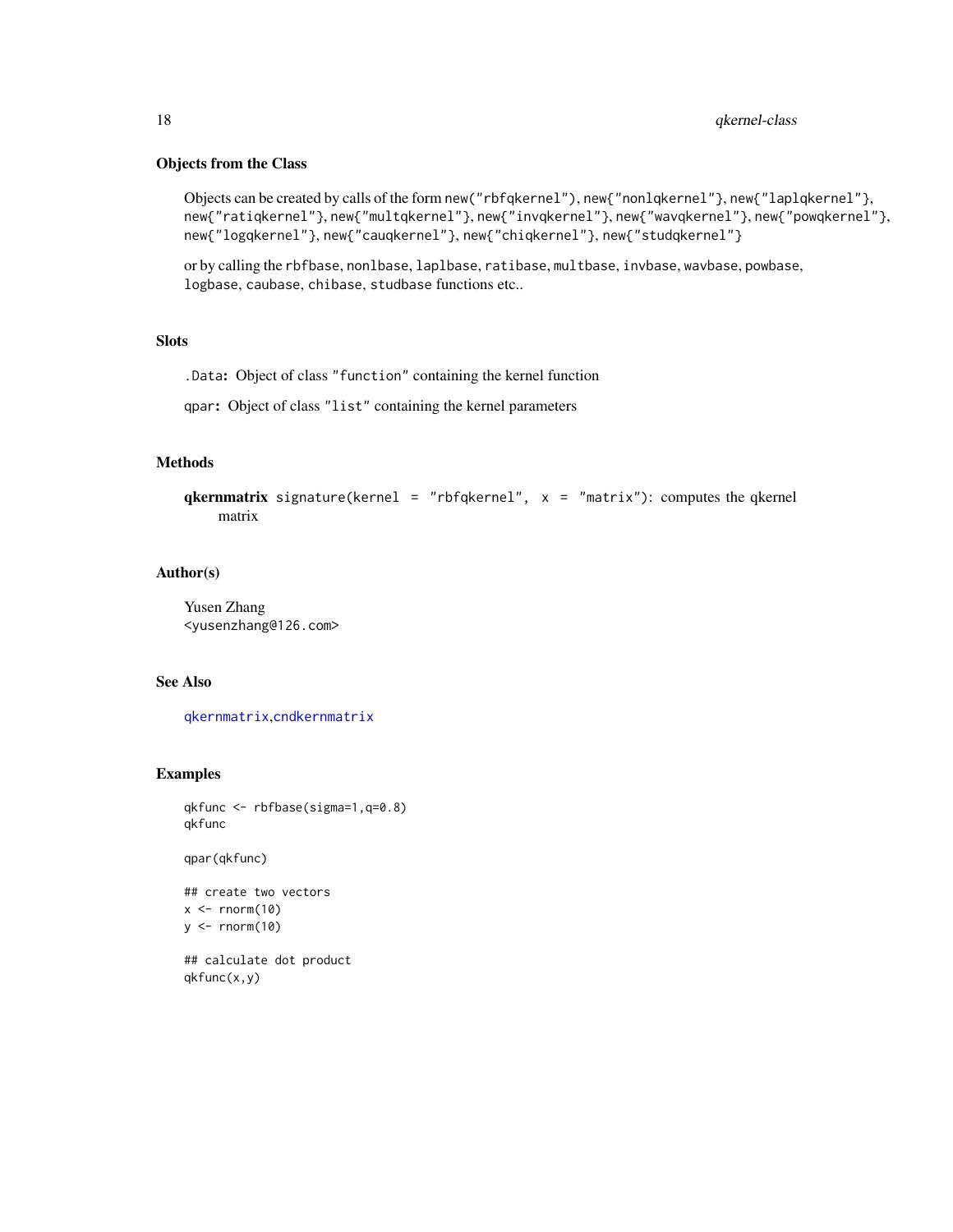## Objects from the Class

Objects can be created by calls of the form `new("rbfqkernel")`, `new{"nonlqkernel"}`, `new{"laplqkernel"}`, `new{"ratiqkernel"}`, `new{"multqkernel"}`, `new{"invqkernel"}`, `new{"wavqkernel"}`, `new{"powqkernel"}`, `new{"logqkernel"}`, `new{"cauqkernel"}`, `new{"chiqkernel"}`, `new{"studqkernel"}`

or by calling the `rbfbase`, `nonlbase`, `laplbase`, `ratibase`, `multbase`, `invbase`, `wavbase`, `powbase`, `logbase`, `caubase`, `chibase`, `studbase` functions etc..

## Slots

`.Data`: Object of class `"function"` containing the kernel function

`qpar`: Object of class `"list"` containing the kernel parameters

## Methods

**qkernmatrix** `signature(kernel = "rbfqkernel", x = "matrix")`: computes the qkernel matrix

## Author(s)

Yusen Zhang
`<yusenzhang@126.com>`

## See Also

`qkernmatrix`,`cndkernmatrix`

## Examples

```
qkfunc <- rbfbase(sigma=1,q=0.8)
qkfunc

qpar(qkfunc)

## create two vectors
x <- rnorm(10)
y <- rnorm(10)

## calculate dot product
qkfunc(x,y)
```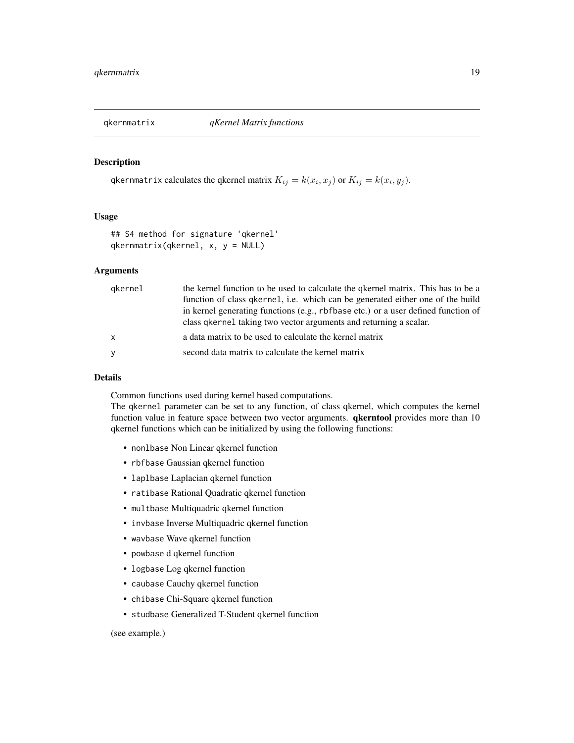## qkernmatrix *qKernel Matrix functions*

### Description

qkernmatrix calculates the qkernel matrix $K_{ij} = k(x_i, x_j)$ or $K_{ij} = k(x_i, y_j)$.

### Usage

```
## S4 method for signature 'qkernel'
qkernmatrix(qkernel, x, y = NULL)
```

### Arguments

| | |
|---|---|
| qkernel | the kernel function to be used to calculate the qkernel matrix. This has to be a function of class qkernel, i.e. which can be generated either one of the build in kernel generating functions (e.g., rbfbase etc.) or a user defined function of class qkernel taking two vector arguments and returning a scalar. |
| x | a data matrix to be used to calculate the kernel matrix |
| y | second data matrix to calculate the kernel matrix |

### Details

Common functions used during kernel based computations.
The qkernel parameter can be set to any function, of class qkernel, which computes the kernel function value in feature space between two vector arguments. **qkerntool** provides more than 10 qkernel functions which can be initialized by using the following functions:

- nonlbase Non Linear qkernel function
- rbfbase Gaussian qkernel function
- laplbase Laplacian qkernel function
- ratibase Rational Quadratic qkernel function
- multbase Multiquadric qkernel function
- invbase Inverse Multiquadric qkernel function
- wavbase Wave qkernel function
- powbase d qkernel function
- logbase Log qkernel function
- caubase Cauchy qkernel function
- chibase Chi-Square qkernel function
- studbase Generalized T-Student qkernel function

(see example.)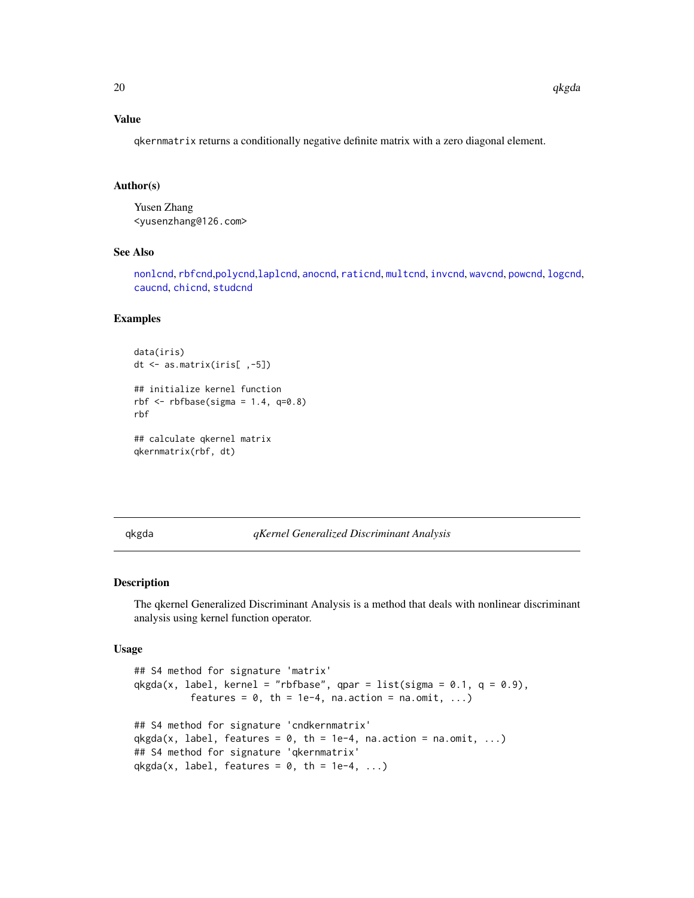### Value

`qkernmatrix` returns a conditionally negative definite matrix with a zero diagonal element.

### Author(s)

Yusen Zhang
<yusenzhang@126.com>

### See Also

nonlcnd, rbfcnd,polycnd,laplcnd, anocnd, raticnd, multcnd, invcnd, wavcnd, powcnd, logcnd, caucnd, chicnd, studcnd

### Examples

```
data(iris)
dt <- as.matrix(iris[ ,-5])

## initialize kernel function
rbf <- rbfbase(sigma = 1.4, q=0.8)
rbf

## calculate qkernel matrix
qkernmatrix(rbf, dt)
```

---

## qkgda — *qKernel Generalized Discriminant Analysis*

### Description

The qkernel Generalized Discriminant Analysis is a method that deals with nonlinear discriminant analysis using kernel function operator.

### Usage

```
## S4 method for signature 'matrix'
qkgda(x, label, kernel = "rbfbase", qpar = list(sigma = 0.1, q = 0.9),
          features = 0, th = 1e-4, na.action = na.omit, ...)

## S4 method for signature 'cndkernmatrix'
qkgda(x, label, features = 0, th = 1e-4, na.action = na.omit, ...)
## S4 method for signature 'qkernmatrix'
qkgda(x, label, features = 0, th = 1e-4, ...)
```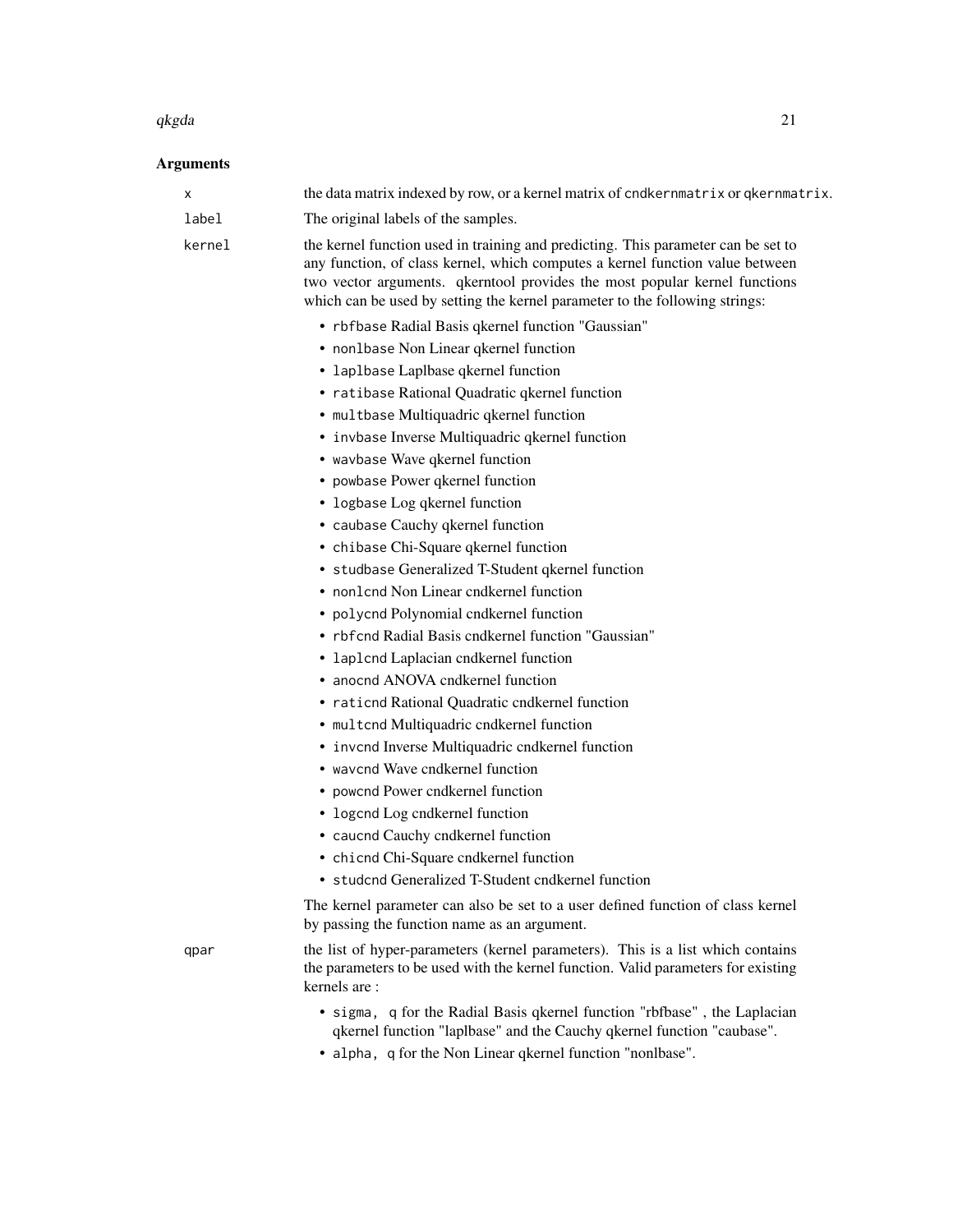## Arguments

`x` — the data matrix indexed by row, or a kernel matrix of `cndkernmatrix` or `qkernmatrix`.

`label` — The original labels of the samples.

`kernel` — the kernel function used in training and predicting. This parameter can be set to any function, of class kernel, which computes a kernel function value between two vector arguments. qkerntool provides the most popular kernel functions which can be used by setting the kernel parameter to the following strings:

- `rbfbase` Radial Basis qkernel function "Gaussian"
- `nonlbase` Non Linear qkernel function
- `laplbase` Laplbase qkernel function
- `ratibase` Rational Quadratic qkernel function
- `multbase` Multiquadric qkernel function
- `invbase` Inverse Multiquadric qkernel function
- `wavbase` Wave qkernel function
- `powbase` Power qkernel function
- `logbase` Log qkernel function
- `caubase` Cauchy qkernel function
- `chibase` Chi-Square qkernel function
- `studbase` Generalized T-Student qkernel function
- `nonlcnd` Non Linear cndkernel function
- `polycnd` Polynomial cndkernel function
- `rbfcnd` Radial Basis cndkernel function "Gaussian"
- `laplcnd` Laplacian cndkernel function
- `anocnd` ANOVA cndkernel function
- `raticnd` Rational Quadratic cndkernel function
- `multcnd` Multiquadric cndkernel function
- `invcnd` Inverse Multiquadric cndkernel function
- `wavcnd` Wave cndkernel function
- `powcnd` Power cndkernel function
- `logcnd` Log cndkernel function
- `caucnd` Cauchy cndkernel function
- `chicnd` Chi-Square cndkernel function
- `studcnd` Generalized T-Student cndkernel function

The kernel parameter can also be set to a user defined function of class kernel by passing the function name as an argument.

`qpar` — the list of hyper-parameters (kernel parameters). This is a list which contains the parameters to be used with the kernel function. Valid parameters for existing kernels are :

- `sigma, q` for the Radial Basis qkernel function "rbfbase" , the Laplacian qkernel function "laplbase" and the Cauchy qkernel function "caubase".
- `alpha, q` for the Non Linear qkernel function "nonlbase".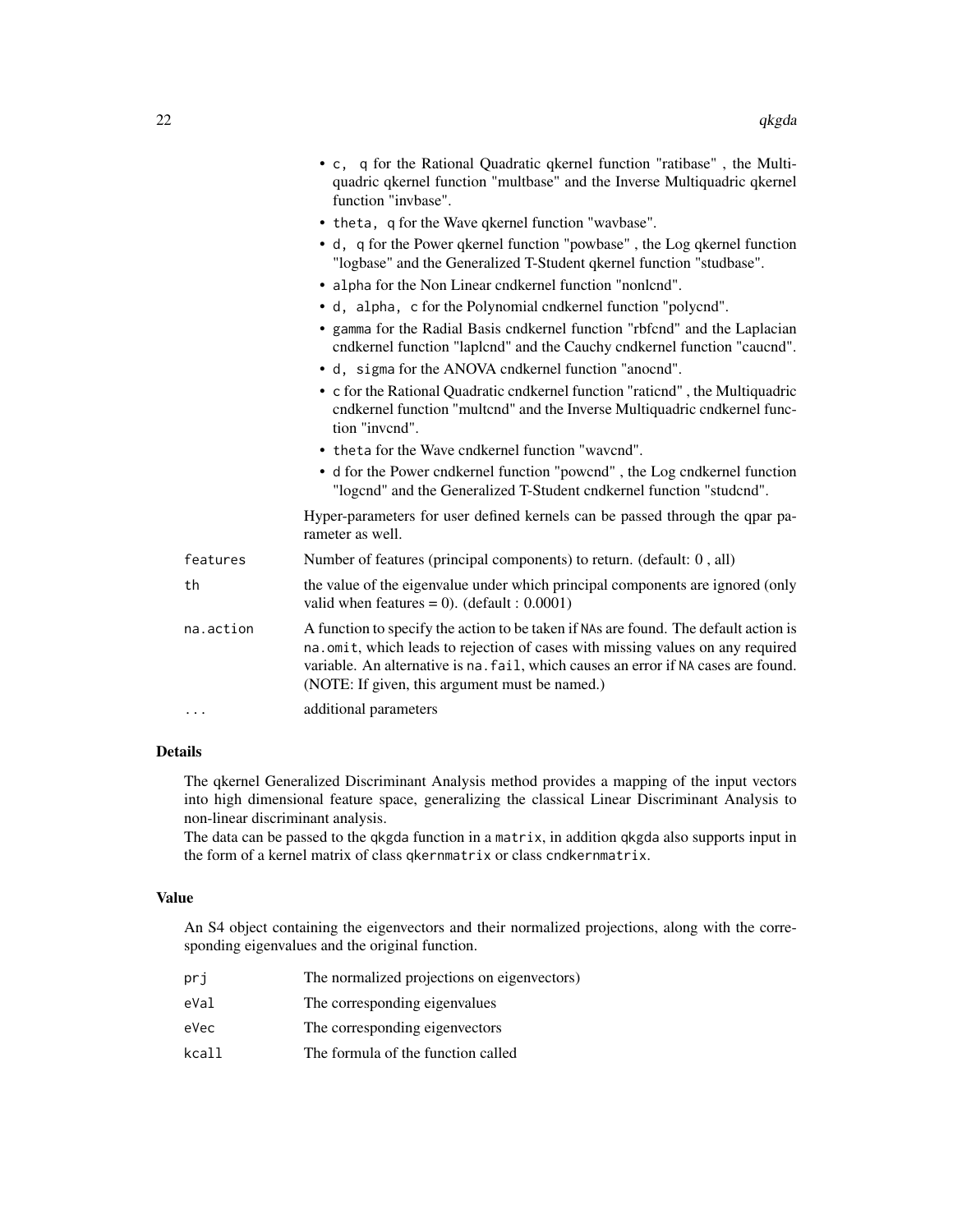- `c, q` for the Rational Quadratic qkernel function "ratibase" , the Multiquadric qkernel function "multbase" and the Inverse Multiquadric qkernel function "invbase".
- `theta, q` for the Wave qkernel function "wavbase".
- `d, q` for the Power qkernel function "powbase" , the Log qkernel function "logbase" and the Generalized T-Student qkernel function "studbase".
- `alpha` for the Non Linear cndkernel function "nonlcnd".
- `d, alpha, c` for the Polynomial cndkernel function "polycnd".
- `gamma` for the Radial Basis cndkernel function "rbfcnd" and the Laplacian cndkernel function "laplcnd" and the Cauchy cndkernel function "caucnd".
- `d, sigma` for the ANOVA cndkernel function "anocnd".
- `c` for the Rational Quadratic cndkernel function "raticnd" , the Multiquadric cndkernel function "multcnd" and the Inverse Multiquadric cndkernel function "invcnd".
- `theta` for the Wave cndkernel function "wavcnd".
- `d` for the Power cndkernel function "powcnd" , the Log cndkernel function "logcnd" and the Generalized T-Student cndkernel function "studcnd".

Hyper-parameters for user defined kernels can be passed through the qpar parameter as well.

| | |
|---|---|
| `features` | Number of features (principal components) to return. (default: 0 , all) |
| `th` | the value of the eigenvalue under which principal components are ignored (only valid when features = 0). (default : 0.0001) |
| `na.action` | A function to specify the action to be taken if NAs are found. The default action is `na.omit`, which leads to rejection of cases with missing values on any required variable. An alternative is `na.fail`, which causes an error if NA cases are found. (NOTE: If given, this argument must be named.) |
| `...` | additional parameters |

## Details

The qkernel Generalized Discriminant Analysis method provides a mapping of the input vectors into high dimensional feature space, generalizing the classical Linear Discriminant Analysis to non-linear discriminant analysis.
The data can be passed to the qkgda function in a `matrix`, in addition qkgda also supports input in the form of a kernel matrix of class `qkernmatrix` or class `cndkernmatrix`.

## Value

An S4 object containing the eigenvectors and their normalized projections, along with the corresponding eigenvalues and the original function.

| | |
|---|---|
| `prj` | The normalized projections on eigenvectors) |
| `eVal` | The corresponding eigenvalues |
| `eVec` | The corresponding eigenvectors |
| `kcall` | The formula of the function called |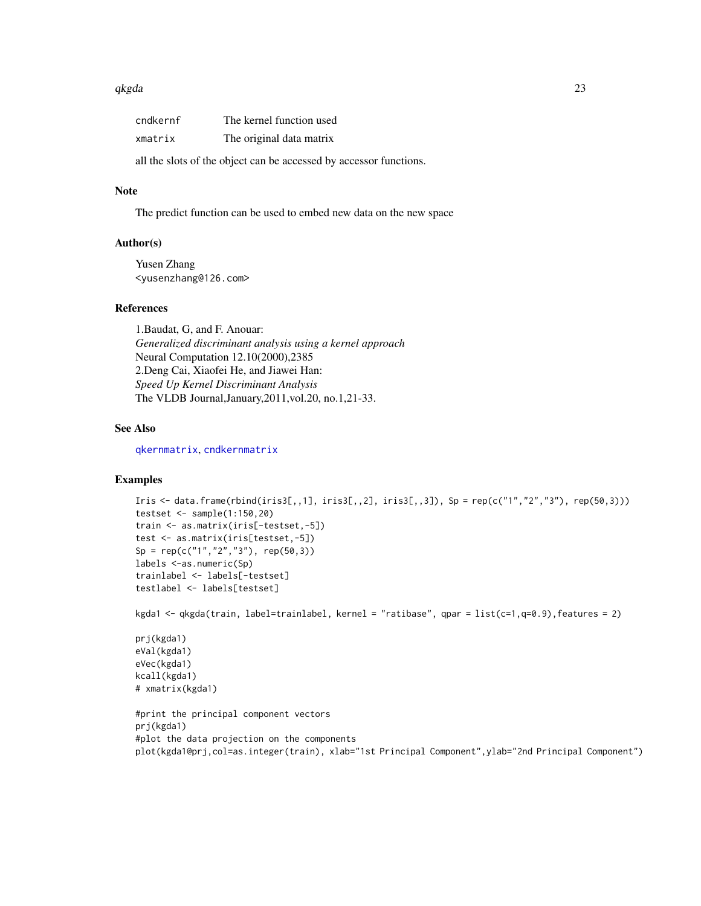| | |
|---|---|
| cndkernf | The kernel function used |
| xmatrix | The original data matrix |

all the slots of the object can be accessed by accessor functions.

## Note

The predict function can be used to embed new data on the new space

## Author(s)

Yusen Zhang
<yusenzhang@126.com>

## References

1.Baudat, G, and F. Anouar:
*Generalized discriminant analysis using a kernel approach*
Neural Computation 12.10(2000),2385
2.Deng Cai, Xiaofei He, and Jiawei Han:
*Speed Up Kernel Discriminant Analysis*
The VLDB Journal,January,2011,vol.20, no.1,21-33.

## See Also

qkernmatrix, cndkernmatrix

## Examples

```
Iris <- data.frame(rbind(iris3[,,1], iris3[,,2], iris3[,,3]), Sp = rep(c("1","2","3"), rep(50,3)))
testset <- sample(1:150,20)
train <- as.matrix(iris[-testset,-5])
test <- as.matrix(iris[testset,-5])
Sp = rep(c("1","2","3"), rep(50,3))
labels <-as.numeric(Sp)
trainlabel <- labels[-testset]
testlabel <- labels[testset]

kgda1 <- qkgda(train, label=trainlabel, kernel = "ratibase", qpar = list(c=1,q=0.9),features = 2)

prj(kgda1)
eVal(kgda1)
eVec(kgda1)
kcall(kgda1)
# xmatrix(kgda1)

#print the principal component vectors
prj(kgda1)
#plot the data projection on the components
plot(kgda1@prj,col=as.integer(train), xlab="1st Principal Component",ylab="2nd Principal Component")
```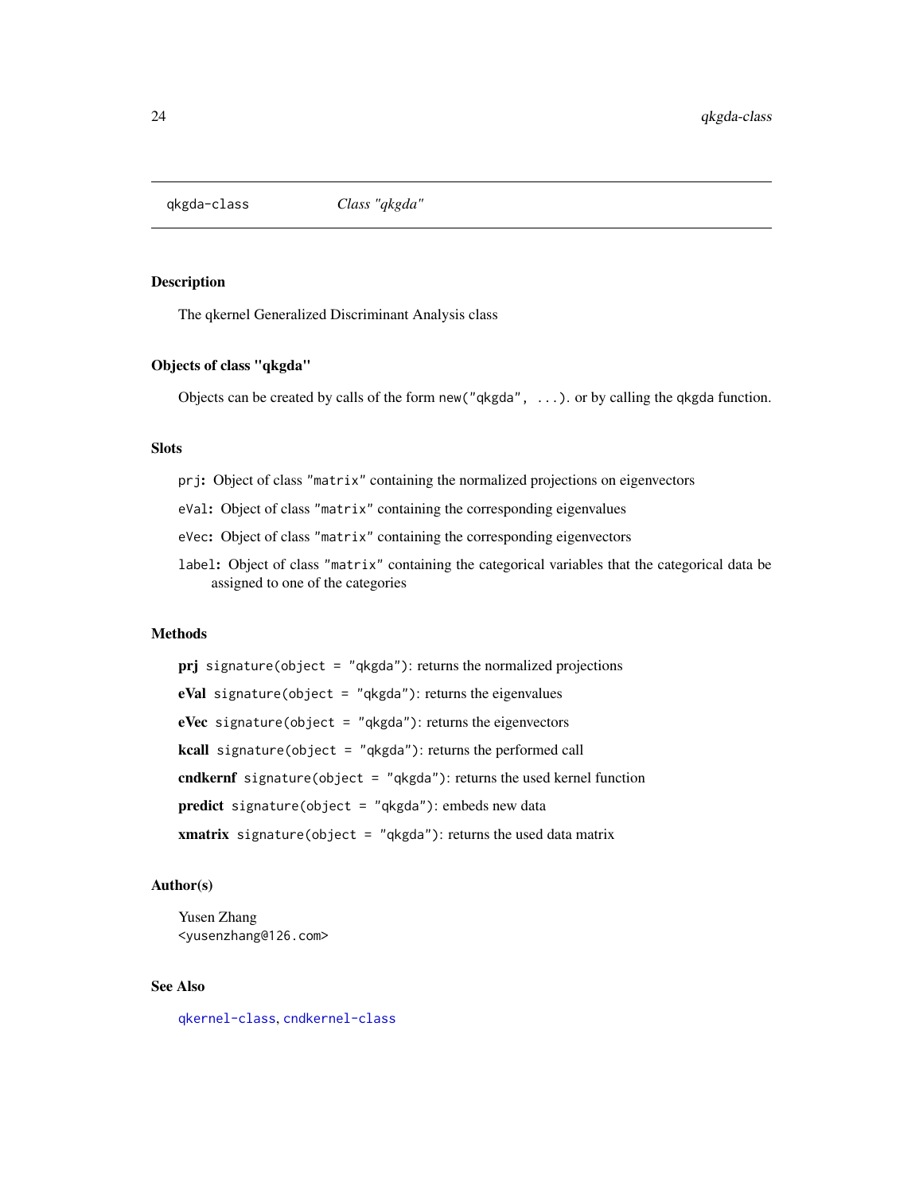qkgda-class *Class "qkgda"*

## Description

The qkernel Generalized Discriminant Analysis class

## Objects of class "qkgda"

Objects can be created by calls of the form `new("qkgda", ...)`. or by calling the `qkgda` function.

## Slots

`prj`: Object of class "matrix" containing the normalized projections on eigenvectors

`eVal`: Object of class "matrix" containing the corresponding eigenvalues

`eVec`: Object of class "matrix" containing the corresponding eigenvectors

`label`: Object of class "matrix" containing the categorical variables that the categorical data be assigned to one of the categories

## Methods

**prj** `signature(object = "qkgda")`: returns the normalized projections

**eVal** `signature(object = "qkgda")`: returns the eigenvalues

**eVec** `signature(object = "qkgda")`: returns the eigenvectors

**kcall** `signature(object = "qkgda")`: returns the performed call

**cndkernf** `signature(object = "qkgda")`: returns the used kernel function

**predict** `signature(object = "qkgda")`: embeds new data

**xmatrix** `signature(object = "qkgda")`: returns the used data matrix

## Author(s)

Yusen Zhang
<yusenzhang@126.com>

## See Also

qkernel-class, cndkernel-class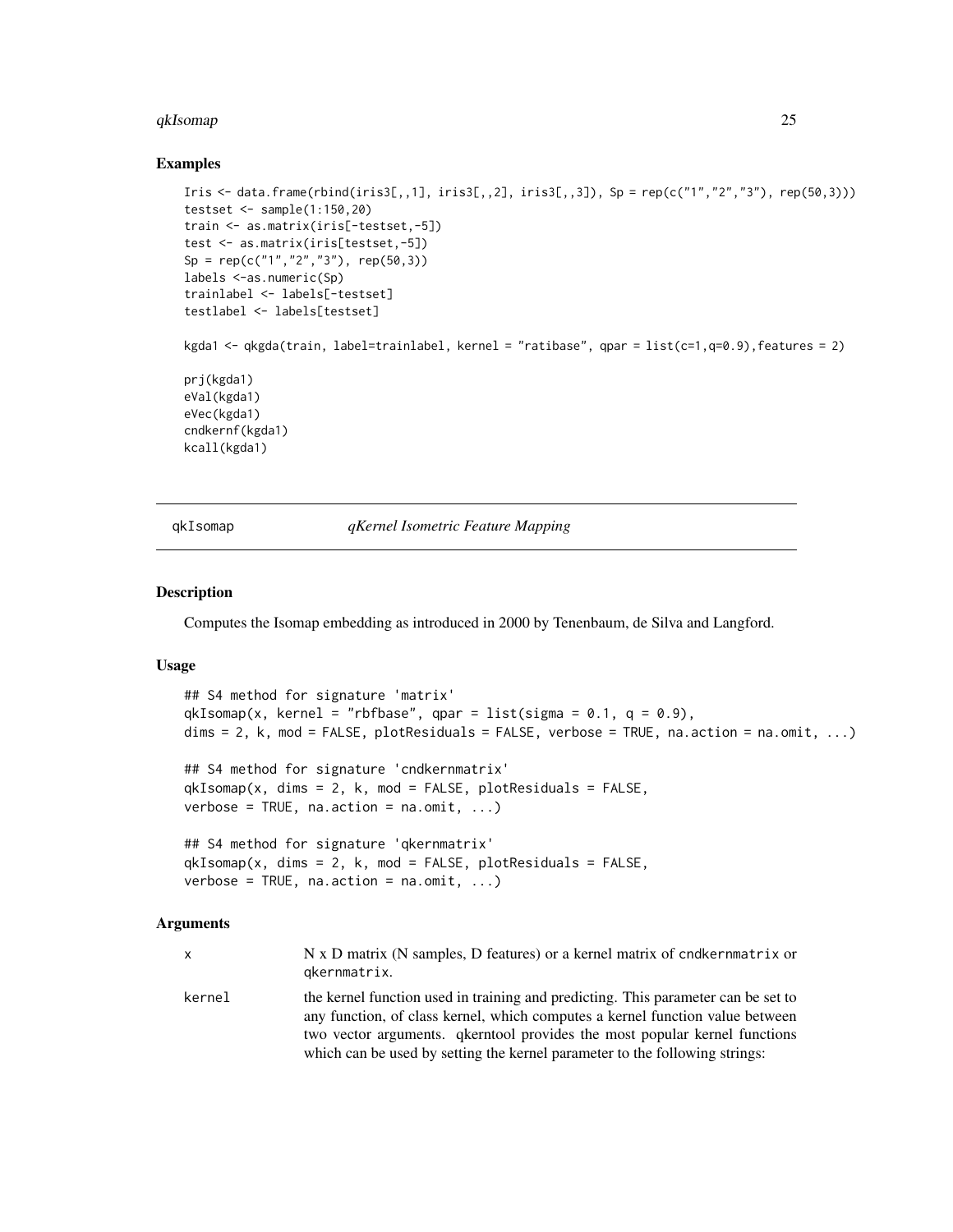### Examples

```
Iris <- data.frame(rbind(iris3[,,1], iris3[,,2], iris3[,,3]), Sp = rep(c("1","2","3"), rep(50,3)))
testset <- sample(1:150,20)
train <- as.matrix(iris[-testset,-5])
test <- as.matrix(iris[testset,-5])
Sp = rep(c("1","2","3"), rep(50,3))
labels <-as.numeric(Sp)
trainlabel <- labels[-testset]
testlabel <- labels[testset]

kgda1 <- qkgda(train, label=trainlabel, kernel = "ratibase", qpar = list(c=1,q=0.9),features = 2)

prj(kgda1)
eVal(kgda1)
eVec(kgda1)
cndkernf(kgda1)
kcall(kgda1)
```

---

## qkIsomap — *qKernel Isometric Feature Mapping*

### Description

Computes the Isomap embedding as introduced in 2000 by Tenenbaum, de Silva and Langford.

### Usage

```
## S4 method for signature 'matrix'
qkIsomap(x, kernel = "rbfbase", qpar = list(sigma = 0.1, q = 0.9),
dims = 2, k, mod = FALSE, plotResiduals = FALSE, verbose = TRUE, na.action = na.omit, ...)

## S4 method for signature 'cndkernmatrix'
qkIsomap(x, dims = 2, k, mod = FALSE, plotResiduals = FALSE,
verbose = TRUE, na.action = na.omit, ...)

## S4 method for signature 'qkernmatrix'
qkIsomap(x, dims = 2, k, mod = FALSE, plotResiduals = FALSE,
verbose = TRUE, na.action = na.omit, ...)
```

### Arguments

| | |
|---|---|
| x | N x D matrix (N samples, D features) or a kernel matrix of cndkernmatrix or qkernmatrix. |
| kernel | the kernel function used in training and predicting. This parameter can be set to any function, of class kernel, which computes a kernel function value between two vector arguments. qkerntool provides the most popular kernel functions which can be used by setting the kernel parameter to the following strings: |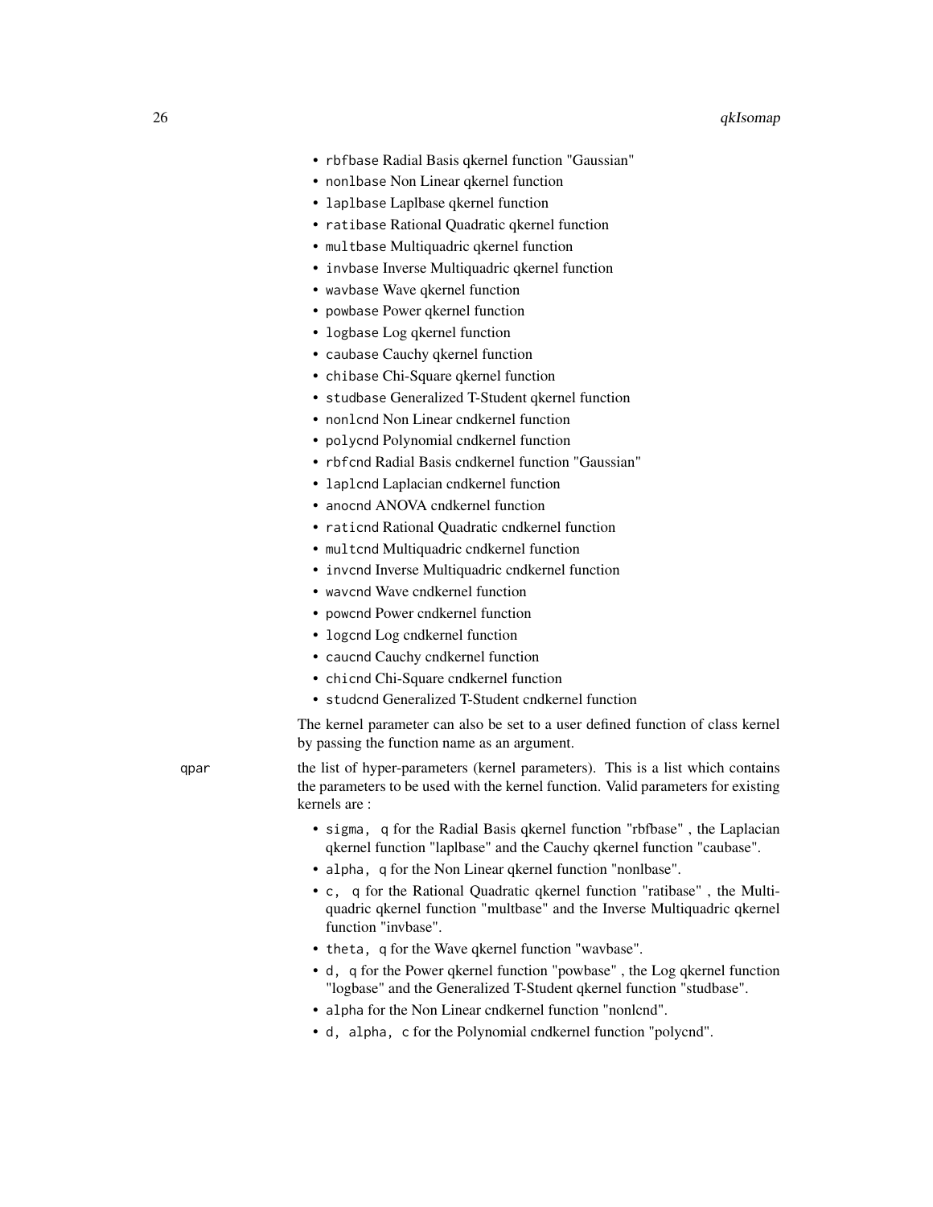- `rbfbase` Radial Basis qkernel function "Gaussian"
- `nonlbase` Non Linear qkernel function
- `laplbase` Laplbase qkernel function
- `ratibase` Rational Quadratic qkernel function
- `multbase` Multiquadric qkernel function
- `invbase` Inverse Multiquadric qkernel function
- `wavbase` Wave qkernel function
- `powbase` Power qkernel function
- `logbase` Log qkernel function
- `caubase` Cauchy qkernel function
- `chibase` Chi-Square qkernel function
- `studbase` Generalized T-Student qkernel function
- `nonlcnd` Non Linear cndkernel function
- `polycnd` Polynomial cndkernel function
- `rbfcnd` Radial Basis cndkernel function "Gaussian"
- `laplcnd` Laplacian cndkernel function
- `anocnd` ANOVA cndkernel function
- `raticnd` Rational Quadratic cndkernel function
- `multcnd` Multiquadric cndkernel function
- `invcnd` Inverse Multiquadric cndkernel function
- `wavcnd` Wave cndkernel function
- `powcnd` Power cndkernel function
- `logcnd` Log cndkernel function
- `caucnd` Cauchy cndkernel function
- `chicnd` Chi-Square cndkernel function
- `studcnd` Generalized T-Student cndkernel function

The kernel parameter can also be set to a user defined function of class kernel by passing the function name as an argument.

`qpar` the list of hyper-parameters (kernel parameters). This is a list which contains the parameters to be used with the kernel function. Valid parameters for existing kernels are :

- `sigma, q` for the Radial Basis qkernel function "rbfbase" , the Laplacian qkernel function "laplbase" and the Cauchy qkernel function "caubase".
- `alpha, q` for the Non Linear qkernel function "nonlbase".
- `c, q` for the Rational Quadratic qkernel function "ratibase" , the Multiquadric qkernel function "multbase" and the Inverse Multiquadric qkernel function "invbase".
- `theta, q` for the Wave qkernel function "wavbase".
- `d, q` for the Power qkernel function "powbase" , the Log qkernel function "logbase" and the Generalized T-Student qkernel function "studbase".
- `alpha` for the Non Linear cndkernel function "nonlcnd".
- `d, alpha, c` for the Polynomial cndkernel function "polycnd".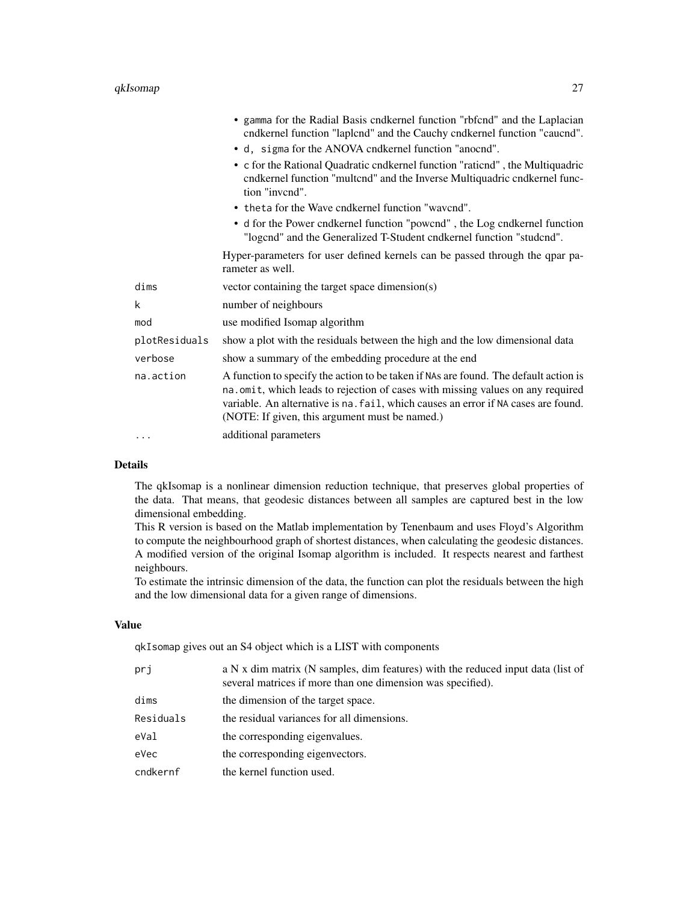- `gamma` for the Radial Basis cndkernel function "rbfcnd" and the Laplacian cndkernel function "laplcnd" and the Cauchy cndkernel function "caucnd".
- `d, sigma` for the ANOVA cndkernel function "anocnd".
- `c` for the Rational Quadratic cndkernel function "raticnd" , the Multiquadric cndkernel function "multcnd" and the Inverse Multiquadric cndkernel function "invcnd".
- `theta` for the Wave cndkernel function "wavcnd".
- `d` for the Power cndkernel function "powcnd" , the Log cndkernel function "logcnd" and the Generalized T-Student cndkernel function "studcnd".

Hyper-parameters for user defined kernels can be passed through the qpar parameter as well.

| | |
|---|---|
| `dims` | vector containing the target space dimension(s) |
| `k` | number of neighbours |
| `mod` | use modified Isomap algorithm |
| `plotResiduals` | show a plot with the residuals between the high and the low dimensional data |
| `verbose` | show a summary of the embedding procedure at the end |
| `na.action` | A function to specify the action to be taken if NAs are found. The default action is `na.omit`, which leads to rejection of cases with missing values on any required variable. An alternative is `na.fail`, which causes an error if NA cases are found. (NOTE: If given, this argument must be named.) |
| `...` | additional parameters |

## Details

The qkIsomap is a nonlinear dimension reduction technique, that preserves global properties of the data. That means, that geodesic distances between all samples are captured best in the low dimensional embedding.
This R version is based on the Matlab implementation by Tenenbaum and uses Floyd's Algorithm to compute the neighbourhood graph of shortest distances, when calculating the geodesic distances.
A modified version of the original Isomap algorithm is included. It respects nearest and farthest neighbours.
To estimate the intrinsic dimension of the data, the function can plot the residuals between the high and the low dimensional data for a given range of dimensions.

## Value

`qkIsomap` gives out an S4 object which is a LIST with components

| | |
|---|---|
| `prj` | a N x dim matrix (N samples, dim features) with the reduced input data (list of several matrices if more than one dimension was specified). |
| `dims` | the dimension of the target space. |
| `Residuals` | the residual variances for all dimensions. |
| `eVal` | the corresponding eigenvalues. |
| `eVec` | the corresponding eigenvectors. |
| `cndkernf` | the kernel function used. |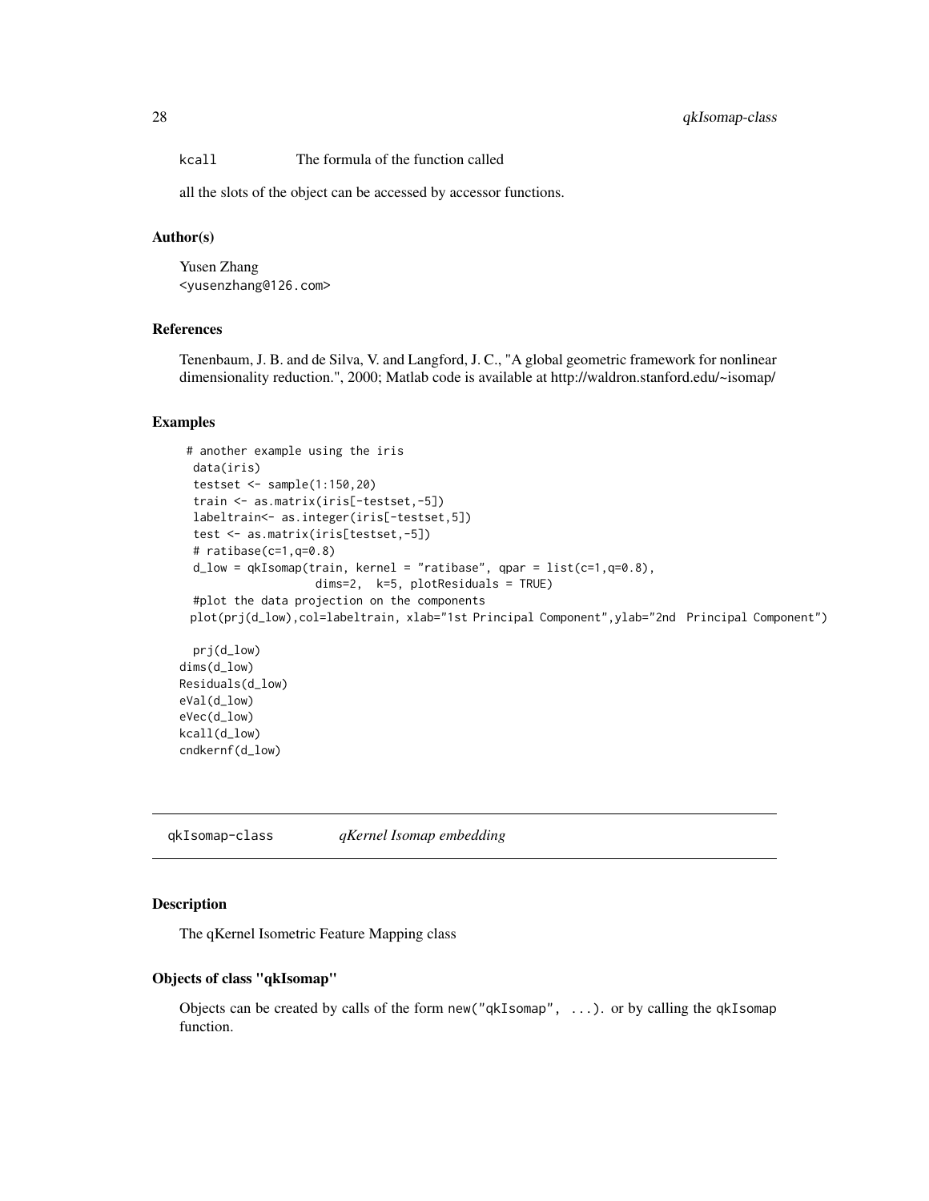kcall The formula of the function called

all the slots of the object can be accessed by accessor functions.

### Author(s)

Yusen Zhang
<yusenzhang@126.com>

### References

Tenenbaum, J. B. and de Silva, V. and Langford, J. C., "A global geometric framework for nonlinear dimensionality reduction.", 2000; Matlab code is available at http://waldron.stanford.edu/~isomap/

### Examples

```
 # another example using the iris
  data(iris)
  testset <- sample(1:150,20)
  train <- as.matrix(iris[-testset,-5])
  labeltrain<- as.integer(iris[-testset,5])
  test <- as.matrix(iris[testset,-5])
  # ratibase(c=1,q=0.8)
  d_low = qkIsomap(train, kernel = "ratibase", qpar = list(c=1,q=0.8),
                   dims=2,  k=5, plotResiduals = TRUE)
  #plot the data projection on the components
 plot(prj(d_low),col=labeltrain, xlab="1st Principal Component",ylab="2nd  Principal Component")

  prj(d_low)
dims(d_low)
Residuals(d_low)
eVal(d_low)
eVec(d_low)
kcall(d_low)
cndkernf(d_low)
```

---

## qkIsomap-class *qKernel Isomap embedding*

---

### Description

The qKernel Isometric Feature Mapping class

### Objects of class "qkIsomap"

Objects can be created by calls of the form `new("qkIsomap", ...)`. or by calling the `qkIsomap` function.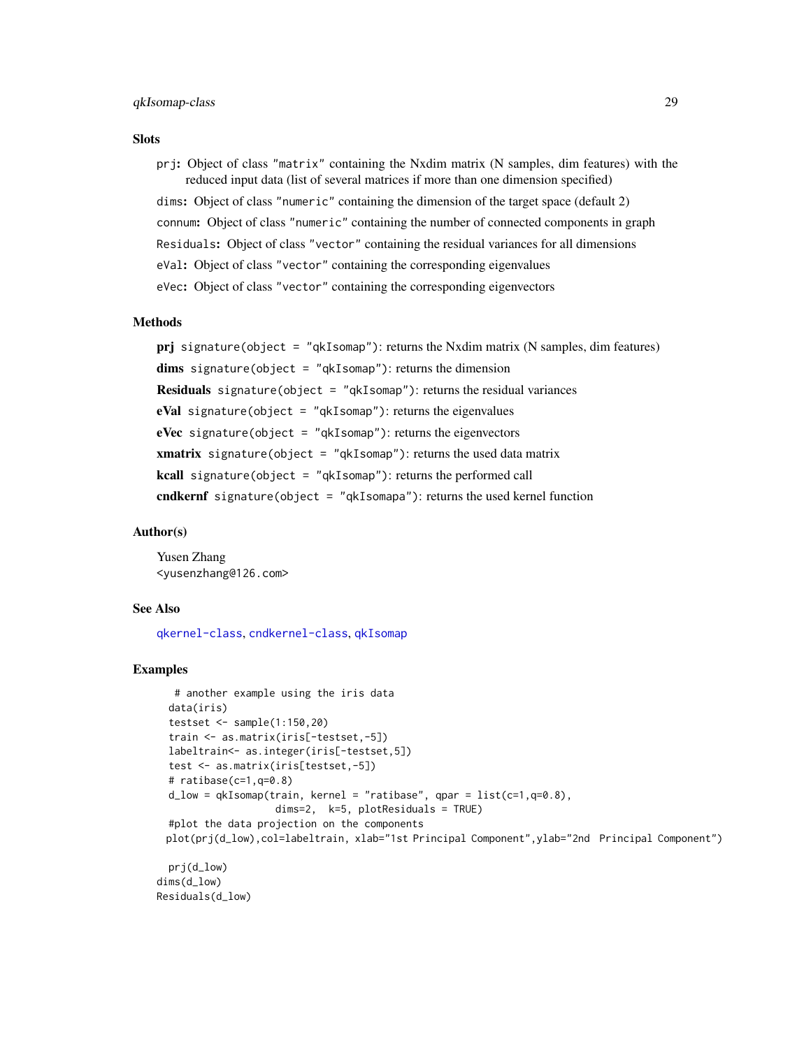## Slots

- `prj`: Object of class `"matrix"` containing the Nxdim matrix (N samples, dim features) with the reduced input data (list of several matrices if more than one dimension specified)
- `dims`: Object of class `"numeric"` containing the dimension of the target space (default 2)
- `connum`: Object of class `"numeric"` containing the number of connected components in graph
- `Residuals`: Object of class `"vector"` containing the residual variances for all dimensions
- `eVal`: Object of class `"vector"` containing the corresponding eigenvalues
- `eVec`: Object of class `"vector"` containing the corresponding eigenvectors

## Methods

- **prj** `signature(object = "qkIsomap")`: returns the Nxdim matrix (N samples, dim features)
- **dims** `signature(object = "qkIsomap")`: returns the dimension
- **Residuals** `signature(object = "qkIsomap")`: returns the residual variances
- **eVal** `signature(object = "qkIsomap")`: returns the eigenvalues
- **eVec** `signature(object = "qkIsomap")`: returns the eigenvectors
- **xmatrix** `signature(object = "qkIsomap")`: returns the used data matrix
- **kcall** `signature(object = "qkIsomap")`: returns the performed call
- **cndkernf** `signature(object = "qkIsomapa")`: returns the used kernel function

## Author(s)

Yusen Zhang
<yusenzhang@126.com>

## See Also

qkernel-class, cndkernel-class, qkIsomap

## Examples

```
 # another example using the iris data
data(iris)
testset <- sample(1:150,20)
train <- as.matrix(iris[-testset,-5])
labeltrain<- as.integer(iris[-testset,5])
test <- as.matrix(iris[testset,-5])
# ratibase(c=1,q=0.8)
d_low = qkIsomap(train, kernel = "ratibase", qpar = list(c=1,q=0.8),
                  dims=2,  k=5, plotResiduals = TRUE)
#plot the data projection on the components
plot(prj(d_low),col=labeltrain, xlab="1st Principal Component",ylab="2nd  Principal Component")

prj(d_low)
dims(d_low)
Residuals(d_low)
```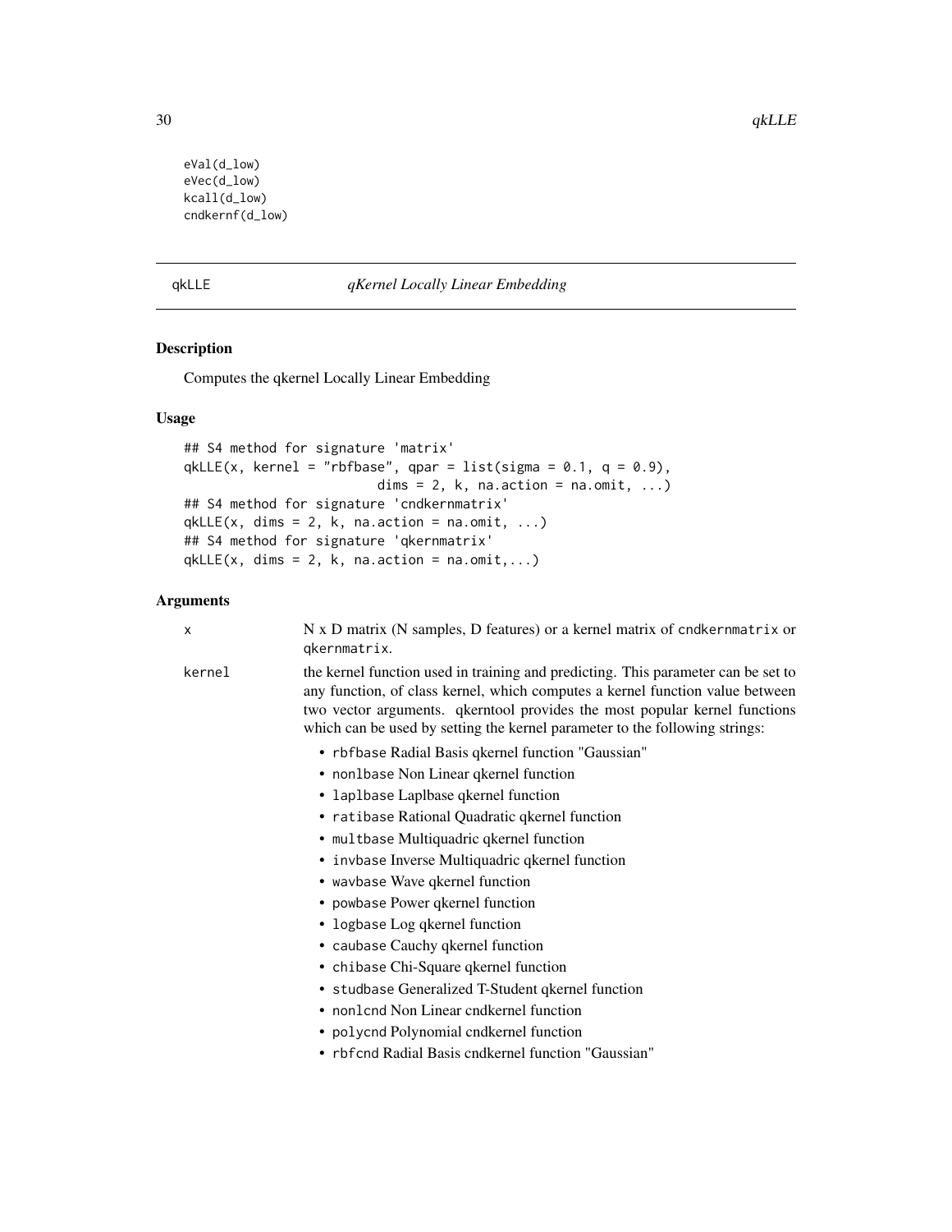```
eVal(d_low)
eVec(d_low)
kcall(d_low)
cndkernf(d_low)
```

---

qkLLE *qKernel Locally Linear Embedding*

---

## Description

Computes the qkernel Locally Linear Embedding

## Usage

```
## S4 method for signature 'matrix'
qkLLE(x, kernel = "rbfbase", qpar = list(sigma = 0.1, q = 0.9),
                        dims = 2, k, na.action = na.omit, ...)
## S4 method for signature 'cndkernmatrix'
qkLLE(x, dims = 2, k, na.action = na.omit, ...)
## S4 method for signature 'qkernmatrix'
qkLLE(x, dims = 2, k, na.action = na.omit,...)
```

## Arguments

`x` N x D matrix (N samples, D features) or a kernel matrix of `cndkernmatrix` or `qkernmatrix`.

`kernel` the kernel function used in training and predicting. This parameter can be set to any function, of class kernel, which computes a kernel function value between two vector arguments. qkerntool provides the most popular kernel functions which can be used by setting the kernel parameter to the following strings:

- `rbfbase` Radial Basis qkernel function "Gaussian"
- `nonlbase` Non Linear qkernel function
- `laplbase` Laplbase qkernel function
- `ratibase` Rational Quadratic qkernel function
- `multbase` Multiquadric qkernel function
- `invbase` Inverse Multiquadric qkernel function
- `wavbase` Wave qkernel function
- `powbase` Power qkernel function
- `logbase` Log qkernel function
- `caubase` Cauchy qkernel function
- `chibase` Chi-Square qkernel function
- `studbase` Generalized T-Student qkernel function
- `nonlcnd` Non Linear cndkernel function
- `polycnd` Polynomial cndkernel function
- `rbfcnd` Radial Basis cndkernel function "Gaussian"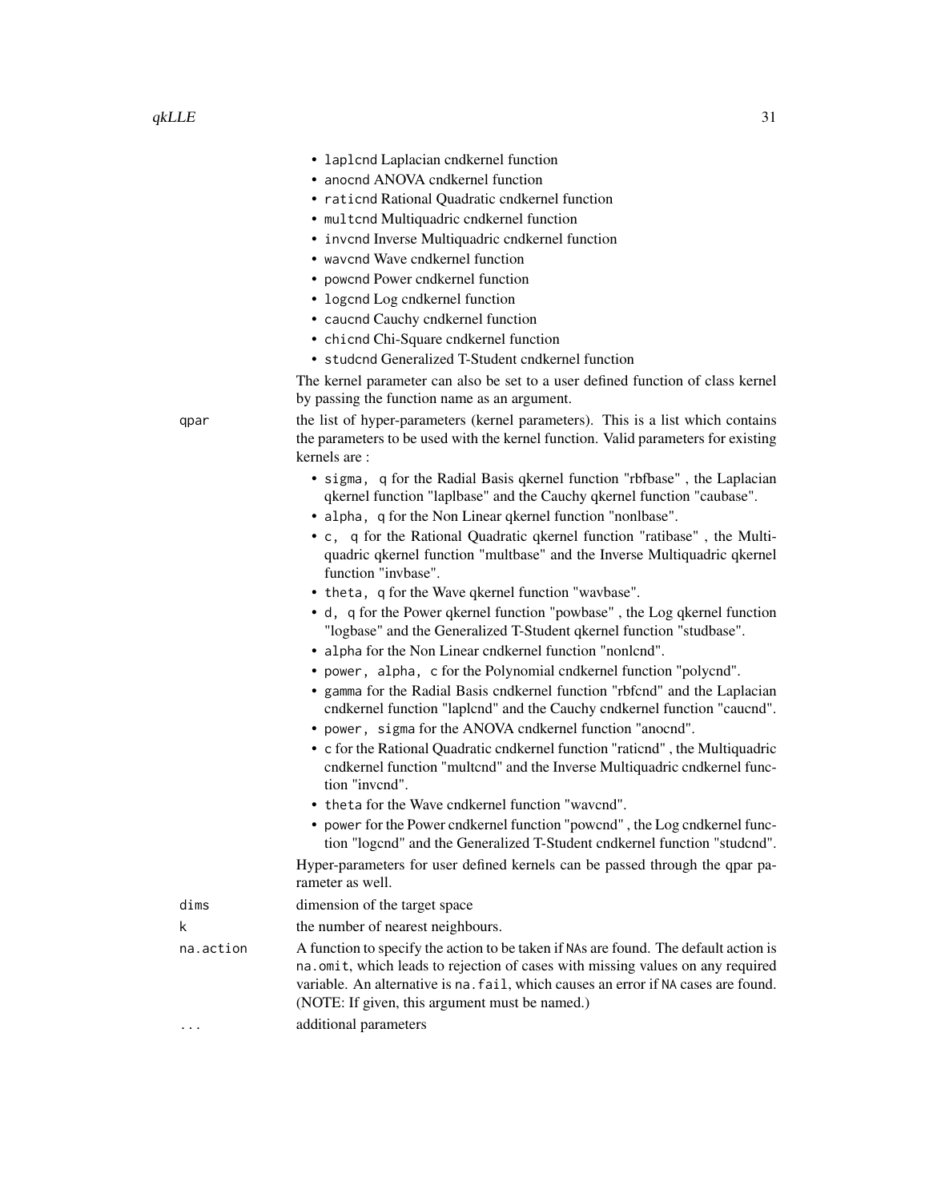- `laplcnd` Laplacian cndkernel function
- `anocnd` ANOVA cndkernel function
- `raticnd` Rational Quadratic cndkernel function
- `multcnd` Multiquadric cndkernel function
- `invcnd` Inverse Multiquadric cndkernel function
- `wavcnd` Wave cndkernel function
- `powcnd` Power cndkernel function
- `logcnd` Log cndkernel function
- `caucnd` Cauchy cndkernel function
- `chicnd` Chi-Square cndkernel function
- `studcnd` Generalized T-Student cndkernel function

The kernel parameter can also be set to a user defined function of class kernel by passing the function name as an argument.

`qpar` the list of hyper-parameters (kernel parameters). This is a list which contains the parameters to be used with the kernel function. Valid parameters for existing kernels are :

- `sigma, q` for the Radial Basis qkernel function "rbfbase" , the Laplacian qkernel function "laplbase" and the Cauchy qkernel function "caubase".
- `alpha, q` for the Non Linear qkernel function "nonlbase".
- `c, q` for the Rational Quadratic qkernel function "ratibase" , the Multiquadric qkernel function "multbase" and the Inverse Multiquadric qkernel function "invbase".
- `theta, q` for the Wave qkernel function "wavbase".
- `d, q` for the Power qkernel function "powbase" , the Log qkernel function "logbase" and the Generalized T-Student qkernel function "studbase".
- `alpha` for the Non Linear cndkernel function "nonlcnd".
- `power, alpha, c` for the Polynomial cndkernel function "polycnd".
- `gamma` for the Radial Basis cndkernel function "rbfcnd" and the Laplacian cndkernel function "laplcnd" and the Cauchy cndkernel function "caucnd".
- `power, sigma` for the ANOVA cndkernel function "anocnd".
- `c` for the Rational Quadratic cndkernel function "raticnd" , the Multiquadric cndkernel function "multcnd" and the Inverse Multiquadric cndkernel function "invcnd".
- `theta` for the Wave cndkernel function "wavcnd".
- `power` for the Power cndkernel function "powcnd" , the Log cndkernel function "logcnd" and the Generalized T-Student cndkernel function "studcnd".

Hyper-parameters for user defined kernels can be passed through the qpar parameter as well.

`dims` dimension of the target space

`k` the number of nearest neighbours.

`na.action` A function to specify the action to be taken if NAs are found. The default action is `na.omit`, which leads to rejection of cases with missing values on any required variable. An alternative is `na.fail`, which causes an error if NA cases are found. (NOTE: If given, this argument must be named.)

`...` additional parameters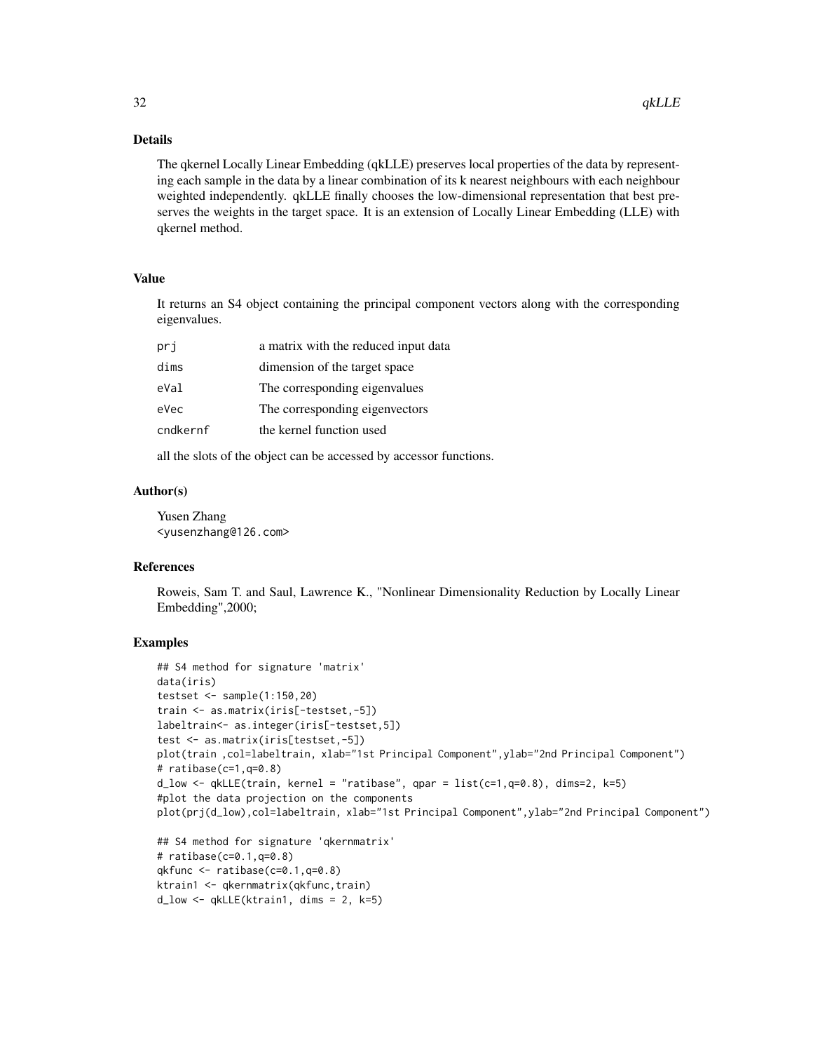### Details

The qkernel Locally Linear Embedding (qkLLE) preserves local properties of the data by representing each sample in the data by a linear combination of its k nearest neighbours with each neighbour weighted independently. qkLLE finally chooses the low-dimensional representation that best preserves the weights in the target space. It is an extension of Locally Linear Embedding (LLE) with qkernel method.

### Value

It returns an S4 object containing the principal component vectors along with the corresponding eigenvalues.

| | |
|---|---|
| `prj` | a matrix with the reduced input data |
| `dims` | dimension of the target space |
| `eVal` | The corresponding eigenvalues |
| `eVec` | The corresponding eigenvectors |
| `cndkernf` | the kernel function used |

all the slots of the object can be accessed by accessor functions.

### Author(s)

Yusen Zhang
<yusenzhang@126.com>

### References

Roweis, Sam T. and Saul, Lawrence K., "Nonlinear Dimensionality Reduction by Locally Linear Embedding",2000;

### Examples

```
## S4 method for signature 'matrix'
data(iris)
testset <- sample(1:150,20)
train <- as.matrix(iris[-testset,-5])
labeltrain<- as.integer(iris[-testset,5])
test <- as.matrix(iris[testset,-5])
plot(train ,col=labeltrain, xlab="1st Principal Component",ylab="2nd Principal Component")
# ratibase(c=1,q=0.8)
d_low <- qkLLE(train, kernel = "ratibase", qpar = list(c=1,q=0.8), dims=2, k=5)
#plot the data projection on the components
plot(prj(d_low),col=labeltrain, xlab="1st Principal Component",ylab="2nd Principal Component")

## S4 method for signature 'qkernmatrix'
# ratibase(c=0.1,q=0.8)
qkfunc <- ratibase(c=0.1,q=0.8)
ktrain1 <- qkernmatrix(qkfunc,train)
d_low <- qkLLE(ktrain1, dims = 2, k=5)
```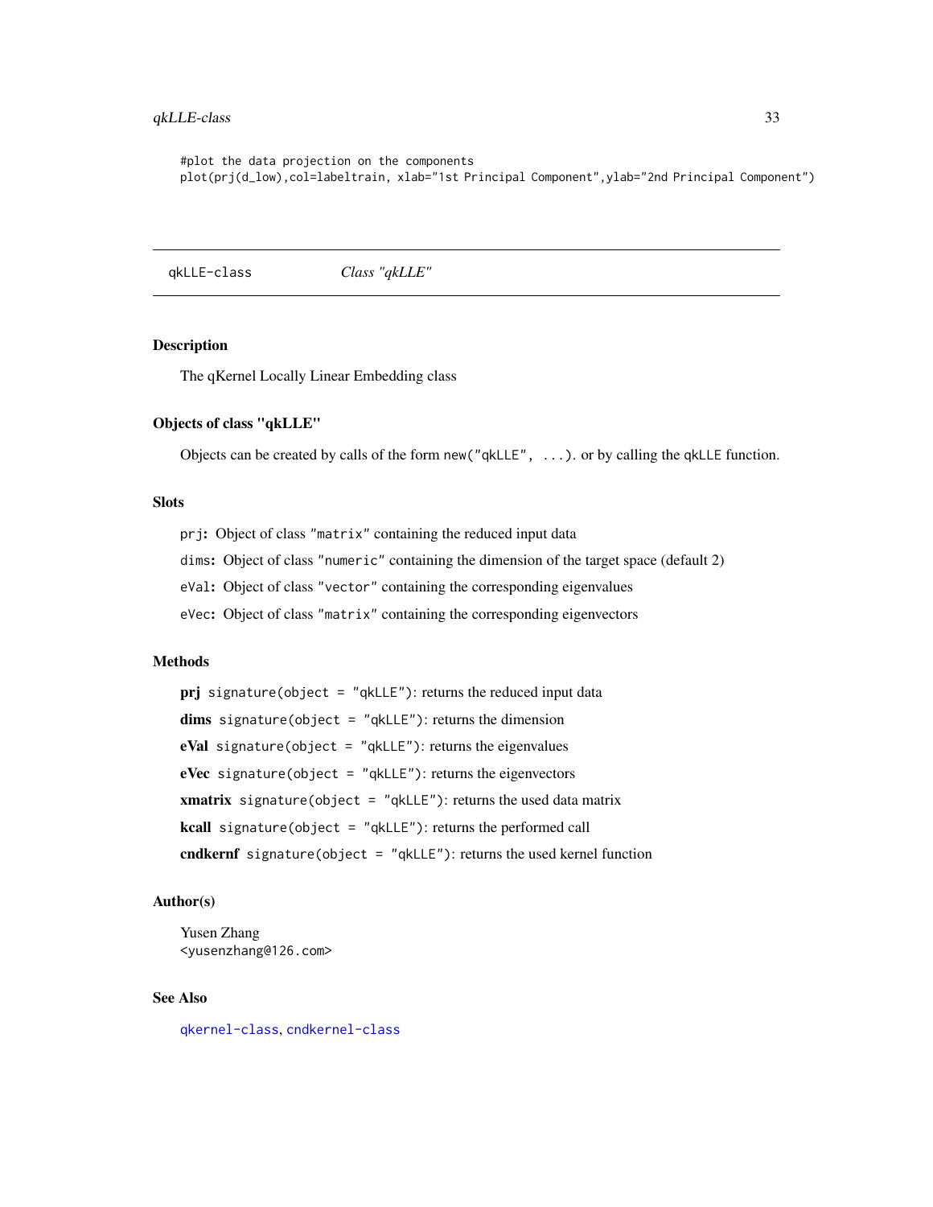```
#plot the data projection on the components
plot(prj(d_low),col=labeltrain, xlab="1st Principal Component",ylab="2nd Principal Component")
```

---

## qkLLE-class *Class "qkLLE"*

---

### Description

The qKernel Locally Linear Embedding class

### Objects of class "qkLLE"

Objects can be created by calls of the form `new("qkLLE", ...)`. or by calling the `qkLLE` function.

### Slots

`prj`: Object of class `"matrix"` containing the reduced input data

`dims`: Object of class `"numeric"` containing the dimension of the target space (default 2)

`eVal`: Object of class `"vector"` containing the corresponding eigenvalues

`eVec`: Object of class `"matrix"` containing the corresponding eigenvectors

### Methods

**prj** `signature(object = "qkLLE")`: returns the reduced input data

**dims** `signature(object = "qkLLE")`: returns the dimension

**eVal** `signature(object = "qkLLE")`: returns the eigenvalues

**eVec** `signature(object = "qkLLE")`: returns the eigenvectors

**xmatrix** `signature(object = "qkLLE")`: returns the used data matrix

**kcall** `signature(object = "qkLLE")`: returns the performed call

**cndkernf** `signature(object = "qkLLE")`: returns the used kernel function

### Author(s)

Yusen Zhang
<yusenzhang@126.com>

### See Also

qkernel-class, cndkernel-class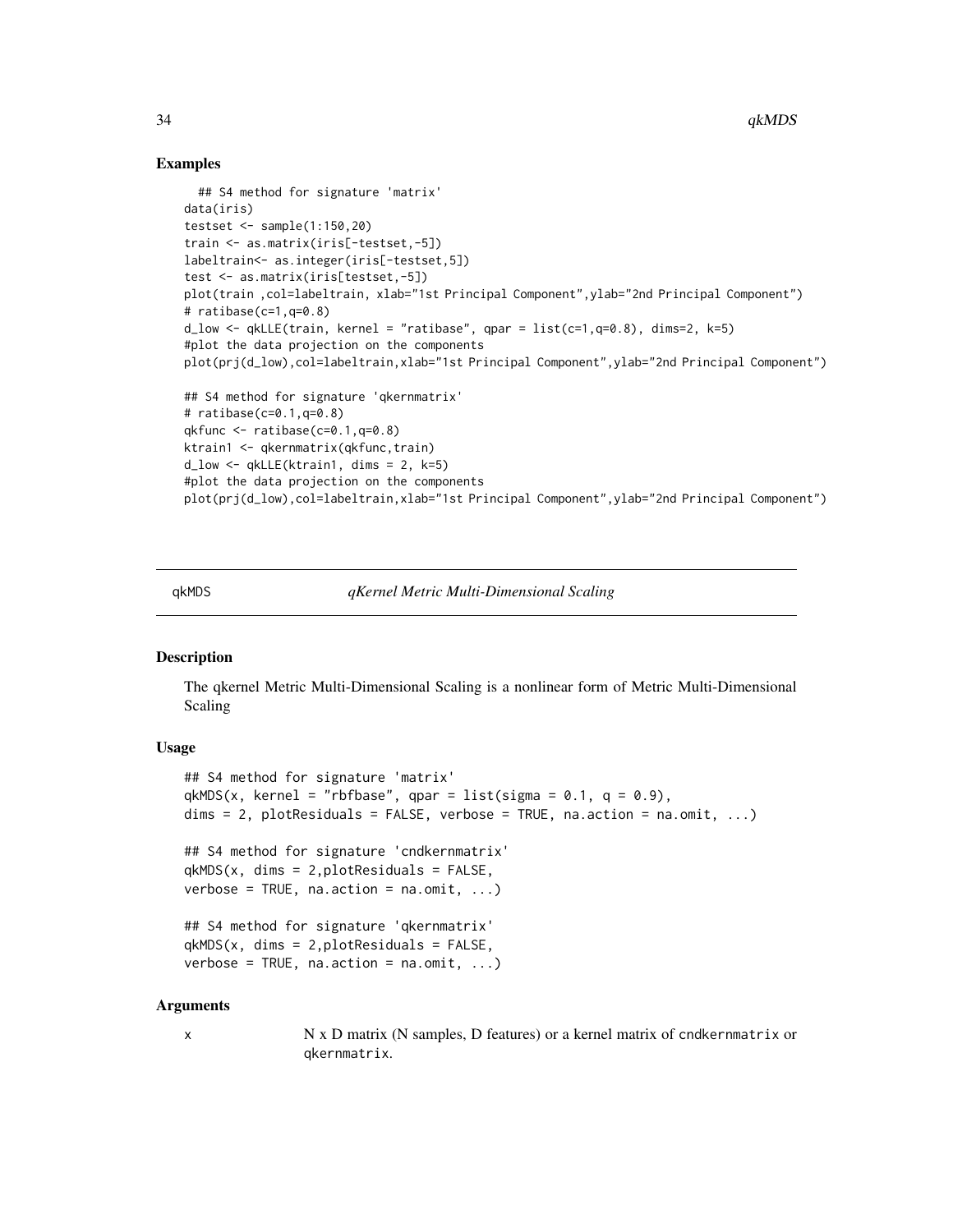### Examples

```
  ## S4 method for signature 'matrix'
data(iris)
testset <- sample(1:150,20)
train <- as.matrix(iris[-testset,-5])
labeltrain<- as.integer(iris[-testset,5])
test <- as.matrix(iris[testset,-5])
plot(train ,col=labeltrain, xlab="1st Principal Component",ylab="2nd Principal Component")
# ratibase(c=1,q=0.8)
d_low <- qkLLE(train, kernel = "ratibase", qpar = list(c=1,q=0.8), dims=2, k=5)
#plot the data projection on the components
plot(prj(d_low),col=labeltrain,xlab="1st Principal Component",ylab="2nd Principal Component")

## S4 method for signature 'qkernmatrix'
# ratibase(c=0.1,q=0.8)
qkfunc <- ratibase(c=0.1,q=0.8)
ktrain1 <- qkernmatrix(qkfunc,train)
d_low <- qkLLE(ktrain1, dims = 2, k=5)
#plot the data projection on the components
plot(prj(d_low),col=labeltrain,xlab="1st Principal Component",ylab="2nd Principal Component")
```

---

## qkMDS — *qKernel Metric Multi-Dimensional Scaling*

---

### Description

The qkernel Metric Multi-Dimensional Scaling is a nonlinear form of Metric Multi-Dimensional Scaling

### Usage

```
## S4 method for signature 'matrix'
qkMDS(x, kernel = "rbfbase", qpar = list(sigma = 0.1, q = 0.9),
dims = 2, plotResiduals = FALSE, verbose = TRUE, na.action = na.omit, ...)

## S4 method for signature 'cndkernmatrix'
qkMDS(x, dims = 2,plotResiduals = FALSE,
verbose = TRUE, na.action = na.omit, ...)

## S4 method for signature 'qkernmatrix'
qkMDS(x, dims = 2,plotResiduals = FALSE,
verbose = TRUE, na.action = na.omit, ...)
```

### Arguments

| | |
|---|---|
| x | N x D matrix (N samples, D features) or a kernel matrix of `cndkernmatrix` or `qkernmatrix`. |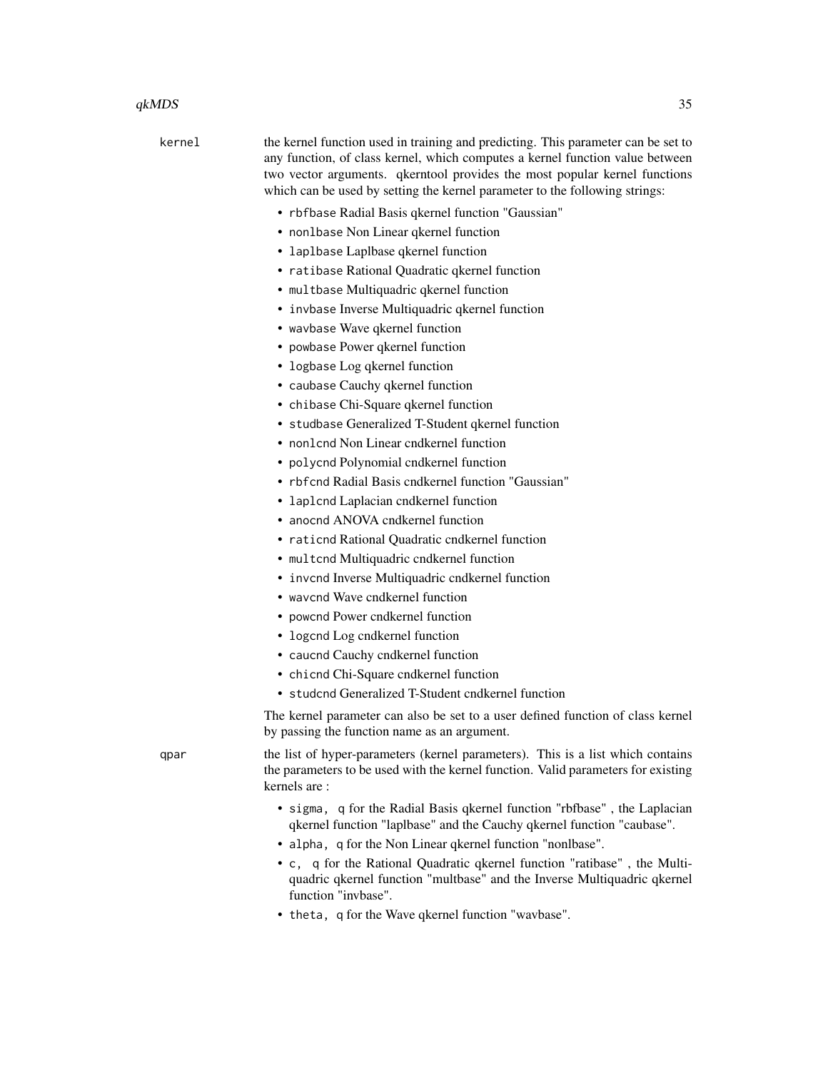kernel the kernel function used in training and predicting. This parameter can be set to any function, of class kernel, which computes a kernel function value between two vector arguments. qkerntool provides the most popular kernel functions which can be used by setting the kernel parameter to the following strings:

- `rbfbase` Radial Basis qkernel function "Gaussian"
- `nonlbase` Non Linear qkernel function
- `laplbase` Laplbase qkernel function
- `ratibase` Rational Quadratic qkernel function
- `multbase` Multiquadric qkernel function
- `invbase` Inverse Multiquadric qkernel function
- `wavbase` Wave qkernel function
- `powbase` Power qkernel function
- `logbase` Log qkernel function
- `caubase` Cauchy qkernel function
- `chibase` Chi-Square qkernel function
- `studbase` Generalized T-Student qkernel function
- `nonlcnd` Non Linear cndkernel function
- `polycnd` Polynomial cndkernel function
- `rbfcnd` Radial Basis cndkernel function "Gaussian"
- `laplcnd` Laplacian cndkernel function
- `anocnd` ANOVA cndkernel function
- `raticnd` Rational Quadratic cndkernel function
- `multcnd` Multiquadric cndkernel function
- `invcnd` Inverse Multiquadric cndkernel function
- `wavcnd` Wave cndkernel function
- `powcnd` Power cndkernel function
- `logcnd` Log cndkernel function
- `caucnd` Cauchy cndkernel function
- `chicnd` Chi-Square cndkernel function
- `studcnd` Generalized T-Student cndkernel function

The kernel parameter can also be set to a user defined function of class kernel by passing the function name as an argument.

qpar the list of hyper-parameters (kernel parameters). This is a list which contains the parameters to be used with the kernel function. Valid parameters for existing kernels are :

- `sigma, q` for the Radial Basis qkernel function "rbfbase" , the Laplacian qkernel function "laplbase" and the Cauchy qkernel function "caubase".
- `alpha, q` for the Non Linear qkernel function "nonlbase".
- `c, q` for the Rational Quadratic qkernel function "ratibase" , the Multiquadric qkernel function "multbase" and the Inverse Multiquadric qkernel function "invbase".
- `theta, q` for the Wave qkernel function "wavbase".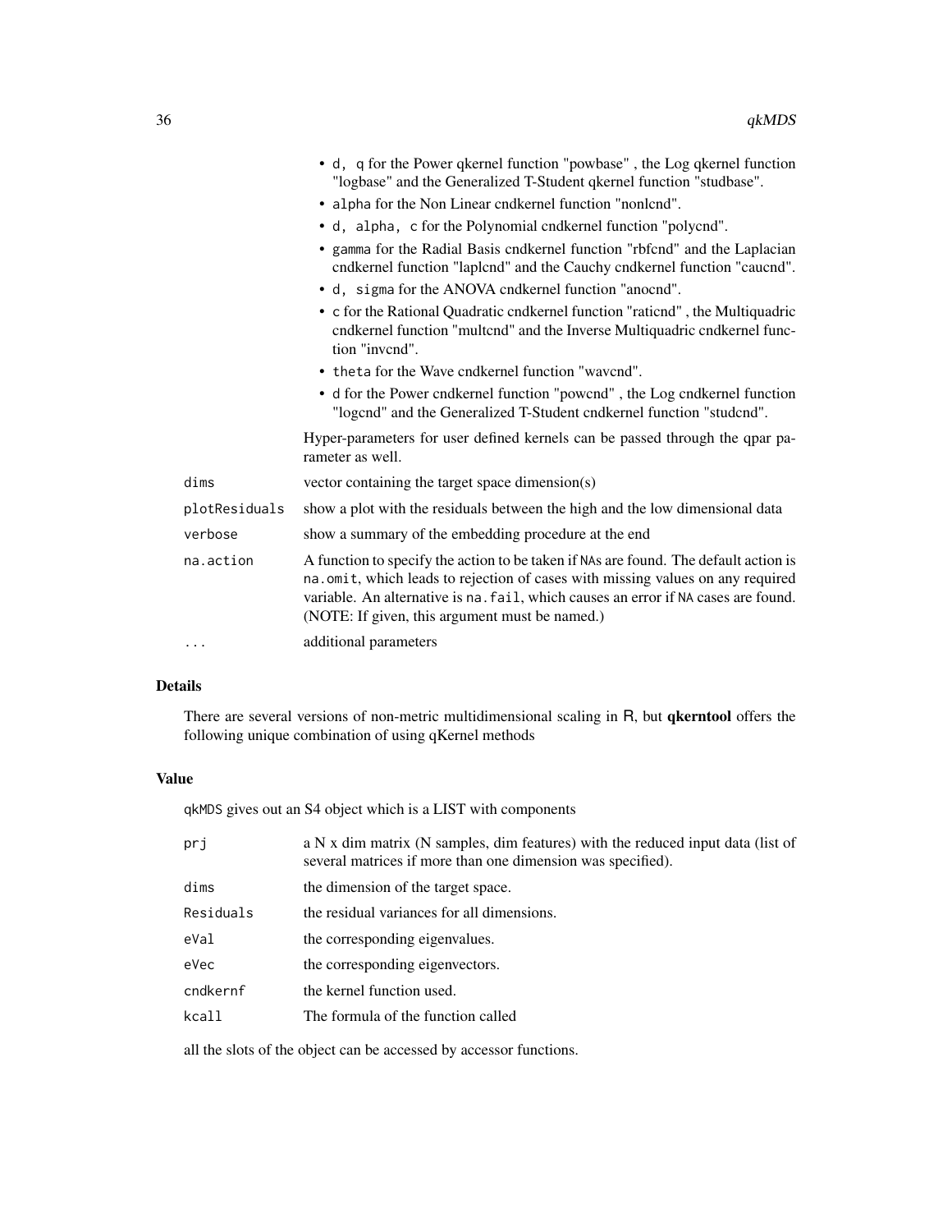- d, q for the Power qkernel function "powbase" , the Log qkernel function "logbase" and the Generalized T-Student qkernel function "studbase".
- alpha for the Non Linear cndkernel function "nonlcnd".
- d, alpha, c for the Polynomial cndkernel function "polycnd".
- gamma for the Radial Basis cndkernel function "rbfcnd" and the Laplacian cndkernel function "laplcnd" and the Cauchy cndkernel function "caucnd".
- d, sigma for the ANOVA cndkernel function "anocnd".
- c for the Rational Quadratic cndkernel function "raticnd" , the Multiquadric cndkernel function "multcnd" and the Inverse Multiquadric cndkernel function "invcnd".
- theta for the Wave cndkernel function "wavcnd".
- d for the Power cndkernel function "powcnd" , the Log cndkernel function "logcnd" and the Generalized T-Student cndkernel function "studcnd".

Hyper-parameters for user defined kernels can be passed through the qpar parameter as well.

| | |
|---|---|
| dims | vector containing the target space dimension(s) |
| plotResiduals | show a plot with the residuals between the high and the low dimensional data |
| verbose | show a summary of the embedding procedure at the end |
| na.action | A function to specify the action to be taken if NAs are found. The default action is na.omit, which leads to rejection of cases with missing values on any required variable. An alternative is na.fail, which causes an error if NA cases are found. (NOTE: If given, this argument must be named.) |
| ... | additional parameters |

## Details

There are several versions of non-metric multidimensional scaling in R, but **qkerntool** offers the following unique combination of using qKernel methods

## Value

qkMDS gives out an S4 object which is a LIST with components

| | |
|---|---|
| prj | a N x dim matrix (N samples, dim features) with the reduced input data (list of several matrices if more than one dimension was specified). |
| dims | the dimension of the target space. |
| Residuals | the residual variances for all dimensions. |
| eVal | the corresponding eigenvalues. |
| eVec | the corresponding eigenvectors. |
| cndkernf | the kernel function used. |
| kcall | The formula of the function called |

all the slots of the object can be accessed by accessor functions.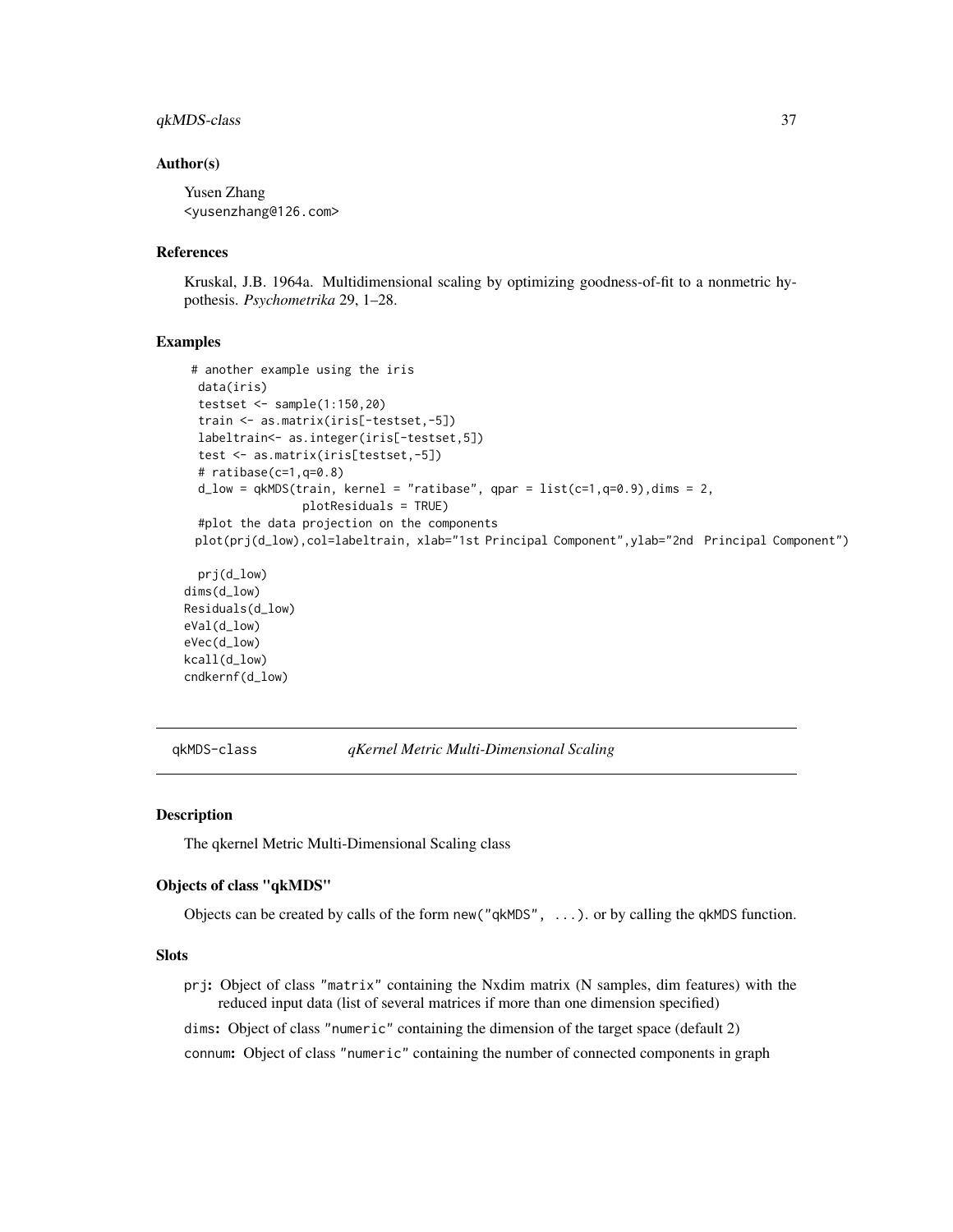### Author(s)

Yusen Zhang
<yusenzhang@126.com>

### References

Kruskal, J.B. 1964a. Multidimensional scaling by optimizing goodness-of-fit to a nonmetric hypothesis. *Psychometrika* 29, 1–28.

### Examples

```
 # another example using the iris
  data(iris)
  testset <- sample(1:150,20)
  train <- as.matrix(iris[-testset,-5])
  labeltrain<- as.integer(iris[-testset,5])
  test <- as.matrix(iris[testset,-5])
  # ratibase(c=1,q=0.8)
  d_low = qkMDS(train, kernel = "ratibase", qpar = list(c=1,q=0.9),dims = 2,
                plotResiduals = TRUE)
  #plot the data projection on the components
 plot(prj(d_low),col=labeltrain, xlab="1st Principal Component",ylab="2nd  Principal Component")

  prj(d_low)
dims(d_low)
Residuals(d_low)
eVal(d_low)
eVec(d_low)
kcall(d_low)
cndkernf(d_low)
```

---

## qkMDS-class — *qKernel Metric Multi-Dimensional Scaling*

### Description

The qkernel Metric Multi-Dimensional Scaling class

### Objects of class "qkMDS"

Objects can be created by calls of the form `new("qkMDS", ...)`. or by calling the `qkMDS` function.

### Slots

- `prj`: Object of class `"matrix"` containing the Nxdim matrix (N samples, dim features) with the reduced input data (list of several matrices if more than one dimension specified)
- `dims`: Object of class `"numeric"` containing the dimension of the target space (default 2)
- `connum`: Object of class `"numeric"` containing the number of connected components in graph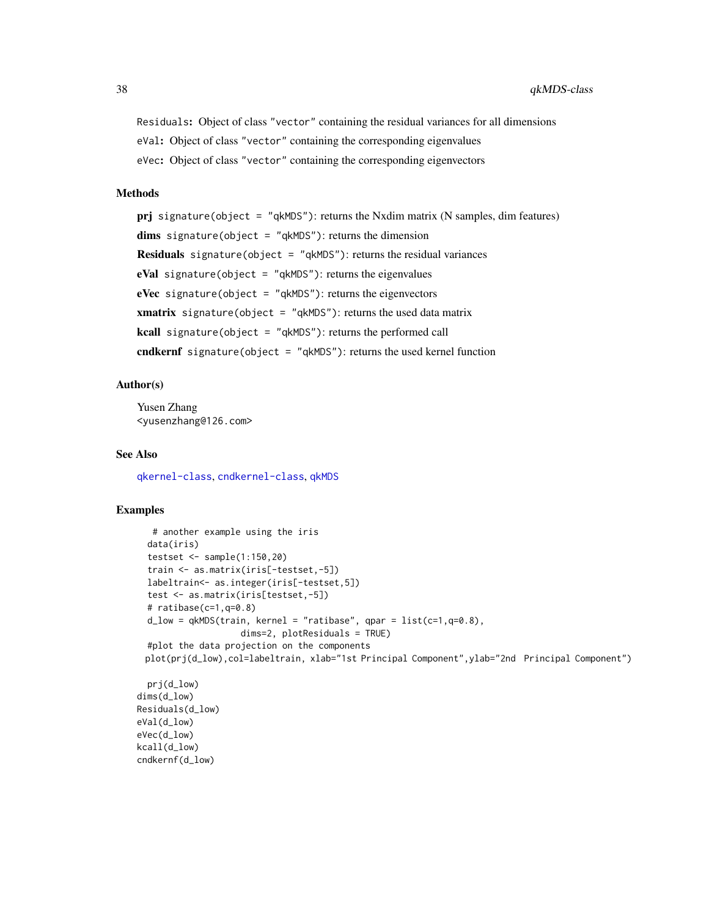`Residuals`: Object of class "vector" containing the residual variances for all dimensions

`eVal`: Object of class "vector" containing the corresponding eigenvalues

`eVec`: Object of class "vector" containing the corresponding eigenvectors

## Methods

**prj** `signature(object = "qkMDS")`: returns the Nxdim matrix (N samples, dim features)

**dims** `signature(object = "qkMDS")`: returns the dimension

**Residuals** `signature(object = "qkMDS")`: returns the residual variances

**eVal** `signature(object = "qkMDS")`: returns the eigenvalues

**eVec** `signature(object = "qkMDS")`: returns the eigenvectors

**xmatrix** `signature(object = "qkMDS")`: returns the used data matrix

**kcall** `signature(object = "qkMDS")`: returns the performed call

**cndkernf** `signature(object = "qkMDS")`: returns the used kernel function

## Author(s)

Yusen Zhang
<yusenzhang@126.com>

## See Also

qkernel-class, cndkernel-class, qkMDS

## Examples

```
   # another example using the iris
  data(iris)
  testset <- sample(1:150,20)
  train <- as.matrix(iris[-testset,-5])
  labeltrain<- as.integer(iris[-testset,5])
  test <- as.matrix(iris[testset,-5])
  # ratibase(c=1,q=0.8)
  d_low = qkMDS(train, kernel = "ratibase", qpar = list(c=1,q=0.8),
                  dims=2, plotResiduals = TRUE)
  #plot the data projection on the components
 plot(prj(d_low),col=labeltrain, xlab="1st Principal Component",ylab="2nd  Principal Component")

  prj(d_low)
dims(d_low)
Residuals(d_low)
eVal(d_low)
eVec(d_low)
kcall(d_low)
cndkernf(d_low)
```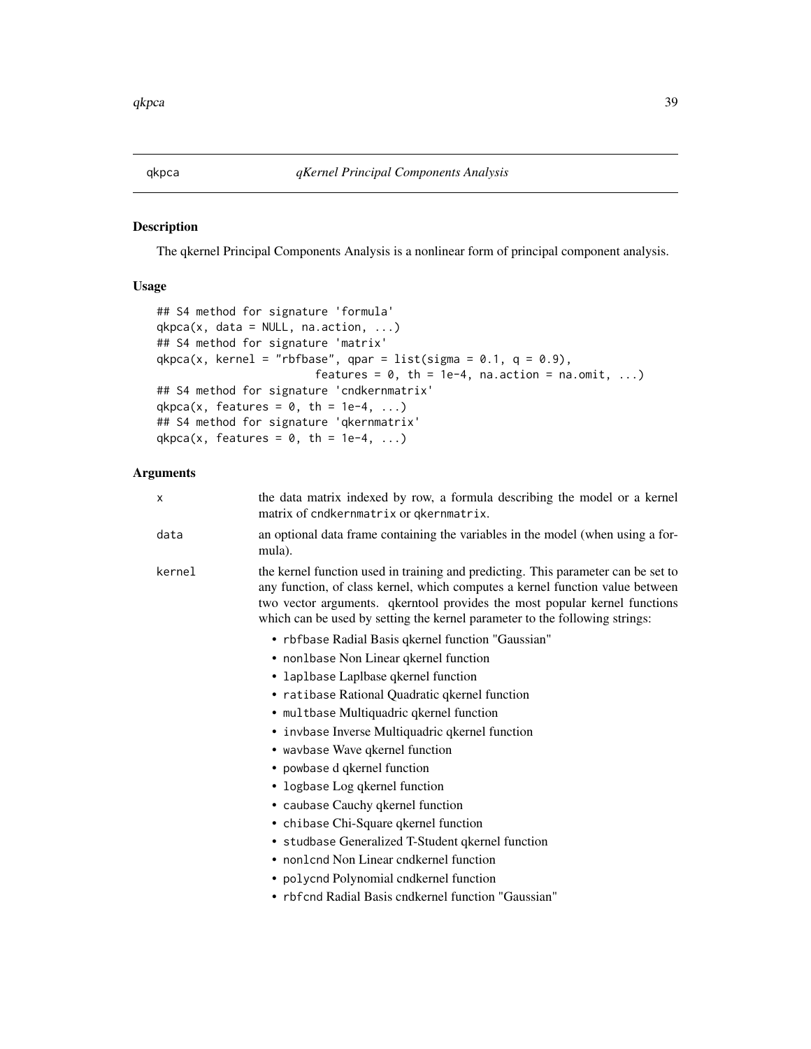qkpca *qKernel Principal Components Analysis*

## Description

The qkernel Principal Components Analysis is a nonlinear form of principal component analysis.

## Usage

```
## S4 method for signature 'formula'
qkpca(x, data = NULL, na.action, ...)
## S4 method for signature 'matrix'
qkpca(x, kernel = "rbfbase", qpar = list(sigma = 0.1, q = 0.9),
                        features = 0, th = 1e-4, na.action = na.omit, ...)
## S4 method for signature 'cndkernmatrix'
qkpca(x, features = 0, th = 1e-4, ...)
## S4 method for signature 'qkernmatrix'
qkpca(x, features = 0, th = 1e-4, ...)
```

## Arguments

| | |
|---|---|
| x | the data matrix indexed by row, a formula describing the model or a kernel matrix of cndkernmatrix or qkernmatrix. |
| data | an optional data frame containing the variables in the model (when using a formula). |
| kernel | the kernel function used in training and predicting. This parameter can be set to any function, of class kernel, which computes a kernel function value between two vector arguments. qkerntool provides the most popular kernel functions which can be used by setting the kernel parameter to the following strings: |

- rbfbase Radial Basis qkernel function "Gaussian"
- nonlbase Non Linear qkernel function
- laplbase Laplbase qkernel function
- ratibase Rational Quadratic qkernel function
- multbase Multiquadric qkernel function
- invbase Inverse Multiquadric qkernel function
- wavbase Wave qkernel function
- powbase d qkernel function
- logbase Log qkernel function
- caubase Cauchy qkernel function
- chibase Chi-Square qkernel function
- studbase Generalized T-Student qkernel function
- nonlcnd Non Linear cndkernel function
- polycnd Polynomial cndkernel function
- rbfcnd Radial Basis cndkernel function "Gaussian"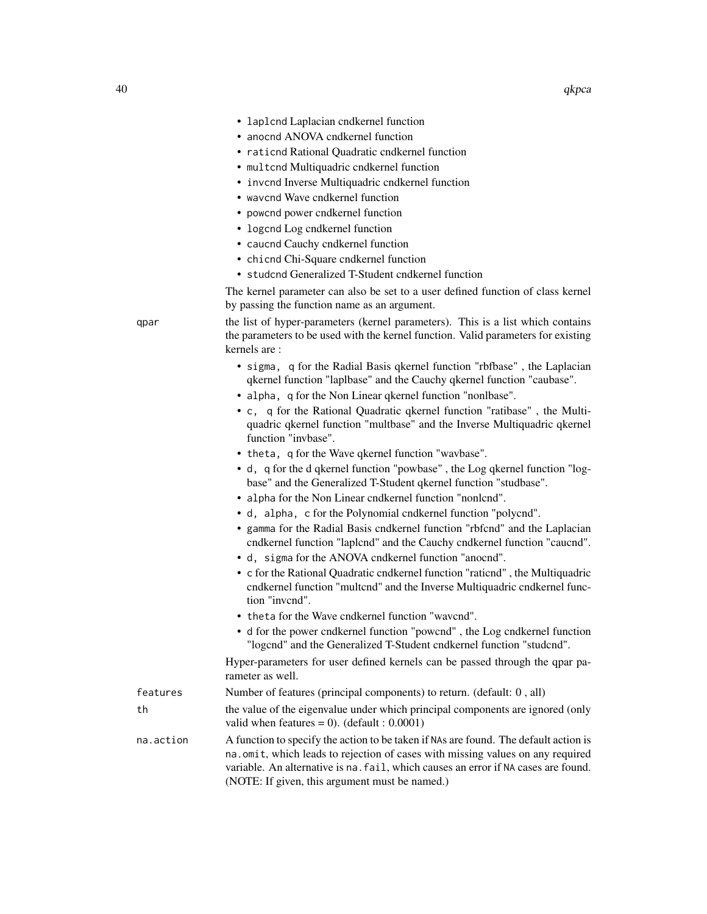- `laplcnd` Laplacian cndkernel function
- `anocnd` ANOVA cndkernel function
- `raticnd` Rational Quadratic cndkernel function
- `multcnd` Multiquadric cndkernel function
- `invcnd` Inverse Multiquadric cndkernel function
- `wavcnd` Wave cndkernel function
- `powcnd` power cndkernel function
- `logcnd` Log cndkernel function
- `caucnd` Cauchy cndkernel function
- `chicnd` Chi-Square cndkernel function
- `studcnd` Generalized T-Student cndkernel function

The kernel parameter can also be set to a user defined function of class kernel by passing the function name as an argument.

`qpar` the list of hyper-parameters (kernel parameters). This is a list which contains the parameters to be used with the kernel function. Valid parameters for existing kernels are :

- `sigma, q` for the Radial Basis qkernel function "rbfbase" , the Laplacian qkernel function "laplbase" and the Cauchy qkernel function "caubase".
- `alpha, q` for the Non Linear qkernel function "nonlbase".
- `c, q` for the Rational Quadratic qkernel function "ratibase" , the Multiquadric qkernel function "multbase" and the Inverse Multiquadric qkernel function "invbase".
- `theta, q` for the Wave qkernel function "wavbase".
- `d, q` for the d qkernel function "powbase" , the Log qkernel function "logbase" and the Generalized T-Student qkernel function "studbase".
- `alpha` for the Non Linear cndkernel function "nonlcnd".
- `d, alpha, c` for the Polynomial cndkernel function "polycnd".
- `gamma` for the Radial Basis cndkernel function "rbfcnd" and the Laplacian cndkernel function "laplcnd" and the Cauchy cndkernel function "caucnd".
- `d, sigma` for the ANOVA cndkernel function "anocnd".
- `c` for the Rational Quadratic cndkernel function "raticnd" , the Multiquadric cndkernel function "multcnd" and the Inverse Multiquadric cndkernel function "invcnd".
- `theta` for the Wave cndkernel function "wavcnd".
- `d` for the power cndkernel function "powcnd" , the Log cndkernel function "logcnd" and the Generalized T-Student cndkernel function "studcnd".

Hyper-parameters for user defined kernels can be passed through the qpar parameter as well.

`features` Number of features (principal components) to return. (default: 0 , all)

`th` the value of the eigenvalue under which principal components are ignored (only valid when features = 0). (default : 0.0001)

`na.action` A function to specify the action to be taken if NAs are found. The default action is `na.omit`, which leads to rejection of cases with missing values on any required variable. An alternative is `na.fail`, which causes an error if NA cases are found. (NOTE: If given, this argument must be named.)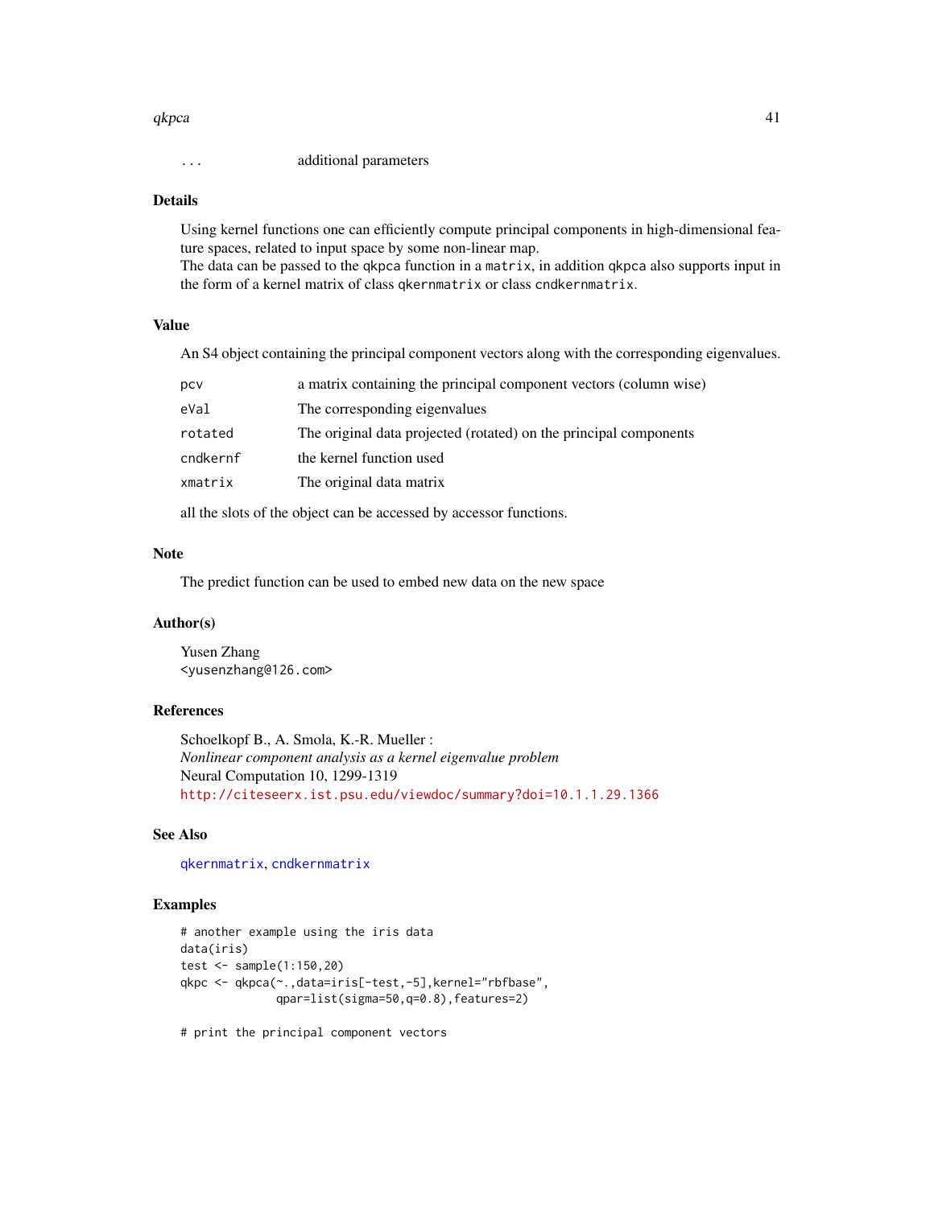| | |
|---|---|
| ... | additional parameters |

## Details

Using kernel functions one can efficiently compute principal components in high-dimensional feature spaces, related to input space by some non-linear map.
The data can be passed to the `qkpca` function in a `matrix`, in addition `qkpca` also supports input in the form of a kernel matrix of class `qkernmatrix` or class `cndkernmatrix`.

## Value

An S4 object containing the principal component vectors along with the corresponding eigenvalues.

| | |
|---|---|
| `pcv` | a matrix containing the principal component vectors (column wise) |
| `eVal` | The corresponding eigenvalues |
| `rotated` | The original data projected (rotated) on the principal components |
| `cndkernf` | the kernel function used |
| `xmatrix` | The original data matrix |

all the slots of the object can be accessed by accessor functions.

## Note

The predict function can be used to embed new data on the new space

## Author(s)

Yusen Zhang
`<yusenzhang@126.com>`

## References

Schoelkopf B., A. Smola, K.-R. Mueller :
*Nonlinear component analysis as a kernel eigenvalue problem*
Neural Computation 10, 1299-1319
http://citeseerx.ist.psu.edu/viewdoc/summary?doi=10.1.1.29.1366

## See Also

`qkernmatrix`, `cndkernmatrix`

## Examples

```
# another example using the iris data
data(iris)
test <- sample(1:150,20)
qkpc <- qkpca(~.,data=iris[-test,-5],kernel="rbfbase",
              qpar=list(sigma=50,q=0.8),features=2)

# print the principal component vectors
```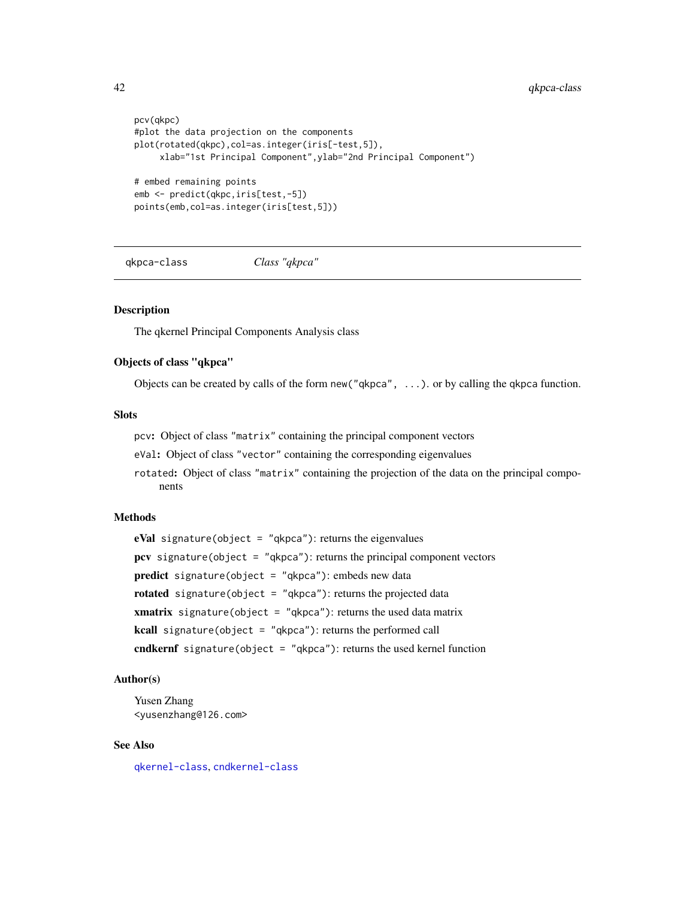```
pcv(qkpc)
#plot the data projection on the components
plot(rotated(qkpc),col=as.integer(iris[-test,5]),
     xlab="1st Principal Component",ylab="2nd Principal Component")

# embed remaining points
emb <- predict(qkpc,iris[test,-5])
points(emb,col=as.integer(iris[test,5]))
```

---

## qkpca-class *Class "qkpca"*

---

### Description

The qkernel Principal Components Analysis class

### Objects of class "qkpca"

Objects can be created by calls of the form `new("qkpca", ...)`. or by calling the `qkpca` function.

### Slots

`pcv`: Object of class `"matrix"` containing the principal component vectors

`eVal`: Object of class `"vector"` containing the corresponding eigenvalues

`rotated`: Object of class `"matrix"` containing the projection of the data on the principal components

### Methods

**eVal** `signature(object = "qkpca")`: returns the eigenvalues

**pcv** `signature(object = "qkpca")`: returns the principal component vectors

**predict** `signature(object = "qkpca")`: embeds new data

**rotated** `signature(object = "qkpca")`: returns the projected data

**xmatrix** `signature(object = "qkpca")`: returns the used data matrix

**kcall** `signature(object = "qkpca")`: returns the performed call

**cndkernf** `signature(object = "qkpca")`: returns the used kernel function

### Author(s)

Yusen Zhang
<yusenzhang@126.com>

### See Also

qkernel-class, cndkernel-class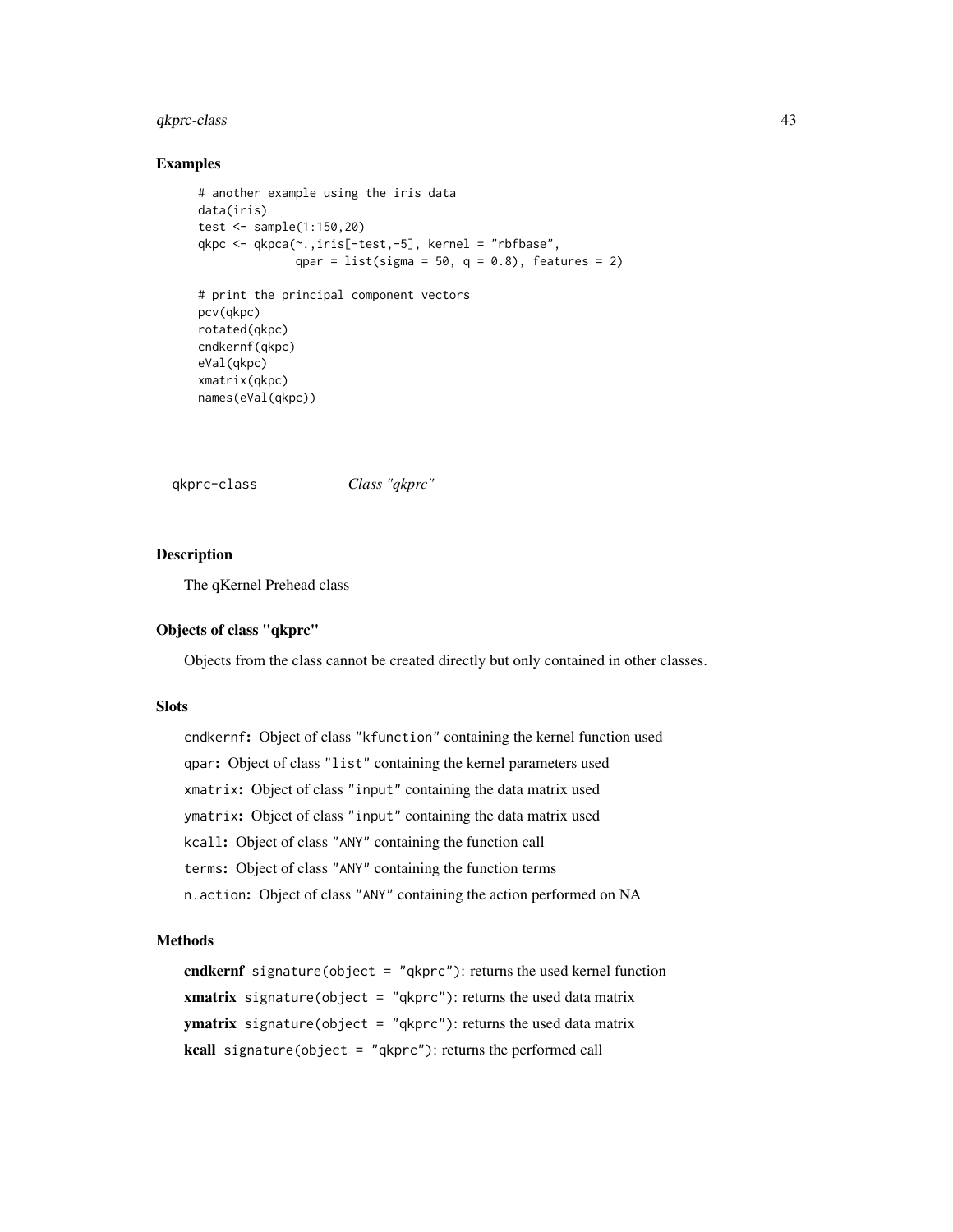## Examples

```
# another example using the iris data
data(iris)
test <- sample(1:150,20)
qkpc <- qkpca(~.,iris[-test,-5], kernel = "rbfbase",
              qpar = list(sigma = 50, q = 0.8), features = 2)

# print the principal component vectors
pcv(qkpc)
rotated(qkpc)
cndkernf(qkpc)
eVal(qkpc)
xmatrix(qkpc)
names(eVal(qkpc))
```

---

# qkprc-class    *Class "qkprc"*

---

## Description

The qKernel Prehead class

## Objects of class "qkprc"

Objects from the class cannot be created directly but only contained in other classes.

## Slots

`cndkernf`: Object of class `"kfunction"` containing the kernel function used

`qpar`: Object of class `"list"` containing the kernel parameters used

`xmatrix`: Object of class `"input"` containing the data matrix used

`ymatrix`: Object of class `"input"` containing the data matrix used

`kcall`: Object of class `"ANY"` containing the function call

`terms`: Object of class `"ANY"` containing the function terms

`n.action`: Object of class `"ANY"` containing the action performed on NA

## Methods

**cndkernf** `signature(object = "qkprc")`: returns the used kernel function

**xmatrix** `signature(object = "qkprc")`: returns the used data matrix

**ymatrix** `signature(object = "qkprc")`: returns the used data matrix

**kcall** `signature(object = "qkprc")`: returns the performed call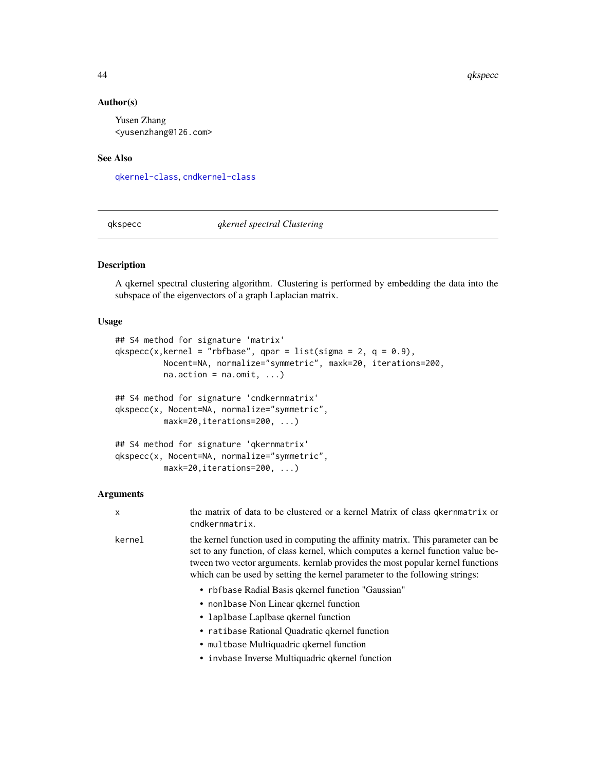## Author(s)

Yusen Zhang
<yusenzhang@126.com>

## See Also

qkernel-class, cndkernel-class

---

qkspecc *qkernel spectral Clustering*

---

## Description

A qkernel spectral clustering algorithm. Clustering is performed by embedding the data into the subspace of the eigenvectors of a graph Laplacian matrix.

## Usage

```
## S4 method for signature 'matrix'
qkspecc(x,kernel = "rbfbase", qpar = list(sigma = 2, q = 0.9),
          Nocent=NA, normalize="symmetric", maxk=20, iterations=200,
          na.action = na.omit, ...)

## S4 method for signature 'cndkernmatrix'
qkspecc(x, Nocent=NA, normalize="symmetric",
          maxk=20,iterations=200, ...)

## S4 method for signature 'qkernmatrix'
qkspecc(x, Nocent=NA, normalize="symmetric",
          maxk=20,iterations=200, ...)
```

## Arguments

`x` the matrix of data to be clustered or a kernel Matrix of class `qkernmatrix` or `cndkernmatrix`.

`kernel` the kernel function used in computing the affinity matrix. This parameter can be set to any function, of class kernel, which computes a kernel function value between two vector arguments. kernlab provides the most popular kernel functions which can be used by setting the kernel parameter to the following strings:

- `rbfbase` Radial Basis qkernel function "Gaussian"
- `nonlbase` Non Linear qkernel function
- `laplbase` Laplbase qkernel function
- `ratibase` Rational Quadratic qkernel function
- `multbase` Multiquadric qkernel function
- `invbase` Inverse Multiquadric qkernel function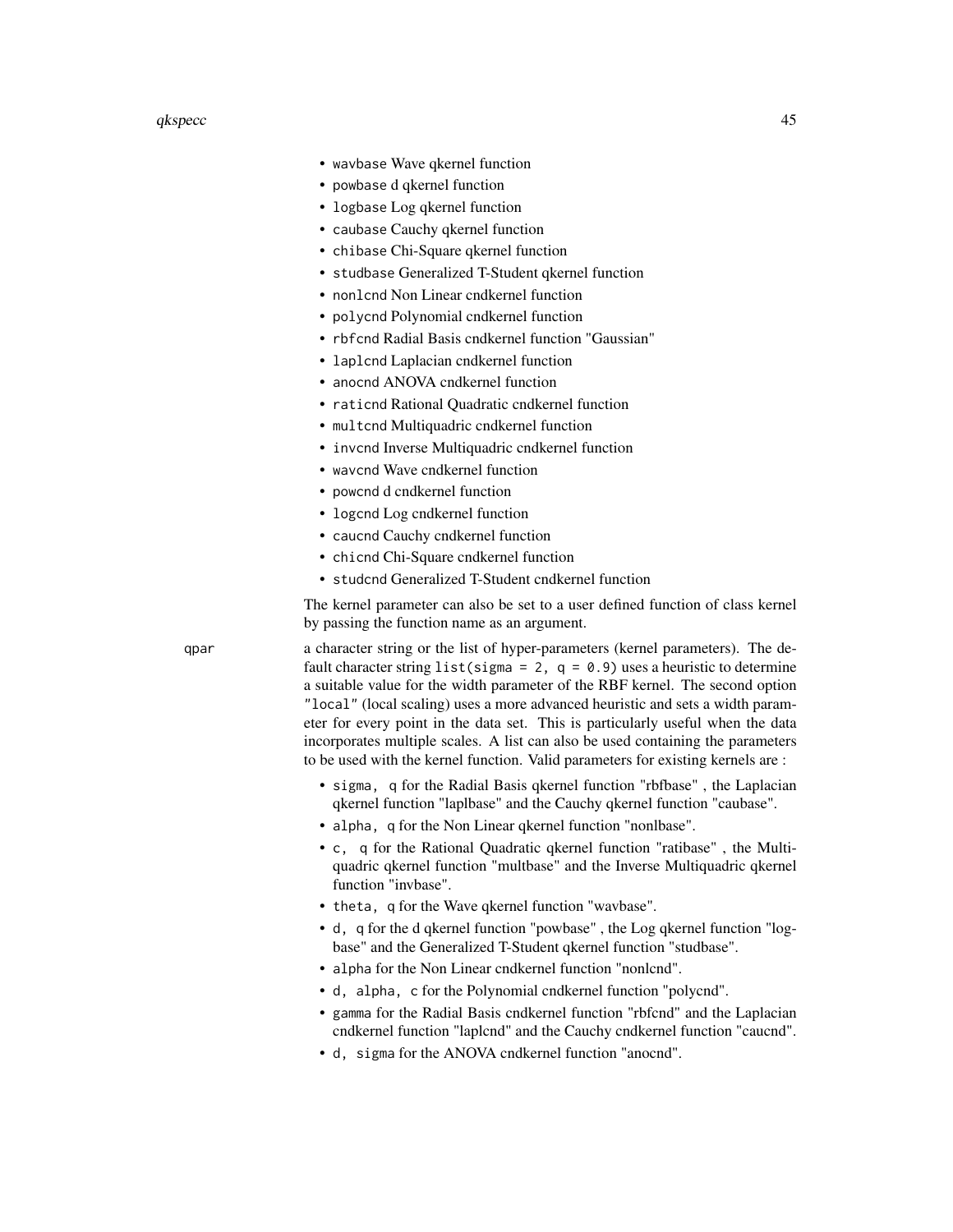- `wavbase` Wave qkernel function
- `powbase` d qkernel function
- `logbase` Log qkernel function
- `caubase` Cauchy qkernel function
- `chibase` Chi-Square qkernel function
- `studbase` Generalized T-Student qkernel function
- `nonlcnd` Non Linear cndkernel function
- `polycnd` Polynomial cndkernel function
- `rbfcnd` Radial Basis cndkernel function "Gaussian"
- `laplcnd` Laplacian cndkernel function
- `anocnd` ANOVA cndkernel function
- `raticnd` Rational Quadratic cndkernel function
- `multcnd` Multiquadric cndkernel function
- `invcnd` Inverse Multiquadric cndkernel function
- `wavcnd` Wave cndkernel function
- `powcnd` d cndkernel function
- `logcnd` Log cndkernel function
- `caucnd` Cauchy cndkernel function
- `chicnd` Chi-Square cndkernel function
- `studcnd` Generalized T-Student cndkernel function

The kernel parameter can also be set to a user defined function of class kernel by passing the function name as an argument.

`qpar` a character string or the list of hyper-parameters (kernel parameters). The default character string `list(sigma = 2, q = 0.9)` uses a heuristic to determine a suitable value for the width parameter of the RBF kernel. The second option `"local"` (local scaling) uses a more advanced heuristic and sets a width parameter for every point in the data set. This is particularly useful when the data incorporates multiple scales. A list can also be used containing the parameters to be used with the kernel function. Valid parameters for existing kernels are :

- `sigma, q` for the Radial Basis qkernel function "rbfbase" , the Laplacian qkernel function "laplbase" and the Cauchy qkernel function "caubase".
- `alpha, q` for the Non Linear qkernel function "nonlbase".
- `c, q` for the Rational Quadratic qkernel function "ratibase" , the Multiquadric qkernel function "multbase" and the Inverse Multiquadric qkernel function "invbase".
- `theta, q` for the Wave qkernel function "wavbase".
- `d, q` for the d qkernel function "powbase" , the Log qkernel function "logbase" and the Generalized T-Student qkernel function "studbase".
- `alpha` for the Non Linear cndkernel function "nonlcnd".
- `d, alpha, c` for the Polynomial cndkernel function "polycnd".
- `gamma` for the Radial Basis cndkernel function "rbfcnd" and the Laplacian cndkernel function "laplcnd" and the Cauchy cndkernel function "caucnd".
- `d, sigma` for the ANOVA cndkernel function "anocnd".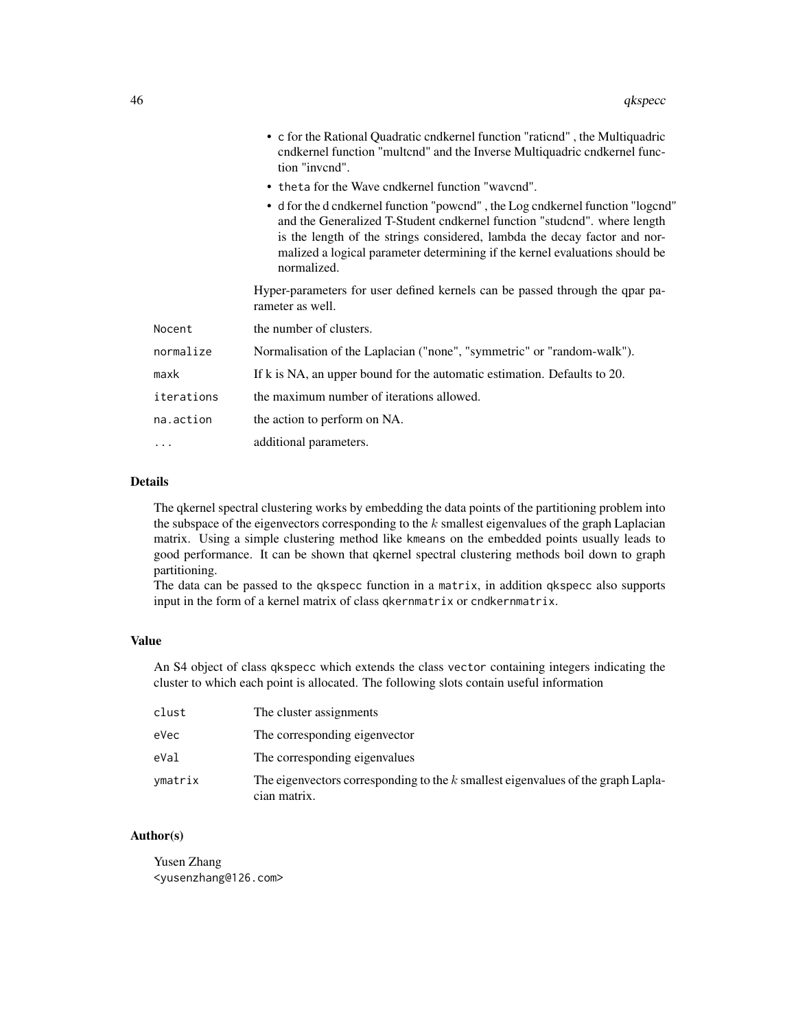- c for the Rational Quadratic cndkernel function "raticnd" , the Multiquadric cndkernel function "multcnd" and the Inverse Multiquadric cndkernel function "invcnd".
- theta for the Wave cndkernel function "wavcnd".
- d for the d cndkernel function "powcnd" , the Log cndkernel function "logcnd" and the Generalized T-Student cndkernel function "studcnd". where length is the length of the strings considered, lambda the decay factor and normalized a logical parameter determining if the kernel evaluations should be normalized.

Hyper-parameters for user defined kernels can be passed through the qpar parameter as well.

| | |
|---|---|
| Nocent | the number of clusters. |
| normalize | Normalisation of the Laplacian ("none", "symmetric" or "random-walk"). |
| maxk | If k is NA, an upper bound for the automatic estimation. Defaults to 20. |
| iterations | the maximum number of iterations allowed. |
| na.action | the action to perform on NA. |
| ... | additional parameters. |

## Details

The qkernel spectral clustering works by embedding the data points of the partitioning problem into the subspace of the eigenvectors corresponding to the $k$ smallest eigenvalues of the graph Laplacian matrix. Using a simple clustering method like kmeans on the embedded points usually leads to good performance. It can be shown that qkernel spectral clustering methods boil down to graph partitioning.
The data can be passed to the qkspecc function in a matrix, in addition qkspecc also supports input in the form of a kernel matrix of class qkernmatrix or cndkernmatrix.

## Value

An S4 object of class qkspecc which extends the class vector containing integers indicating the cluster to which each point is allocated. The following slots contain useful information

| | |
|---|---|
| clust | The cluster assignments |
| eVec | The corresponding eigenvector |
| eVal | The corresponding eigenvalues |
| ymatrix | The eigenvectors corresponding to the $k$ smallest eigenvalues of the graph Laplacian matrix. |

## Author(s)

Yusen Zhang
<yusenzhang@126.com>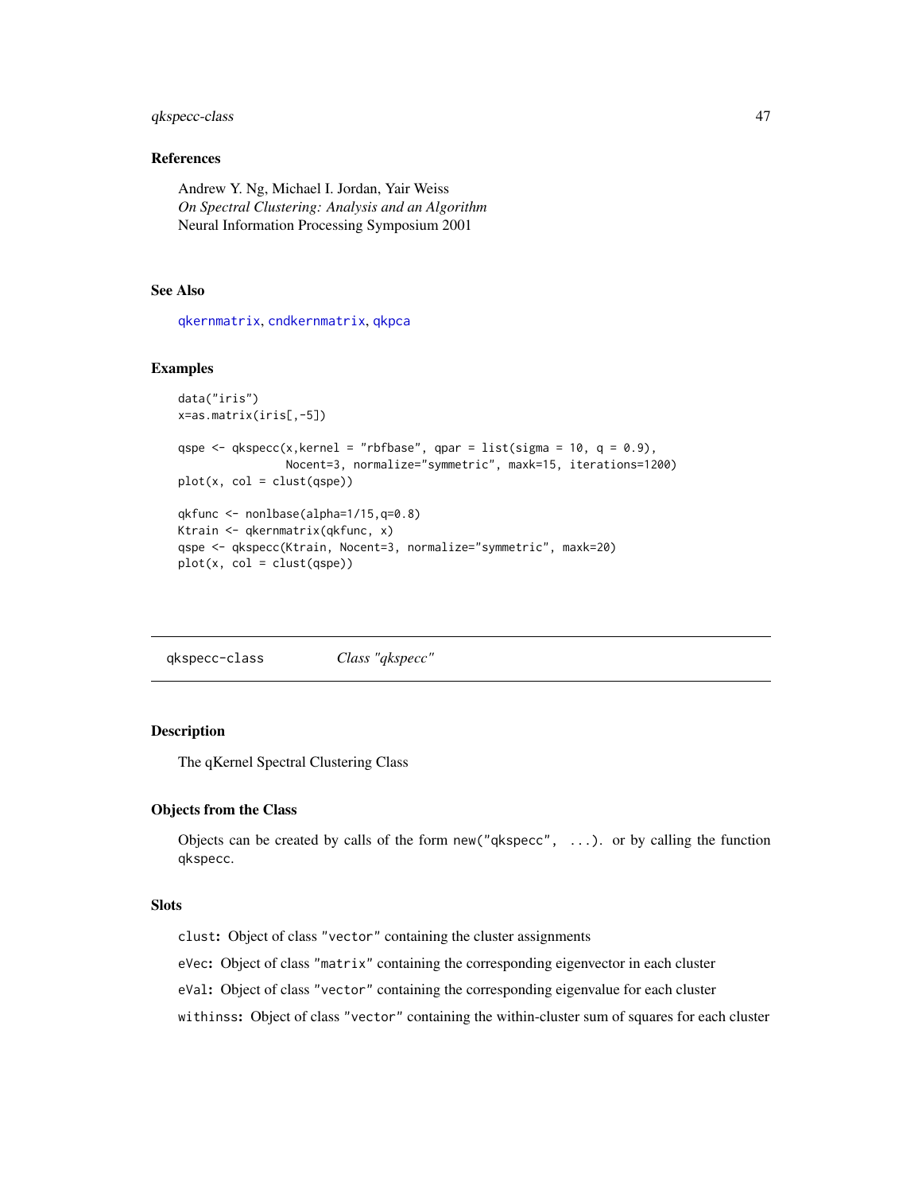### References

Andrew Y. Ng, Michael I. Jordan, Yair Weiss
*On Spectral Clustering: Analysis and an Algorithm*
Neural Information Processing Symposium 2001

### See Also

qkernmatrix, cndkernmatrix, qkpca

### Examples

```
data("iris")
x=as.matrix(iris[,-5])

qspe <- qkspecc(x,kernel = "rbfbase", qpar = list(sigma = 10, q = 0.9),
                Nocent=3, normalize="symmetric", maxk=15, iterations=1200)
plot(x, col = clust(qspe))

qkfunc <- nonlbase(alpha=1/15,q=0.8)
Ktrain <- qkernmatrix(qkfunc, x)
qspe <- qkspecc(Ktrain, Nocent=3, normalize="symmetric", maxk=20)
plot(x, col = clust(qspe))
```

---

## qkspecc-class *Class "qkspecc"*

### Description

The qKernel Spectral Clustering Class

### Objects from the Class

Objects can be created by calls of the form `new("qkspecc", ...)`. or by calling the function `qkspecc`.

### Slots

**`clust`:** Object of class `"vector"` containing the cluster assignments

**`eVec`:** Object of class `"matrix"` containing the corresponding eigenvector in each cluster

**`eVal`:** Object of class `"vector"` containing the corresponding eigenvalue for each cluster

**`withinss`:** Object of class `"vector"` containing the within-cluster sum of squares for each cluster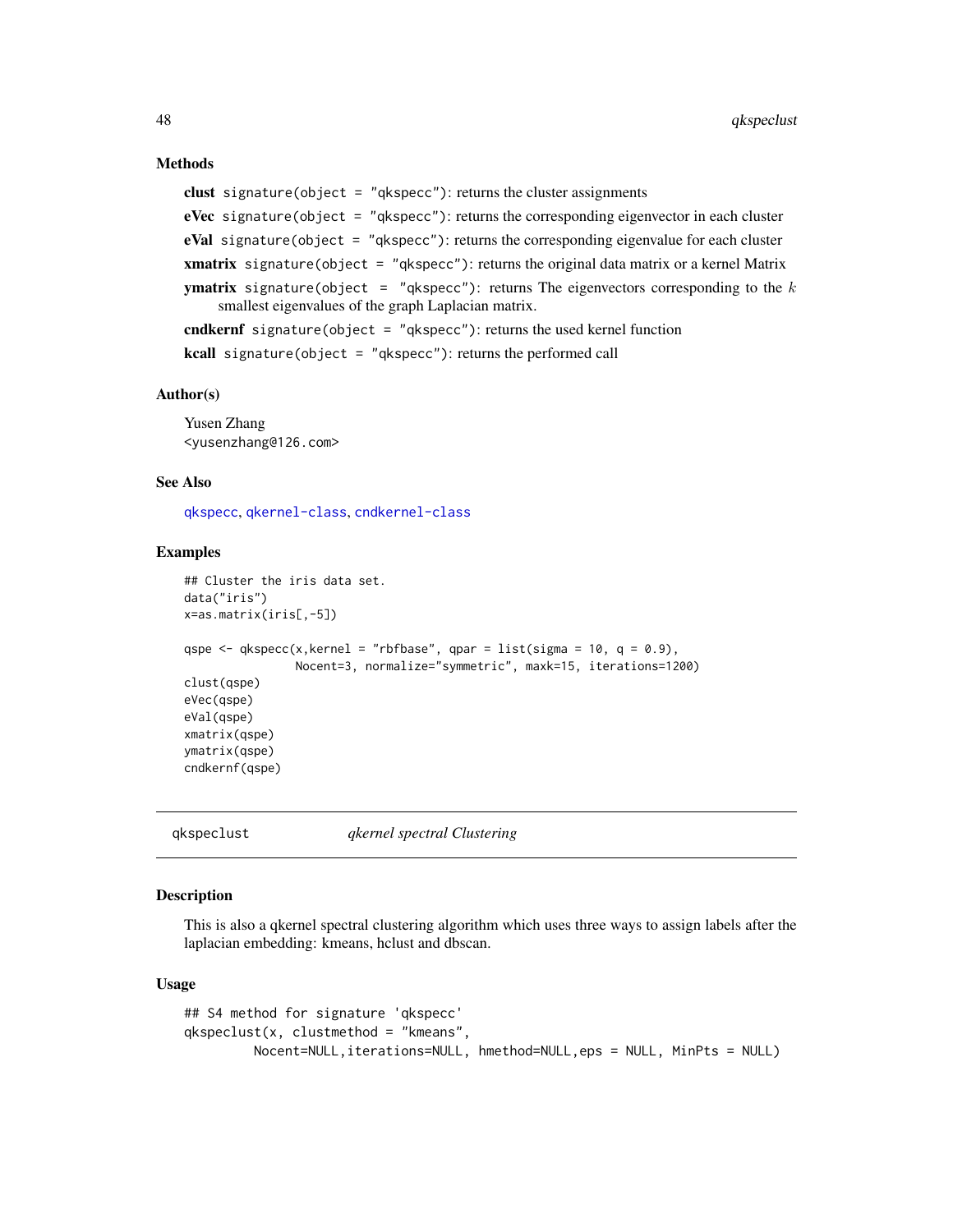### Methods

**clust** `signature(object = "qkspecc")`: returns the cluster assignments

**eVec** `signature(object = "qkspecc")`: returns the corresponding eigenvector in each cluster

**eVal** `signature(object = "qkspecc")`: returns the corresponding eigenvalue for each cluster

**xmatrix** `signature(object = "qkspecc")`: returns the original data matrix or a kernel Matrix

**ymatrix** `signature(object = "qkspecc")`: returns The eigenvectors corresponding to the $k$ smallest eigenvalues of the graph Laplacian matrix.

**cndkernf** `signature(object = "qkspecc")`: returns the used kernel function

**kcall** `signature(object = "qkspecc")`: returns the performed call

### Author(s)

Yusen Zhang
<yusenzhang@126.com>

### See Also

qkspecc, qkernel-class, cndkernel-class

### Examples

```
## Cluster the iris data set.
data("iris")
x=as.matrix(iris[,-5])

qspe <- qkspecc(x,kernel = "rbfbase", qpar = list(sigma = 10, q = 0.9),
                Nocent=3, normalize="symmetric", maxk=15, iterations=1200)
clust(qspe)
eVec(qspe)
eVal(qspe)
xmatrix(qspe)
ymatrix(qspe)
cndkernf(qspe)
```

---

## qkspeclust — *qkernel spectral Clustering*

### Description

This is also a qkernel spectral clustering algorithm which uses three ways to assign labels after the laplacian embedding: kmeans, hclust and dbscan.

### Usage

```
## S4 method for signature 'qkspecc'
qkspeclust(x, clustmethod = "kmeans",
        Nocent=NULL,iterations=NULL, hmethod=NULL,eps = NULL, MinPts = NULL)
```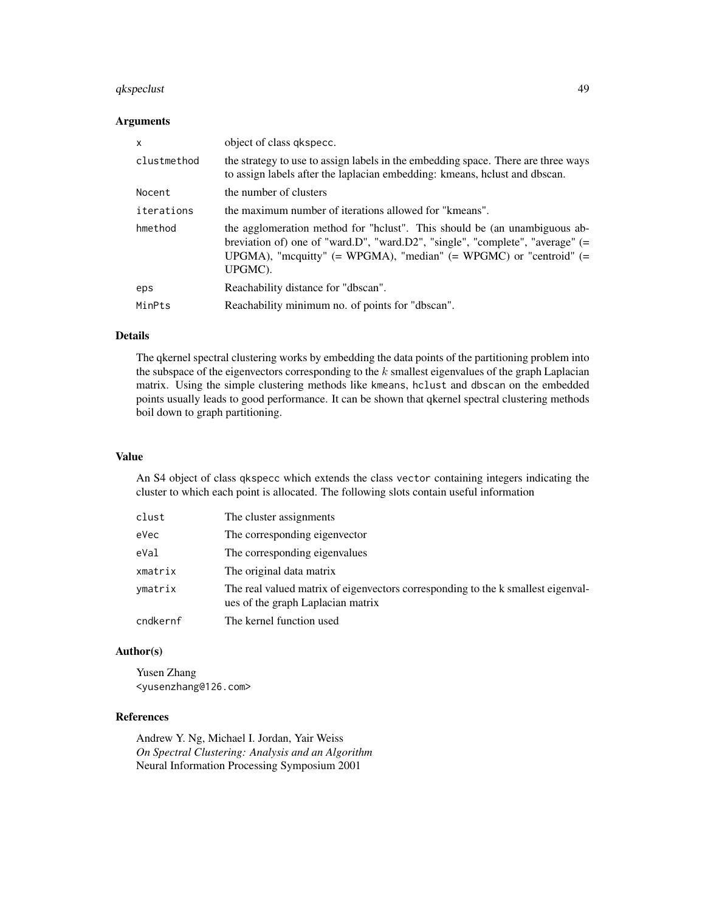### Arguments

| | |
|---|---|
| `x` | object of class `qkspecc`. |
| `clustmethod` | the strategy to use to assign labels in the embedding space. There are three ways to assign labels after the laplacian embedding: kmeans, hclust and dbscan. |
| `Nocent` | the number of clusters |
| `iterations` | the maximum number of iterations allowed for "kmeans". |
| `hmethod` | the agglomeration method for "hclust". This should be (an unambiguous abbreviation of) one of "ward.D", "ward.D2", "single", "complete", "average" (= UPGMA), "mcquitty" (= WPGMA), "median" (= WPGMC) or "centroid" (= UPGMC). |
| `eps` | Reachability distance for "dbscan". |
| `MinPts` | Reachability minimum no. of points for "dbscan". |

### Details

The qkernel spectral clustering works by embedding the data points of the partitioning problem into the subspace of the eigenvectors corresponding to the $k$ smallest eigenvalues of the graph Laplacian matrix. Using the simple clustering methods like `kmeans`, `hclust` and `dbscan` on the embedded points usually leads to good performance. It can be shown that qkernel spectral clustering methods boil down to graph partitioning.

### Value

An S4 object of class `qkspecc` which extends the class `vector` containing integers indicating the cluster to which each point is allocated. The following slots contain useful information

| | |
|---|---|
| `clust` | The cluster assignments |
| `eVec` | The corresponding eigenvector |
| `eVal` | The corresponding eigenvalues |
| `xmatrix` | The original data matrix |
| `ymatrix` | The real valued matrix of eigenvectors corresponding to the k smallest eigenvalues of the graph Laplacian matrix |
| `cndkernf` | The kernel function used |

### Author(s)

Yusen Zhang
`<yusenzhang@126.com>`

### References

Andrew Y. Ng, Michael I. Jordan, Yair Weiss
*On Spectral Clustering: Analysis and an Algorithm*
Neural Information Processing Symposium 2001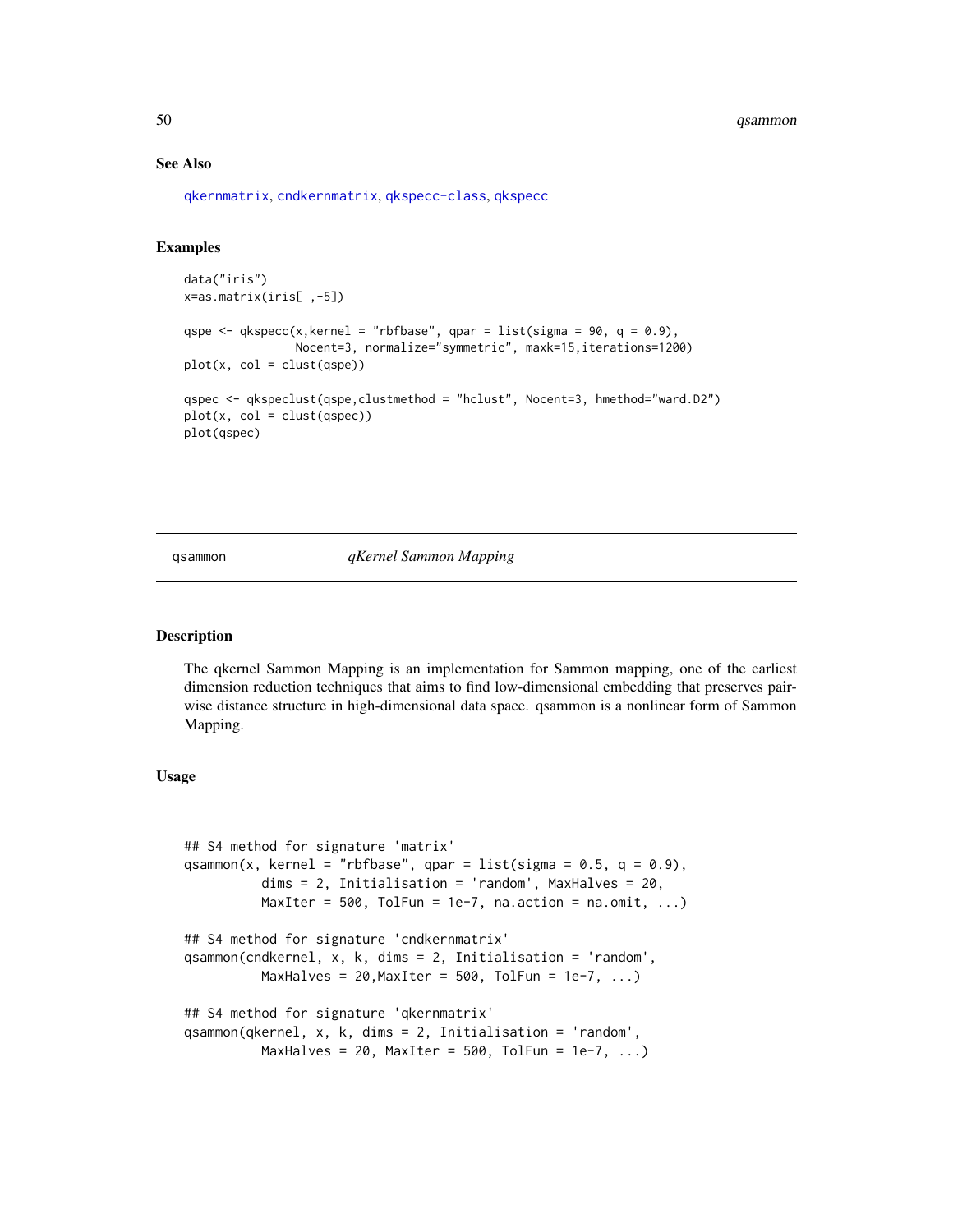## See Also

qkernmatrix, cndkernmatrix, qkspecc-class, qkspecc

## Examples

```
data("iris")
x=as.matrix(iris[ ,-5])

qspe <- qkspecc(x,kernel = "rbfbase", qpar = list(sigma = 90, q = 0.9),
                Nocent=3, normalize="symmetric", maxk=15,iterations=1200)
plot(x, col = clust(qspe))

qspec <- qkspeclust(qspe,clustmethod = "hclust", Nocent=3, hmethod="ward.D2")
plot(x, col = clust(qspec))
plot(qspec)
```

---

# qsammon *qKernel Sammon Mapping*

---

## Description

The qkernel Sammon Mapping is an implementation for Sammon mapping, one of the earliest dimension reduction techniques that aims to find low-dimensional embedding that preserves pairwise distance structure in high-dimensional data space. qsammon is a nonlinear form of Sammon Mapping.

## Usage

```
## S4 method for signature 'matrix'
qsammon(x, kernel = "rbfbase", qpar = list(sigma = 0.5, q = 0.9),
          dims = 2, Initialisation = 'random', MaxHalves = 20,
          MaxIter = 500, TolFun = 1e-7, na.action = na.omit, ...)

## S4 method for signature 'cndkernmatrix'
qsammon(cndkernel, x, k, dims = 2, Initialisation = 'random',
          MaxHalves = 20,MaxIter = 500, TolFun = 1e-7, ...)

## S4 method for signature 'qkernmatrix'
qsammon(qkernel, x, k, dims = 2, Initialisation = 'random',
          MaxHalves = 20, MaxIter = 500, TolFun = 1e-7, ...)
```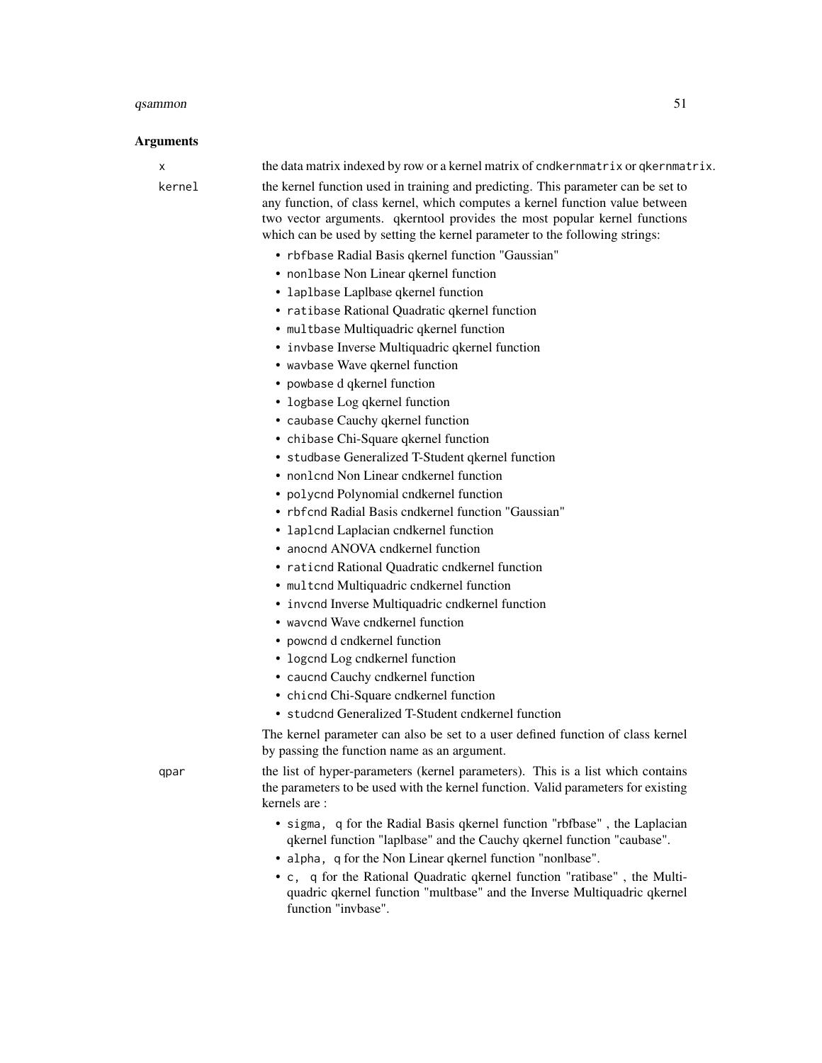### Arguments

`x` — the data matrix indexed by row or a kernel matrix of `cndkernmatrix` or `qkernmatrix`.

`kernel` — the kernel function used in training and predicting. This parameter can be set to any function, of class kernel, which computes a kernel function value between two vector arguments. qkerntool provides the most popular kernel functions which can be used by setting the kernel parameter to the following strings:

- `rbfbase` Radial Basis qkernel function "Gaussian"
- `nonlbase` Non Linear qkernel function
- `laplbase` Laplbase qkernel function
- `ratibase` Rational Quadratic qkernel function
- `multbase` Multiquadric qkernel function
- `invbase` Inverse Multiquadric qkernel function
- `wavbase` Wave qkernel function
- `powbase` d qkernel function
- `logbase` Log qkernel function
- `caubase` Cauchy qkernel function
- `chibase` Chi-Square qkernel function
- `studbase` Generalized T-Student qkernel function
- `nonlcnd` Non Linear cndkernel function
- `polycnd` Polynomial cndkernel function
- `rbfcnd` Radial Basis cndkernel function "Gaussian"
- `laplcnd` Laplacian cndkernel function
- `anocnd` ANOVA cndkernel function
- `raticnd` Rational Quadratic cndkernel function
- `multcnd` Multiquadric cndkernel function
- `invcnd` Inverse Multiquadric cndkernel function
- `wavcnd` Wave cndkernel function
- `powcnd` d cndkernel function
- `logcnd` Log cndkernel function
- `caucnd` Cauchy cndkernel function
- `chicnd` Chi-Square cndkernel function
- `studcnd` Generalized T-Student cndkernel function

The kernel parameter can also be set to a user defined function of class kernel by passing the function name as an argument.

`qpar` — the list of hyper-parameters (kernel parameters). This is a list which contains the parameters to be used with the kernel function. Valid parameters for existing kernels are :

- `sigma, q` for the Radial Basis qkernel function "rbfbase" , the Laplacian qkernel function "laplbase" and the Cauchy qkernel function "caubase".
- `alpha, q` for the Non Linear qkernel function "nonlbase".
- `c, q` for the Rational Quadratic qkernel function "ratibase" , the Multiquadric qkernel function "multbase" and the Inverse Multiquadric qkernel function "invbase".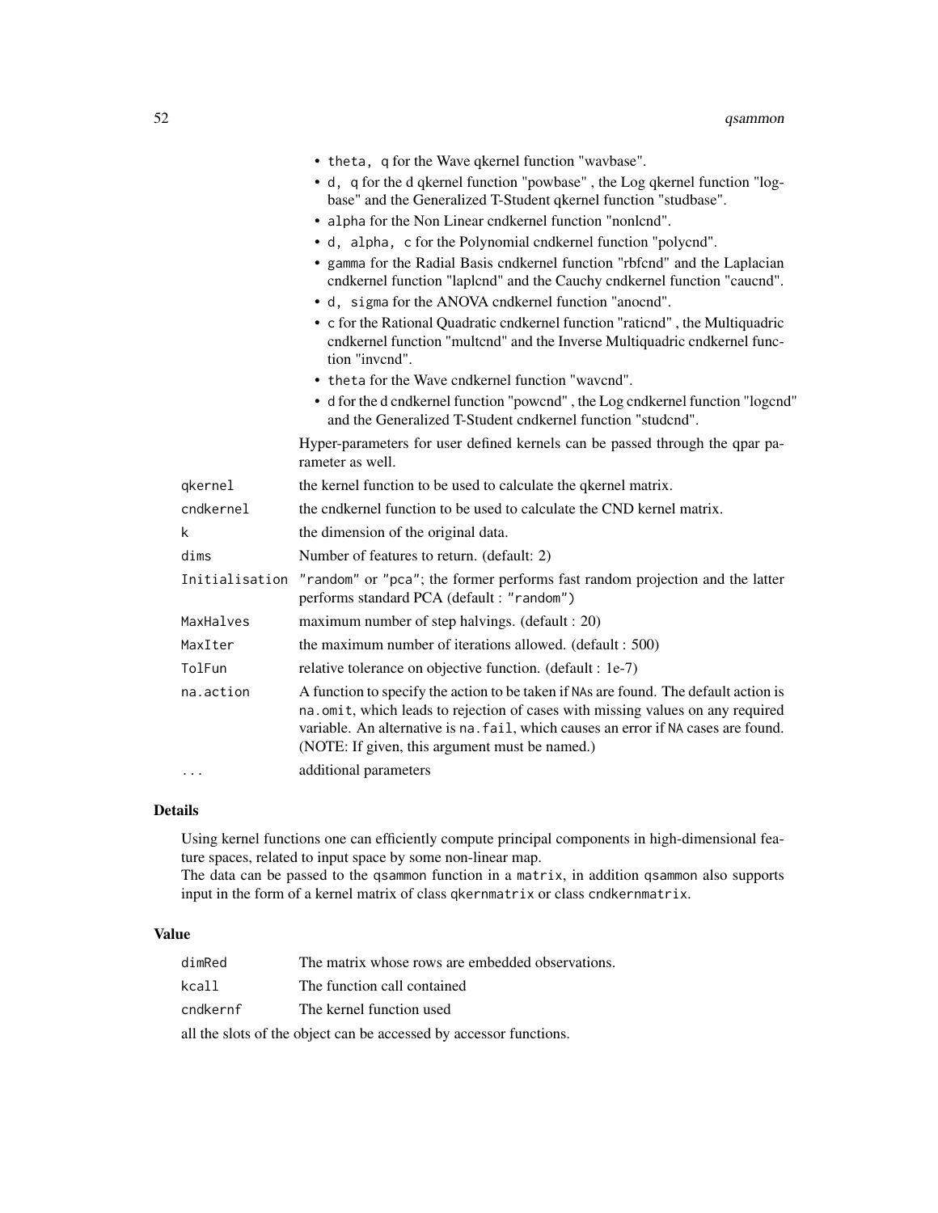- theta, q for the Wave qkernel function "wavbase".
- d, q for the d qkernel function "powbase" , the Log qkernel function "logbase" and the Generalized T-Student qkernel function "studbase".
- alpha for the Non Linear cndkernel function "nonlcnd".
- d, alpha, c for the Polynomial cndkernel function "polycnd".
- gamma for the Radial Basis cndkernel function "rbfcnd" and the Laplacian cndkernel function "laplcnd" and the Cauchy cndkernel function "caucnd".
- d, sigma for the ANOVA cndkernel function "anocnd".
- c for the Rational Quadratic cndkernel function "raticnd" , the Multiquadric cndkernel function "multcnd" and the Inverse Multiquadric cndkernel function "invcnd".
- theta for the Wave cndkernel function "wavcnd".
- d for the d cndkernel function "powcnd" , the Log cndkernel function "logcnd" and the Generalized T-Student cndkernel function "studcnd".

Hyper-parameters for user defined kernels can be passed through the qpar parameter as well.

| | |
|---|---|
| qkernel | the kernel function to be used to calculate the qkernel matrix. |
| cndkernel | the cndkernel function to be used to calculate the CND kernel matrix. |
| k | the dimension of the original data. |
| dims | Number of features to return. (default: 2) |
| Initialisation | "random" or "pca"; the former performs fast random projection and the latter performs standard PCA (default : "random") |
| MaxHalves | maximum number of step halvings. (default : 20) |
| MaxIter | the maximum number of iterations allowed. (default : 500) |
| TolFun | relative tolerance on objective function. (default : 1e-7) |
| na.action | A function to specify the action to be taken if NAs are found. The default action is na.omit, which leads to rejection of cases with missing values on any required variable. An alternative is na.fail, which causes an error if NA cases are found. (NOTE: If given, this argument must be named.) |
| ... | additional parameters |

## Details

Using kernel functions one can efficiently compute principal components in high-dimensional feature spaces, related to input space by some non-linear map.
The data can be passed to the qsammon function in a matrix, in addition qsammon also supports input in the form of a kernel matrix of class qkernmatrix or class cndkernmatrix.

## Value

| | |
|---|---|
| dimRed | The matrix whose rows are embedded observations. |
| kcall | The function call contained |
| cndkernf | The kernel function used |

all the slots of the object can be accessed by accessor functions.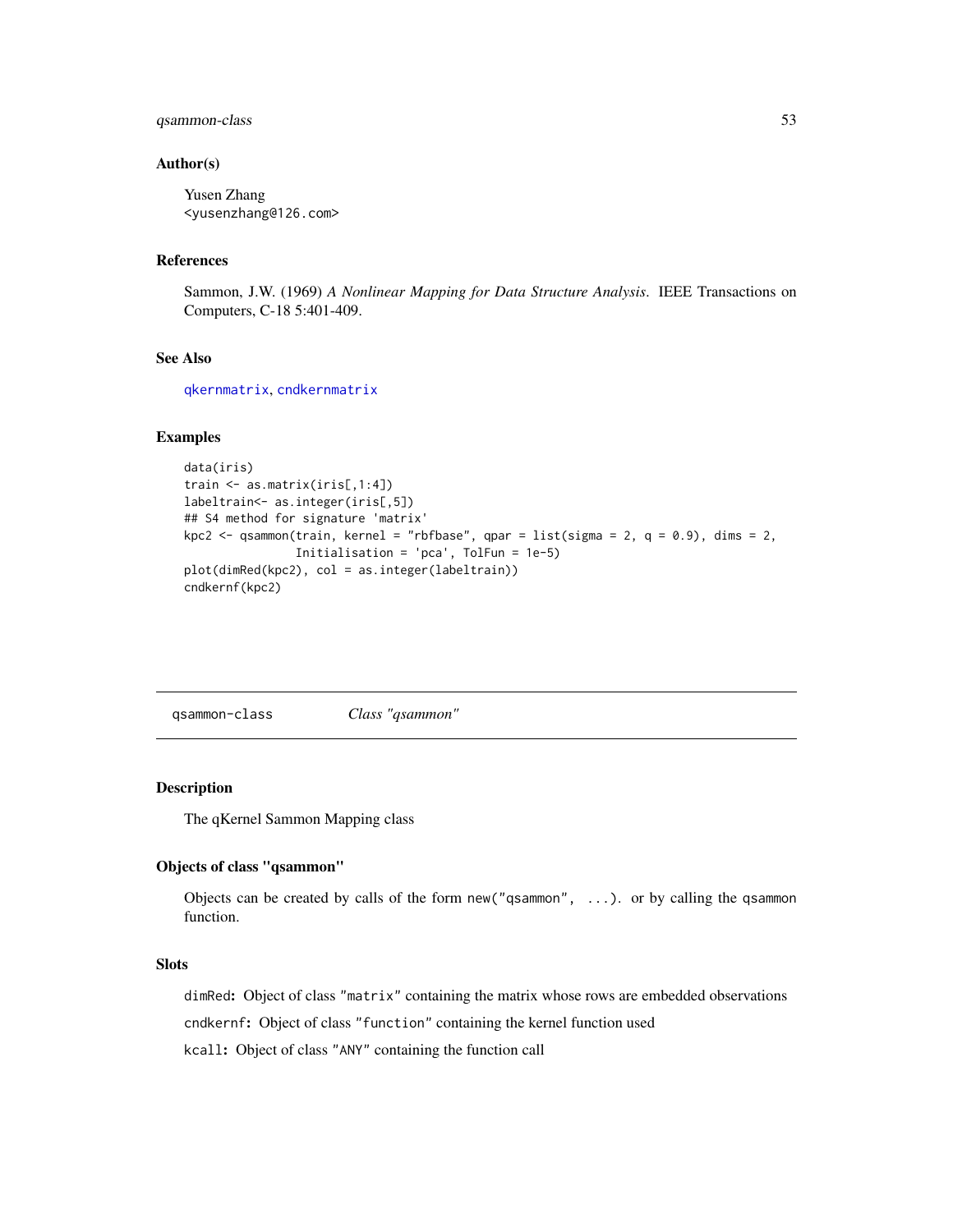### Author(s)

Yusen Zhang
<yusenzhang@126.com>

### References

Sammon, J.W. (1969) *A Nonlinear Mapping for Data Structure Analysis*. IEEE Transactions on Computers, C-18 5:401-409.

### See Also

qkernmatrix, cndkernmatrix

### Examples

```
data(iris)
train <- as.matrix(iris[,1:4])
labeltrain<- as.integer(iris[,5])
## S4 method for signature 'matrix'
kpc2 <- qsammon(train, kernel = "rbfbase", qpar = list(sigma = 2, q = 0.9), dims = 2,
               Initialisation = 'pca', TolFun = 1e-5)
plot(dimRed(kpc2), col = as.integer(labeltrain))
cndkernf(kpc2)
```

---

## qsammon-class    *Class "qsammon"*

---

### Description

The qKernel Sammon Mapping class

### Objects of class "qsammon"

Objects can be created by calls of the form `new("qsammon", ...)`. or by calling the `qsammon` function.

### Slots

**`dimRed`:** Object of class `"matrix"` containing the matrix whose rows are embedded observations

**`cndkernf`:** Object of class `"function"` containing the kernel function used

**`kcall`:** Object of class `"ANY"` containing the function call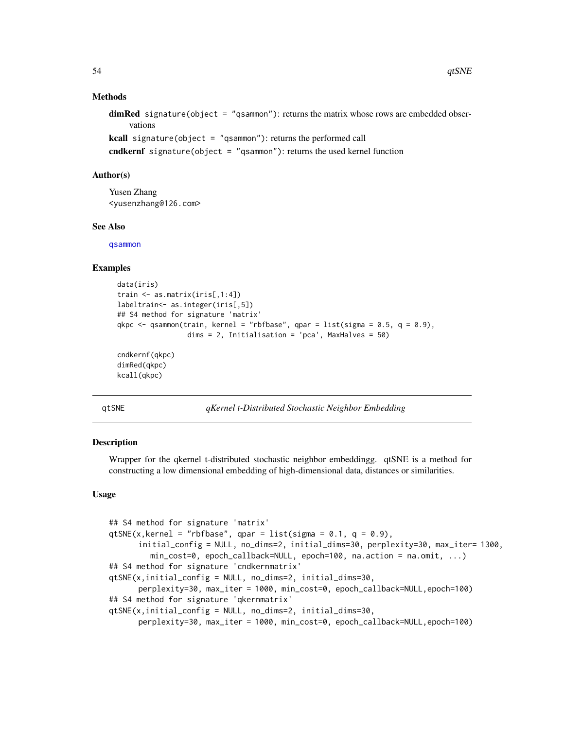### Methods

**dimRed** `signature(object = "qsammon")`: returns the matrix whose rows are embedded observations

**kcall** `signature(object = "qsammon")`: returns the performed call

**cndkernf** `signature(object = "qsammon")`: returns the used kernel function

### Author(s)

Yusen Zhang
<yusenzhang@126.com>

### See Also

qsammon

### Examples

```
data(iris)
train <- as.matrix(iris[,1:4])
labeltrain<- as.integer(iris[,5])
## S4 method for signature 'matrix'
qkpc <- qsammon(train, kernel = "rbfbase", qpar = list(sigma = 0.5, q = 0.9),
                dims = 2, Initialisation = 'pca', MaxHalves = 50)

cndkernf(qkpc)
dimRed(qkpc)
kcall(qkpc)
```

---

## qtSNE — *qKernel t-Distributed Stochastic Neighbor Embedding*

### Description

Wrapper for the qkernel t-distributed stochastic neighbor embeddingg. qtSNE is a method for constructing a low dimensional embedding of high-dimensional data, distances or similarities.

### Usage

```
## S4 method for signature 'matrix'
qtSNE(x,kernel = "rbfbase", qpar = list(sigma = 0.1, q = 0.9),
      initial_config = NULL, no_dims=2, initial_dims=30, perplexity=30, max_iter= 1300,
        min_cost=0, epoch_callback=NULL, epoch=100, na.action = na.omit, ...)
## S4 method for signature 'cndkernmatrix'
qtSNE(x,initial_config = NULL, no_dims=2, initial_dims=30,
      perplexity=30, max_iter = 1000, min_cost=0, epoch_callback=NULL,epoch=100)
## S4 method for signature 'qkernmatrix'
qtSNE(x,initial_config = NULL, no_dims=2, initial_dims=30,
      perplexity=30, max_iter = 1000, min_cost=0, epoch_callback=NULL,epoch=100)
```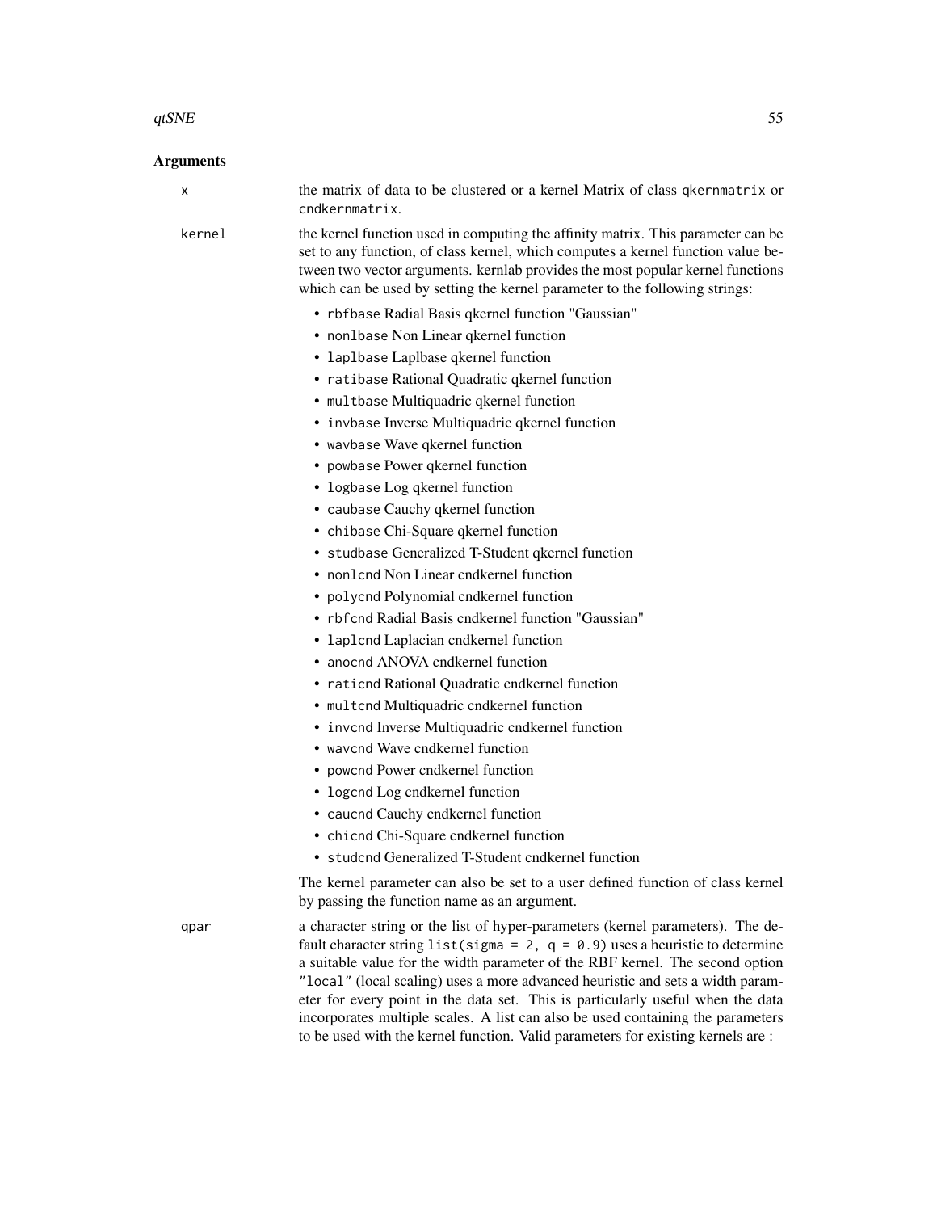## Arguments

`x` — the matrix of data to be clustered or a kernel Matrix of class `qkernmatrix` or `cndkernmatrix`.

`kernel` — the kernel function used in computing the affinity matrix. This parameter can be set to any function, of class kernel, which computes a kernel function value between two vector arguments. kernlab provides the most popular kernel functions which can be used by setting the kernel parameter to the following strings:

- `rbfbase` Radial Basis qkernel function "Gaussian"
- `nonlbase` Non Linear qkernel function
- `laplbase` Laplbase qkernel function
- `ratibase` Rational Quadratic qkernel function
- `multbase` Multiquadric qkernel function
- `invbase` Inverse Multiquadric qkernel function
- `wavbase` Wave qkernel function
- `powbase` Power qkernel function
- `logbase` Log qkernel function
- `caubase` Cauchy qkernel function
- `chibase` Chi-Square qkernel function
- `studbase` Generalized T-Student qkernel function
- `nonlcnd` Non Linear cndkernel function
- `polycnd` Polynomial cndkernel function
- `rbfcnd` Radial Basis cndkernel function "Gaussian"
- `laplcnd` Laplacian cndkernel function
- `anocnd` ANOVA cndkernel function
- `raticnd` Rational Quadratic cndkernel function
- `multcnd` Multiquadric cndkernel function
- `invcnd` Inverse Multiquadric cndkernel function
- `wavcnd` Wave cndkernel function
- `powcnd` Power cndkernel function
- `logcnd` Log cndkernel function
- `caucnd` Cauchy cndkernel function
- `chicnd` Chi-Square cndkernel function
- `studcnd` Generalized T-Student cndkernel function

The kernel parameter can also be set to a user defined function of class kernel by passing the function name as an argument.

`qpar` — a character string or the list of hyper-parameters (kernel parameters). The default character string `list(sigma = 2, q = 0.9)` uses a heuristic to determine a suitable value for the width parameter of the RBF kernel. The second option `"local"` (local scaling) uses a more advanced heuristic and sets a width parameter for every point in the data set. This is particularly useful when the data incorporates multiple scales. A list can also be used containing the parameters to be used with the kernel function. Valid parameters for existing kernels are :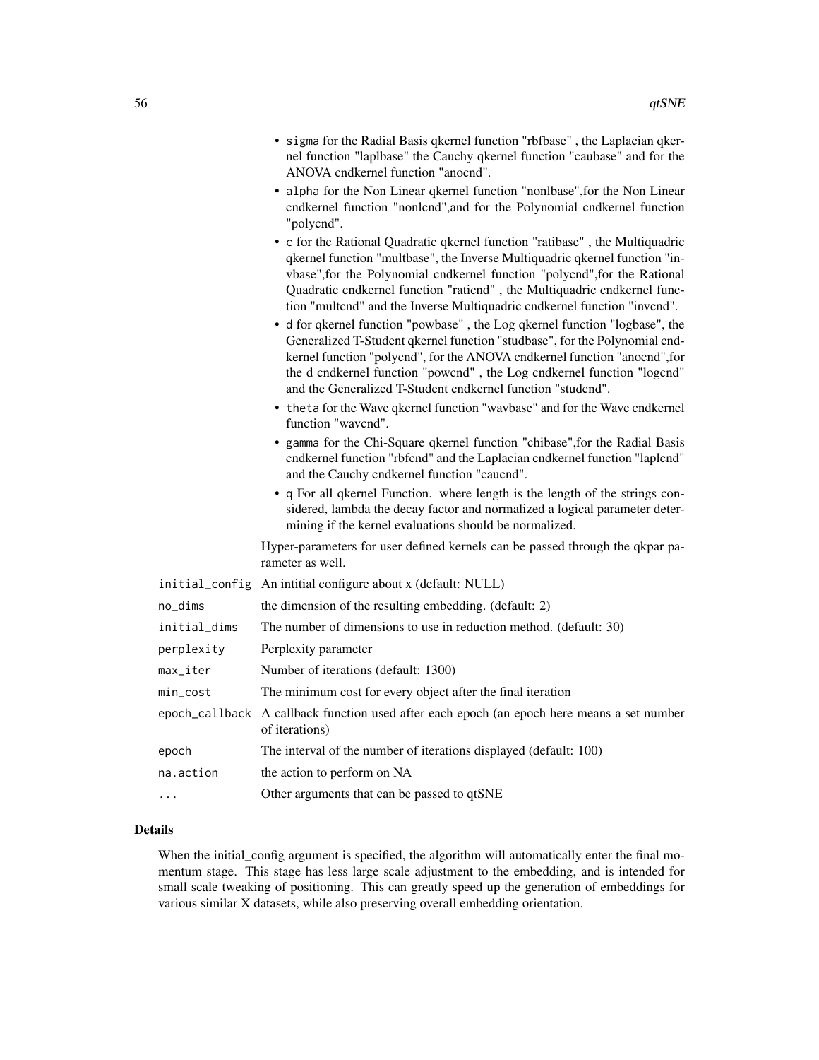- sigma for the Radial Basis qkernel function "rbfbase" , the Laplacian qkernel function "laplbase" the Cauchy qkernel function "caubase" and for the ANOVA cndkernel function "anocnd".
- alpha for the Non Linear qkernel function "nonlbase",for the Non Linear cndkernel function "nonlcnd",and for the Polynomial cndkernel function "polycnd".
- c for the Rational Quadratic qkernel function "ratibase" , the Multiquadric qkernel function "multbase", the Inverse Multiquadric qkernel function "invbase",for the Polynomial cndkernel function "polycnd",for the Rational Quadratic cndkernel function "raticnd" , the Multiquadric cndkernel function "multcnd" and the Inverse Multiquadric cndkernel function "invcnd".
- d for qkernel function "powbase" , the Log qkernel function "logbase", the Generalized T-Student qkernel function "studbase", for the Polynomial cndkernel function "polycnd", for the ANOVA cndkernel function "anocnd",for the d cndkernel function "powcnd" , the Log cndkernel function "logcnd" and the Generalized T-Student cndkernel function "studcnd".
- theta for the Wave qkernel function "wavbase" and for the Wave cndkernel function "wavcnd".
- gamma for the Chi-Square qkernel function "chibase",for the Radial Basis cndkernel function "rbfcnd" and the Laplacian cndkernel function "laplcnd" and the Cauchy cndkernel function "caucnd".
- q For all qkernel Function. where length is the length of the strings considered, lambda the decay factor and normalized a logical parameter determining if the kernel evaluations should be normalized.

Hyper-parameters for user defined kernels can be passed through the qkpar parameter as well.

| | |
|---|---|
| initial_config | An intitial configure about x (default: NULL) |
| no_dims | the dimension of the resulting embedding. (default: 2) |
| initial_dims | The number of dimensions to use in reduction method. (default: 30) |
| perplexity | Perplexity parameter |
| max_iter | Number of iterations (default: 1300) |
| min_cost | The minimum cost for every object after the final iteration |
| epoch_callback | A callback function used after each epoch (an epoch here means a set number of iterations) |
| epoch | The interval of the number of iterations displayed (default: 100) |
| na.action | the action to perform on NA |
| ... | Other arguments that can be passed to qtSNE |

## Details

When the initial_config argument is specified, the algorithm will automatically enter the final momentum stage. This stage has less large scale adjustment to the embedding, and is intended for small scale tweaking of positioning. This can greatly speed up the generation of embeddings for various similar X datasets, while also preserving overall embedding orientation.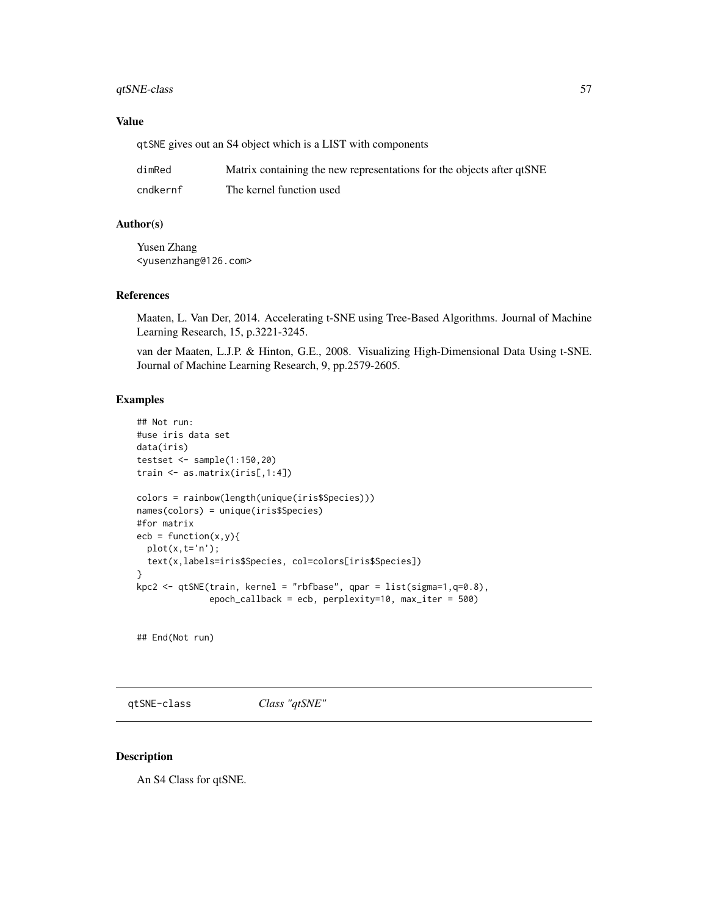### Value

`qtSNE` gives out an S4 object which is a LIST with components

| | |
|---|---|
| `dimRed` | Matrix containing the new representations for the objects after qtSNE |
| `cndkernf` | The kernel function used |

### Author(s)

Yusen Zhang
<yusenzhang@126.com>

### References

Maaten, L. Van Der, 2014. Accelerating t-SNE using Tree-Based Algorithms. Journal of Machine Learning Research, 15, p.3221-3245.

van der Maaten, L.J.P. & Hinton, G.E., 2008. Visualizing High-Dimensional Data Using t-SNE. Journal of Machine Learning Research, 9, pp.2579-2605.

### Examples

```
## Not run:
#use iris data set
data(iris)
testset <- sample(1:150,20)
train <- as.matrix(iris[,1:4])

colors = rainbow(length(unique(iris$Species)))
names(colors) = unique(iris$Species)
#for matrix
ecb = function(x,y){
  plot(x,t='n');
  text(x,labels=iris$Species, col=colors[iris$Species])
}
kpc2 <- qtSNE(train, kernel = "rbfbase", qpar = list(sigma=1,q=0.8),
              epoch_callback = ecb, perplexity=10, max_iter = 500)


## End(Not run)
```

---

## qtSNE-class &nbsp;&nbsp;&nbsp; *Class "qtSNE"*

---

### Description

An S4 Class for qtSNE.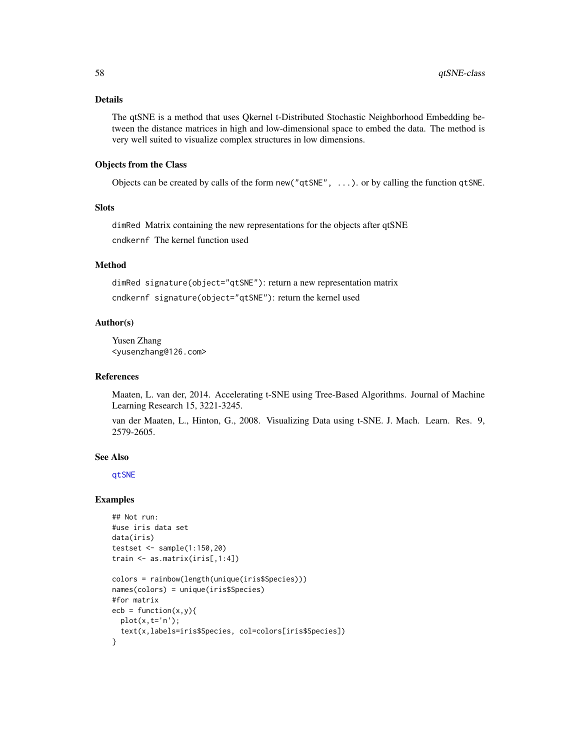## Details

The qtSNE is a method that uses Qkernel t-Distributed Stochastic Neighborhood Embedding between the distance matrices in high and low-dimensional space to embed the data. The method is very well suited to visualize complex structures in low dimensions.

## Objects from the Class

Objects can be created by calls of the form `new("qtSNE", ...)`. or by calling the function `qtSNE`.

## Slots

`dimRed` Matrix containing the new representations for the objects after qtSNE

`cndkernf` The kernel function used

## Method

`dimRed` `signature(object="qtSNE")`: return a new representation matrix

`cndkernf` `signature(object="qtSNE")`: return the kernel used

## Author(s)

Yusen Zhang
`<yusenzhang@126.com>`

## References

Maaten, L. van der, 2014. Accelerating t-SNE using Tree-Based Algorithms. Journal of Machine Learning Research 15, 3221-3245.

van der Maaten, L., Hinton, G., 2008. Visualizing Data using t-SNE. J. Mach. Learn. Res. 9, 2579-2605.

## See Also

`qtSNE`

## Examples

```
## Not run:
#use iris data set
data(iris)
testset <- sample(1:150,20)
train <- as.matrix(iris[,1:4])

colors = rainbow(length(unique(iris$Species)))
names(colors) = unique(iris$Species)
#for matrix
ecb = function(x,y){
  plot(x,t='n');
  text(x,labels=iris$Species, col=colors[iris$Species])
}
```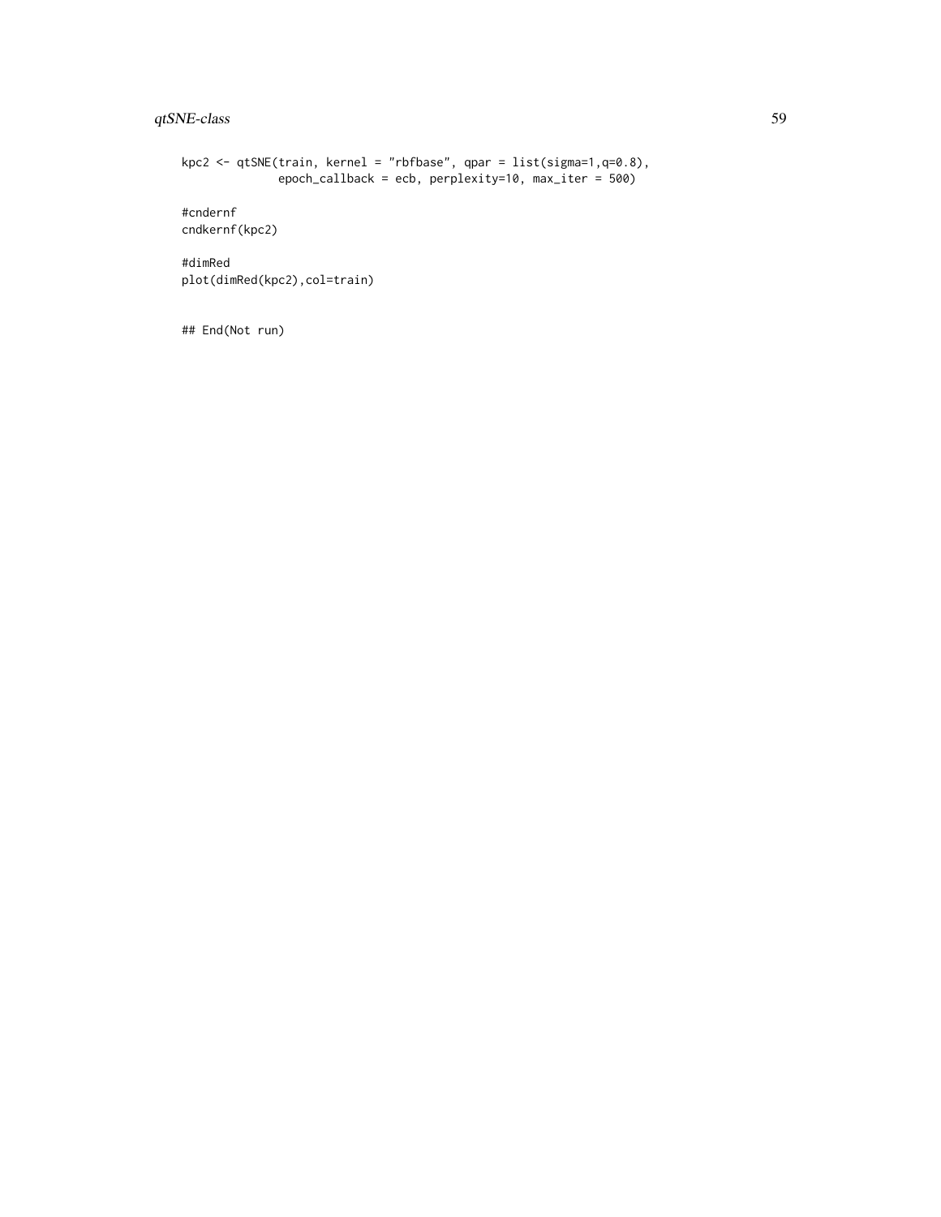```
kpc2 <- qtSNE(train, kernel = "rbfbase", qpar = list(sigma=1,q=0.8),
              epoch_callback = ecb, perplexity=10, max_iter = 500)

#cndernf
cndkernf(kpc2)

#dimRed
plot(dimRed(kpc2),col=train)


## End(Not run)
```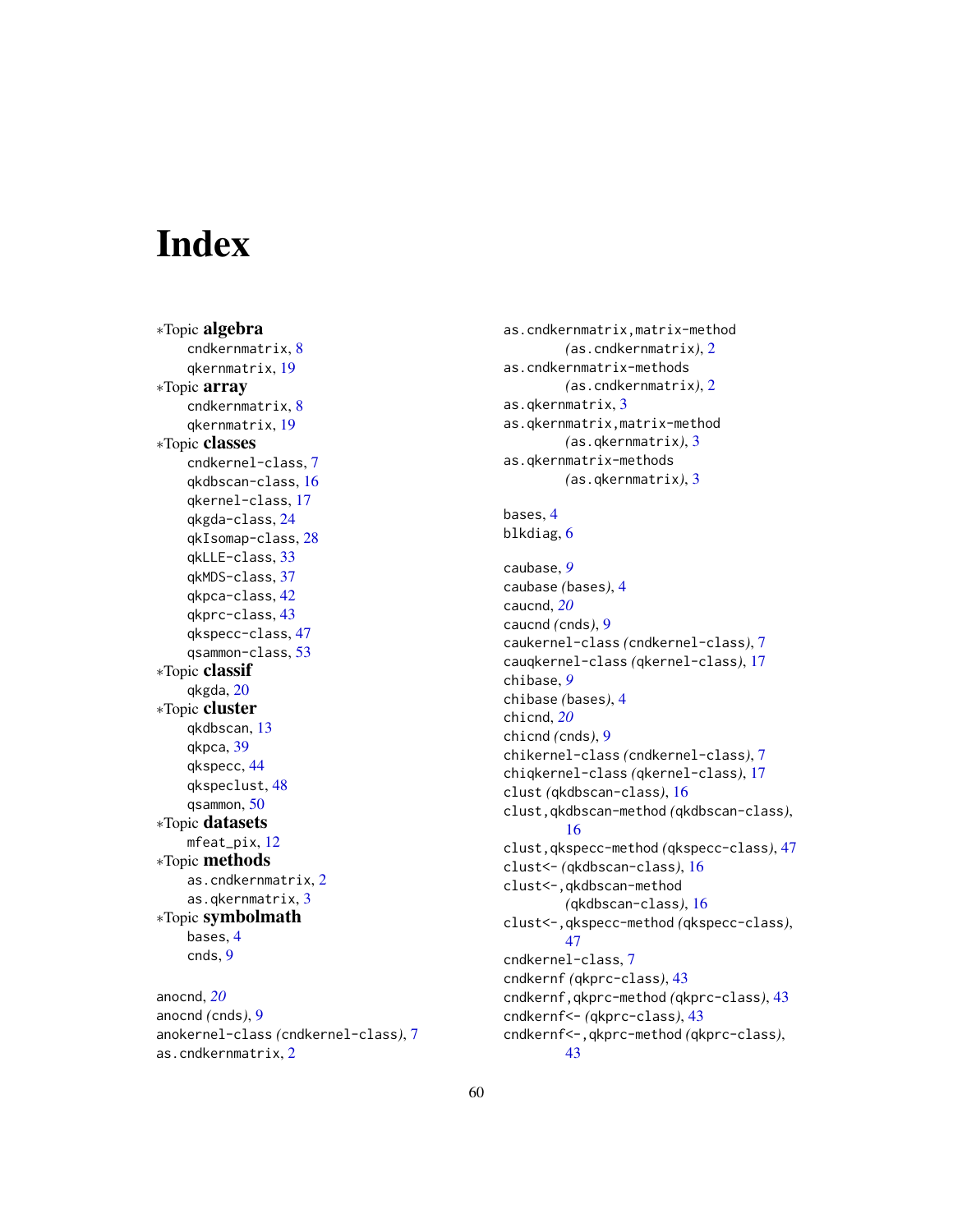# Index

∗Topic **algebra**
- cndkernmatrix, 8
- qkernmatrix, 19

∗Topic **array**
- cndkernmatrix, 8
- qkernmatrix, 19

∗Topic **classes**
- cndkernel-class, 7
- qkdbscan-class, 16
- qkernel-class, 17
- qkgda-class, 24
- qkIsomap-class, 28
- qkLLE-class, 33
- qkMDS-class, 37
- qkpca-class, 42
- qkprc-class, 43
- qkspecc-class, 47
- qsammon-class, 53

∗Topic **classif**
- qkgda, 20

∗Topic **cluster**
- qkdbscan, 13
- qkpca, 39
- qkspecc, 44
- qkspeclust, 48
- qsammon, 50

∗Topic **datasets**
- mfeat_pix, 12

∗Topic **methods**
- as.cndkernmatrix, 2
- as.qkernmatrix, 3

∗Topic **symbolmath**
- bases, 4
- cnds, 9

anocnd, *20*
anocnd *(cnds)*, 9
anokernel-class *(cndkernel-class)*, 7
as.cndkernmatrix, 2
as.cndkernmatrix,matrix-method *(as.cndkernmatrix)*, 2
as.cndkernmatrix-methods *(as.cndkernmatrix)*, 2
as.qkernmatrix, 3
as.qkernmatrix,matrix-method *(as.qkernmatrix)*, 3
as.qkernmatrix-methods *(as.qkernmatrix)*, 3

bases, 4
blkdiag, 6

caubase, *9*
caubase *(bases)*, 4
caucnd, *20*
caucnd *(cnds)*, 9
caukernel-class *(cndkernel-class)*, 7
cauqkernel-class *(qkernel-class)*, 17
chibase, *9*
chibase *(bases)*, 4
chicnd, *20*
chicnd *(cnds)*, 9
chikernel-class *(cndkernel-class)*, 7
chiqkernel-class *(qkernel-class)*, 17
clust *(qkdbscan-class)*, 16
clust,qkdbscan-method *(qkdbscan-class)*, 16
clust,qkspecc-method *(qkspecc-class)*, 47
clust<- *(qkdbscan-class)*, 16
clust<-,qkdbscan-method *(qkdbscan-class)*, 16
clust<-,qkspecc-method *(qkspecc-class)*, 47
cndkernel-class, 7
cndkernf *(qkprc-class)*, 43
cndkernf,qkprc-method *(qkprc-class)*, 43
cndkernf<- *(qkprc-class)*, 43
cndkernf<-,qkprc-method *(qkprc-class)*, 43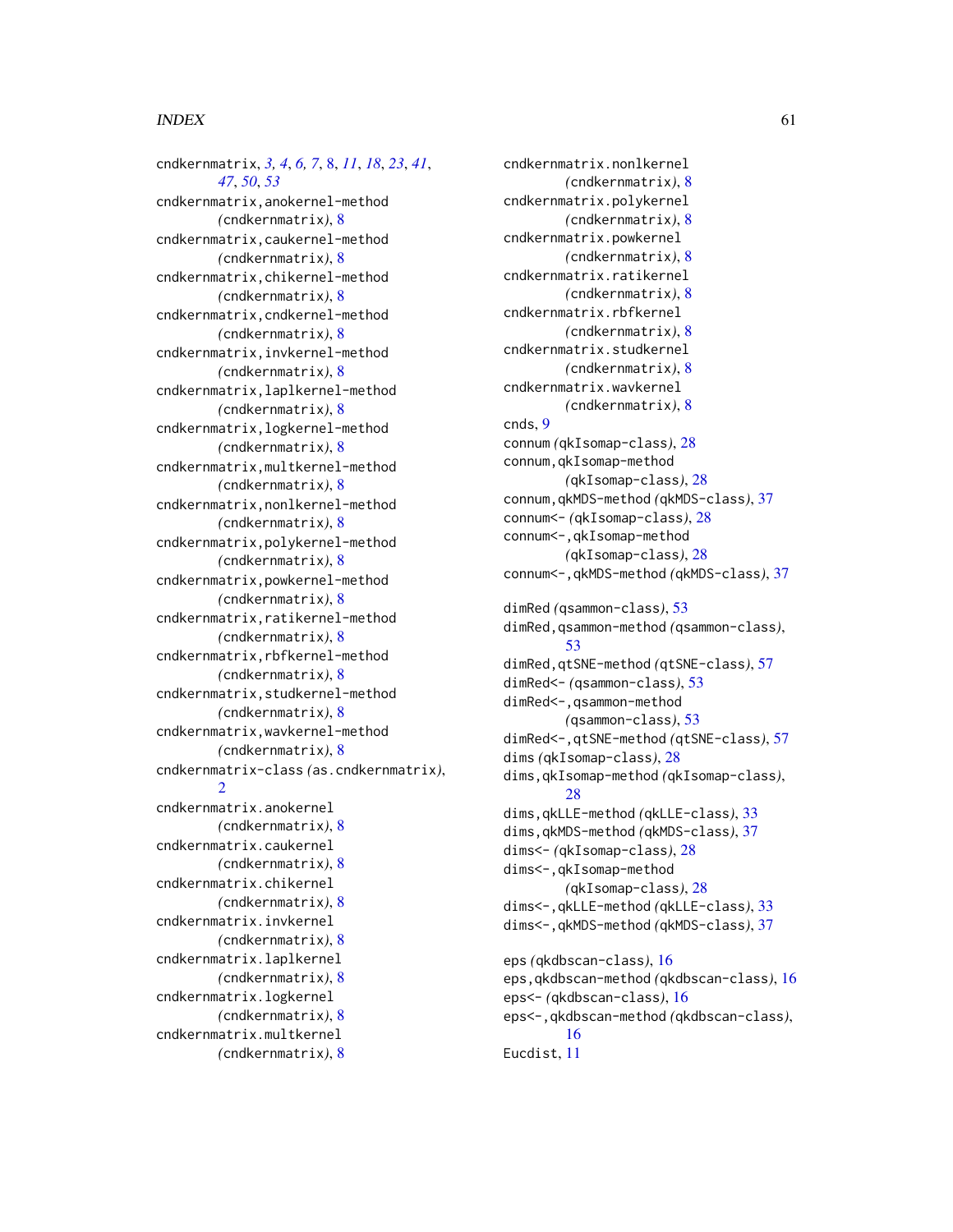cndkernmatrix, *3, 4*, *6, 7*, 8, *11*, *18*, *23*, *41*, *47*, *50*, *53*
cndkernmatrix,anokernel-method *(cndkernmatrix)*, 8
cndkernmatrix,caukernel-method *(cndkernmatrix)*, 8
cndkernmatrix,chikernel-method *(cndkernmatrix)*, 8
cndkernmatrix,cndkernel-method *(cndkernmatrix)*, 8
cndkernmatrix,invkernel-method *(cndkernmatrix)*, 8
cndkernmatrix,laplkernel-method *(cndkernmatrix)*, 8
cndkernmatrix,logkernel-method *(cndkernmatrix)*, 8
cndkernmatrix,multkernel-method *(cndkernmatrix)*, 8
cndkernmatrix,nonlkernel-method *(cndkernmatrix)*, 8
cndkernmatrix,polykernel-method *(cndkernmatrix)*, 8
cndkernmatrix,powkernel-method *(cndkernmatrix)*, 8
cndkernmatrix,ratikernel-method *(cndkernmatrix)*, 8
cndkernmatrix,rbfkernel-method *(cndkernmatrix)*, 8
cndkernmatrix,studkernel-method *(cndkernmatrix)*, 8
cndkernmatrix,wavkernel-method *(cndkernmatrix)*, 8
cndkernmatrix-class *(as.cndkernmatrix)*, 2
cndkernmatrix.anokernel *(cndkernmatrix)*, 8
cndkernmatrix.caukernel *(cndkernmatrix)*, 8
cndkernmatrix.chikernel *(cndkernmatrix)*, 8
cndkernmatrix.invkernel *(cndkernmatrix)*, 8
cndkernmatrix.laplkernel *(cndkernmatrix)*, 8
cndkernmatrix.logkernel *(cndkernmatrix)*, 8
cndkernmatrix.multkernel *(cndkernmatrix)*, 8
cndkernmatrix.nonlkernel *(cndkernmatrix)*, 8
cndkernmatrix.polykernel *(cndkernmatrix)*, 8
cndkernmatrix.powkernel *(cndkernmatrix)*, 8
cndkernmatrix.ratikernel *(cndkernmatrix)*, 8
cndkernmatrix.rbfkernel *(cndkernmatrix)*, 8
cndkernmatrix.studkernel *(cndkernmatrix)*, 8
cndkernmatrix.wavkernel *(cndkernmatrix)*, 8
cnds, 9
connum *(qkIsomap-class)*, 28
connum,qkIsomap-method *(qkIsomap-class)*, 28
connum,qkMDS-method *(qkMDS-class)*, 37
connum<- *(qkIsomap-class)*, 28
connum<-,qkIsomap-method *(qkIsomap-class)*, 28
connum<-,qkMDS-method *(qkMDS-class)*, 37

dimRed *(qsammon-class)*, 53
dimRed,qsammon-method *(qsammon-class)*, 53
dimRed,qtSNE-method *(qtSNE-class)*, 57
dimRed<- *(qsammon-class)*, 53
dimRed<-,qsammon-method *(qsammon-class)*, 53
dimRed<-,qtSNE-method *(qtSNE-class)*, 57
dims *(qkIsomap-class)*, 28
dims,qkIsomap-method *(qkIsomap-class)*, 28
dims,qkLLE-method *(qkLLE-class)*, 33
dims,qkMDS-method *(qkMDS-class)*, 37
dims<- *(qkIsomap-class)*, 28
dims<-,qkIsomap-method *(qkIsomap-class)*, 28
dims<-,qkLLE-method *(qkLLE-class)*, 33
dims<-,qkMDS-method *(qkMDS-class)*, 37

eps *(qkdbscan-class)*, 16
eps,qkdbscan-method *(qkdbscan-class)*, 16
eps<- *(qkdbscan-class)*, 16
eps<-,qkdbscan-method *(qkdbscan-class)*, 16
Eucdist, 11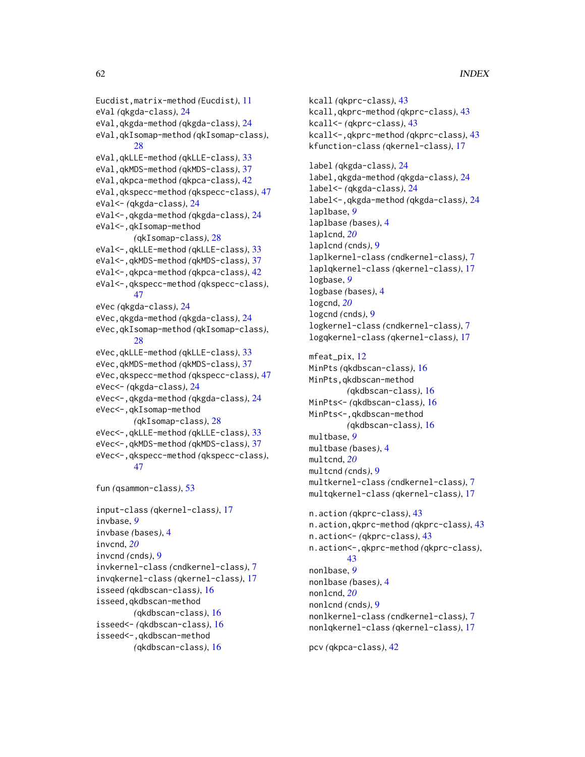Eucdist,matrix-method (Eucdist), 11
eVal (qkgda-class), 24
eVal,qkgda-method (qkgda-class), 24
eVal,qkIsomap-method (qkIsomap-class), 28
eVal,qkLLE-method (qkLLE-class), 33
eVal,qkMDS-method (qkMDS-class), 37
eVal,qkpca-method (qkpca-class), 42
eVal,qkspecc-method (qkspecc-class), 47
eVal<- (qkgda-class), 24
eVal<-,qkgda-method (qkgda-class), 24
eVal<-,qkIsomap-method (qkIsomap-class), 28
eVal<-,qkLLE-method (qkLLE-class), 33
eVal<-,qkMDS-method (qkMDS-class), 37
eVal<-,qkpca-method (qkpca-class), 42
eVal<-,qkspecc-method (qkspecc-class), 47
eVec (qkgda-class), 24
eVec,qkgda-method (qkgda-class), 24
eVec,qkIsomap-method (qkIsomap-class), 28
eVec,qkLLE-method (qkLLE-class), 33
eVec,qkMDS-method (qkMDS-class), 37
eVec,qkspecc-method (qkspecc-class), 47
eVec<- (qkgda-class), 24
eVec<-,qkgda-method (qkgda-class), 24
eVec<-,qkIsomap-method (qkIsomap-class), 28
eVec<-,qkLLE-method (qkLLE-class), 33
eVec<-,qkMDS-method (qkMDS-class), 37
eVec<-,qkspecc-method (qkspecc-class), 47

fun (qsammon-class), 53

input-class (qkernel-class), 17
invbase, *9*
invbase (bases), 4
invcnd, *20*
invcnd (cnds), 9
invkernel-class (cndkernel-class), 7
invqkernel-class (qkernel-class), 17
isseed (qkdbscan-class), 16
isseed,qkdbscan-method (qkdbscan-class), 16
isseed<- (qkdbscan-class), 16
isseed<-,qkdbscan-method (qkdbscan-class), 16

kcall (qkprc-class), 43
kcall,qkprc-method (qkprc-class), 43
kcall<- (qkprc-class), 43
kcall<-,qkprc-method (qkprc-class), 43
kfunction-class (qkernel-class), 17

label (qkgda-class), 24
label,qkgda-method (qkgda-class), 24
label<- (qkgda-class), 24
label<-,qkgda-method (qkgda-class), 24
laplbase, *9*
laplbase (bases), 4
laplcnd, *20*
laplcnd (cnds), 9
laplkernel-class (cndkernel-class), 7
laplqkernel-class (qkernel-class), 17
logbase, *9*
logbase (bases), 4
logcnd, *20*
logcnd (cnds), 9
logkernel-class (cndkernel-class), 7
logqkernel-class (qkernel-class), 17

mfeat_pix, 12
MinPts (qkdbscan-class), 16
MinPts,qkdbscan-method (qkdbscan-class), 16
MinPts<- (qkdbscan-class), 16
MinPts<-,qkdbscan-method (qkdbscan-class), 16
multbase, *9*
multbase (bases), 4
multcnd, *20*
multcnd (cnds), 9
multkernel-class (cndkernel-class), 7
multqkernel-class (qkernel-class), 17

n.action (qkprc-class), 43
n.action,qkprc-method (qkprc-class), 43
n.action<- (qkprc-class), 43
n.action<-,qkprc-method (qkprc-class), 43
nonlbase, *9*
nonlbase (bases), 4
nonlcnd, *20*
nonlcnd (cnds), 9
nonlkernel-class (cndkernel-class), 7
nonlqkernel-class (qkernel-class), 17

pcv (qkpca-class), 42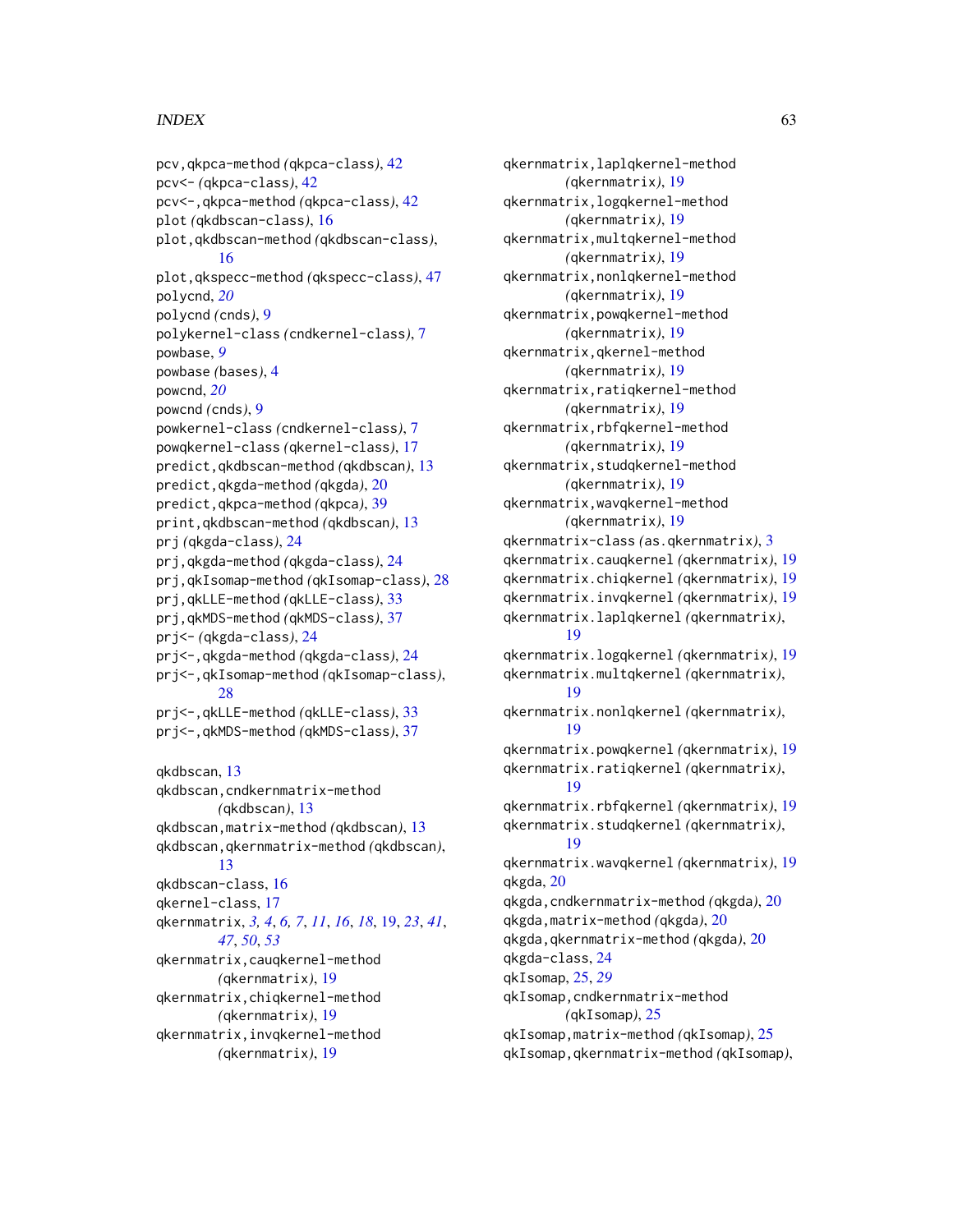pcv,qkpca-method *(qkpca-class)*, 42
pcv<- *(qkpca-class)*, 42
pcv<-,qkpca-method *(qkpca-class)*, 42
plot *(qkdbscan-class)*, 16
plot,qkdbscan-method *(qkdbscan-class)*, 16
plot,qkspecc-method *(qkspecc-class)*, 47
polycnd, *20*
polycnd *(cnds)*, 9
polykernel-class *(cndkernel-class)*, 7
powbase, *9*
powbase *(bases)*, 4
powcnd, *20*
powcnd *(cnds)*, 9
powkernel-class *(cndkernel-class)*, 7
powqkernel-class *(qkernel-class)*, 17
predict,qkdbscan-method *(qkdbscan)*, 13
predict,qkgda-method *(qkgda)*, 20
predict,qkpca-method *(qkpca)*, 39
print,qkdbscan-method *(qkdbscan)*, 13
prj *(qkgda-class)*, 24
prj,qkgda-method *(qkgda-class)*, 24
prj,qkIsomap-method *(qkIsomap-class)*, 28
prj,qkLLE-method *(qkLLE-class)*, 33
prj,qkMDS-method *(qkMDS-class)*, 37
prj<- *(qkgda-class)*, 24
prj<-,qkgda-method *(qkgda-class)*, 24
prj<-,qkIsomap-method *(qkIsomap-class)*, 28
prj<-,qkLLE-method *(qkLLE-class)*, 33
prj<-,qkMDS-method *(qkMDS-class)*, 37

qkdbscan, 13
qkdbscan,cndkernmatrix-method *(qkdbscan)*, 13
qkdbscan,matrix-method *(qkdbscan)*, 13
qkdbscan,qkernmatrix-method *(qkdbscan)*, 13
qkdbscan-class, 16
qkernel-class, 17
qkernmatrix, *3, 4, 6, 7, 11, 16, 18*, 19, *23, 41, 47, 50, 53*
qkernmatrix,cauqkernel-method *(qkernmatrix)*, 19
qkernmatrix,chiqkernel-method *(qkernmatrix)*, 19
qkernmatrix,invqkernel-method *(qkernmatrix)*, 19
qkernmatrix,laplqkernel-method *(qkernmatrix)*, 19
qkernmatrix,logqkernel-method *(qkernmatrix)*, 19
qkernmatrix,multqkernel-method *(qkernmatrix)*, 19
qkernmatrix,nonlqkernel-method *(qkernmatrix)*, 19
qkernmatrix,powqkernel-method *(qkernmatrix)*, 19
qkernmatrix,qkernel-method *(qkernmatrix)*, 19
qkernmatrix,ratiqkernel-method *(qkernmatrix)*, 19
qkernmatrix,rbfqkernel-method *(qkernmatrix)*, 19
qkernmatrix,studqkernel-method *(qkernmatrix)*, 19
qkernmatrix,wavqkernel-method *(qkernmatrix)*, 19
qkernmatrix-class *(as.qkernmatrix)*, 3
qkernmatrix.cauqkernel *(qkernmatrix)*, 19
qkernmatrix.chiqkernel *(qkernmatrix)*, 19
qkernmatrix.invqkernel *(qkernmatrix)*, 19
qkernmatrix.laplqkernel *(qkernmatrix)*, 19
qkernmatrix.logqkernel *(qkernmatrix)*, 19
qkernmatrix.multqkernel *(qkernmatrix)*, 19
qkernmatrix.nonlqkernel *(qkernmatrix)*, 19
qkernmatrix.powqkernel *(qkernmatrix)*, 19
qkernmatrix.ratiqkernel *(qkernmatrix)*, 19
qkernmatrix.rbfqkernel *(qkernmatrix)*, 19
qkernmatrix.studqkernel *(qkernmatrix)*, 19
qkernmatrix.wavqkernel *(qkernmatrix)*, 19
qkgda, 20
qkgda,cndkernmatrix-method *(qkgda)*, 20
qkgda,matrix-method *(qkgda)*, 20
qkgda,qkernmatrix-method *(qkgda)*, 20
qkgda-class, 24
qkIsomap, 25, *29*
qkIsomap,cndkernmatrix-method *(qkIsomap)*, 25
qkIsomap,matrix-method *(qkIsomap)*, 25
qkIsomap,qkernmatrix-method *(qkIsomap)*,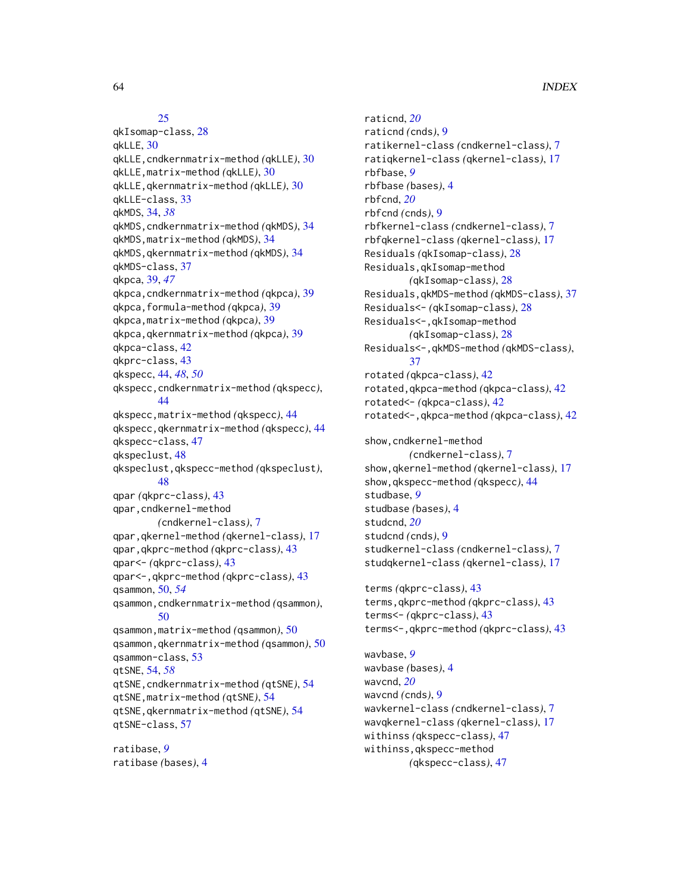25
qkIsomap-class, 28
qkLLE, 30
qkLLE,cndkernmatrix-method *(qkLLE)*, 30
qkLLE,matrix-method *(qkLLE)*, 30
qkLLE,qkernmatrix-method *(qkLLE)*, 30
qkLLE-class, 33
qkMDS, 34, *38*
qkMDS,cndkernmatrix-method *(qkMDS)*, 34
qkMDS,matrix-method *(qkMDS)*, 34
qkMDS,qkernmatrix-method *(qkMDS)*, 34
qkMDS-class, 37
qkpca, 39, *47*
qkpca,cndkernmatrix-method *(qkpca)*, 39
qkpca,formula-method *(qkpca)*, 39
qkpca,matrix-method *(qkpca)*, 39
qkpca,qkernmatrix-method *(qkpca)*, 39
qkpca-class, 42
qkprc-class, 43
qkspecc, 44, *48*, *50*
qkspecc,cndkernmatrix-method *(qkspecc)*, 44
qkspecc,matrix-method *(qkspecc)*, 44
qkspecc,qkernmatrix-method *(qkspecc)*, 44
qkspecc-class, 47
qkspeclust, 48
qkspeclust,qkspecc-method *(qkspeclust)*, 48
qpar *(qkprc-class)*, 43
qpar,cndkernel-method *(cndkernel-class)*, 7
qpar,qkernel-method *(qkernel-class)*, 17
qpar,qkprc-method *(qkprc-class)*, 43
qpar<- *(qkprc-class)*, 43
qpar<-,qkprc-method *(qkprc-class)*, 43
qsammon, 50, *54*
qsammon,cndkernmatrix-method *(qsammon)*, 50
qsammon,matrix-method *(qsammon)*, 50
qsammon,qkernmatrix-method *(qsammon)*, 50
qsammon-class, 53
qtSNE, 54, *58*
qtSNE,cndkernmatrix-method *(qtSNE)*, 54
qtSNE,matrix-method *(qtSNE)*, 54
qtSNE,qkernmatrix-method *(qtSNE)*, 54
qtSNE-class, 57

ratibase, *9*
ratibase *(bases)*, 4
raticnd, *20*
raticnd *(cnds)*, 9
ratikernel-class *(cndkernel-class)*, 7
ratiqkernel-class *(qkernel-class)*, 17
rbfbase, *9*
rbfbase *(bases)*, 4
rbfcnd, *20*
rbfcnd *(cnds)*, 9
rbfkernel-class *(cndkernel-class)*, 7
rbfqkernel-class *(qkernel-class)*, 17
Residuals *(qkIsomap-class)*, 28
Residuals,qkIsomap-method *(qkIsomap-class)*, 28
Residuals,qkMDS-method *(qkMDS-class)*, 37
Residuals<- *(qkIsomap-class)*, 28
Residuals<-,qkIsomap-method *(qkIsomap-class)*, 28
Residuals<-,qkMDS-method *(qkMDS-class)*, 37
rotated *(qkpca-class)*, 42
rotated,qkpca-method *(qkpca-class)*, 42
rotated<- *(qkpca-class)*, 42
rotated<-,qkpca-method *(qkpca-class)*, 42

show,cndkernel-method *(cndkernel-class)*, 7
show,qkernel-method *(qkernel-class)*, 17
show,qkspecc-method *(qkspecc)*, 44
studbase, *9*
studbase *(bases)*, 4
studcnd, *20*
studcnd *(cnds)*, 9
studkernel-class *(cndkernel-class)*, 7
studqkernel-class *(qkernel-class)*, 17

terms *(qkprc-class)*, 43
terms,qkprc-method *(qkprc-class)*, 43
terms<- *(qkprc-class)*, 43
terms<-,qkprc-method *(qkprc-class)*, 43

wavbase, *9*
wavbase *(bases)*, 4
wavcnd, *20*
wavcnd *(cnds)*, 9
wavkernel-class *(cndkernel-class)*, 7
wavqkernel-class *(qkernel-class)*, 17
withinss *(qkspecc-class)*, 47
withinss,qkspecc-method *(qkspecc-class)*, 47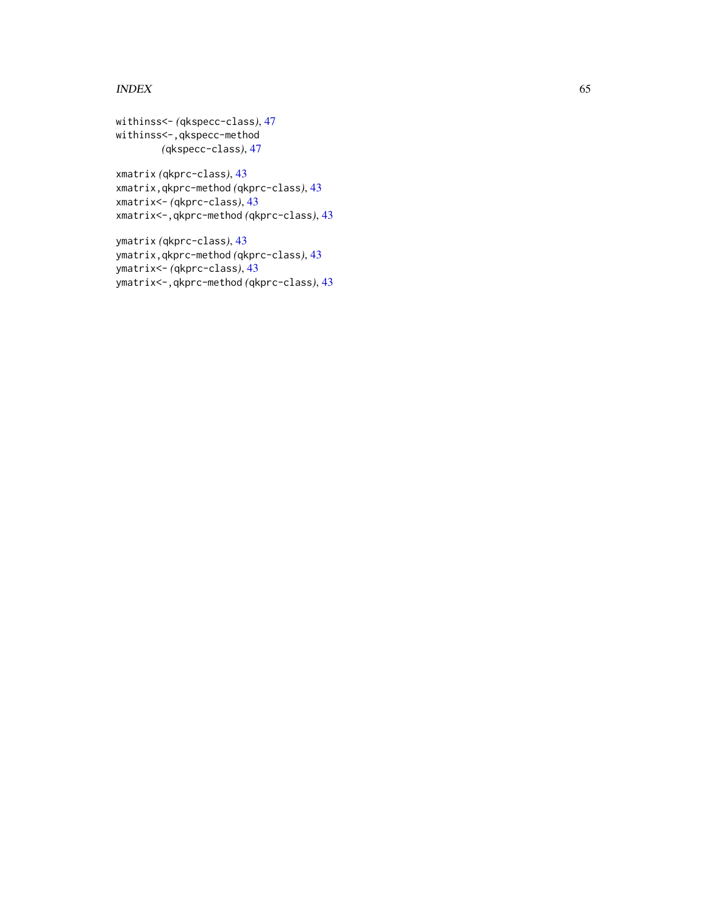withinss<- *(*qkspecc-class*)*, 47
withinss<-,qkspecc-method
        *(*qkspecc-class*)*, 47

xmatrix *(*qkprc-class*)*, 43
xmatrix,qkprc-method *(*qkprc-class*)*, 43
xmatrix<- *(*qkprc-class*)*, 43
xmatrix<-,qkprc-method *(*qkprc-class*)*, 43

ymatrix *(*qkprc-class*)*, 43
ymatrix,qkprc-method *(*qkprc-class*)*, 43
ymatrix<- *(*qkprc-class*)*, 43
ymatrix<-,qkprc-method *(*qkprc-class*)*, 43